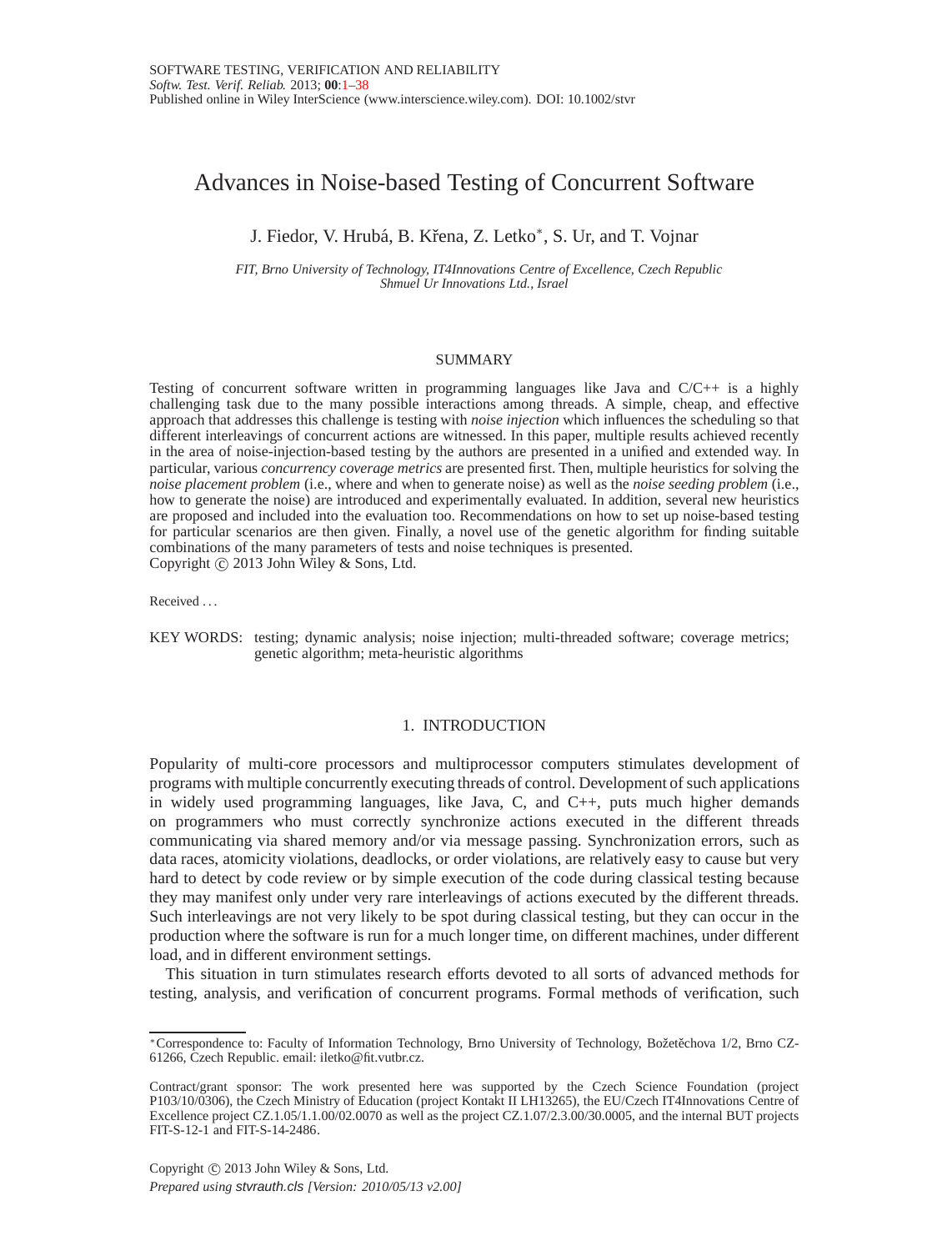# Advances in Noise-based Testing of Concurrent Software

J. Fiedor, V. Hrubá, B. Křena, Z. Letko*, S. Ur, and T. Vojnar

*FIT, Brno University of Technology, IT4Innovations Centre of Excellence, Czech Republic*
*Shmuel Ur Innovations Ltd., Israel*

## SUMMARY

Testing of concurrent software written in programming languages like Java and C/C++ is a highly challenging task due to the many possible interactions among threads. A simple, cheap, and effective approach that addresses this challenge is testing with *noise injection* which influences the scheduling so that different interleavings of concurrent actions are witnessed. In this paper, multiple results achieved recently in the area of noise-injection-based testing by the authors are presented in a unified and extended way. In particular, various *concurrency coverage metrics* are presented first. Then, multiple heuristics for solving the *noise placement problem* (i.e., where and when to generate noise) as well as the *noise seeding problem* (i.e., how to generate the noise) are introduced and experimentally evaluated. In addition, several new heuristics are proposed and included into the evaluation too. Recommendations on how to set up noise-based testing for particular scenarios are then given. Finally, a novel use of the genetic algorithm for finding suitable combinations of the many parameters of tests and noise techniques is presented.
Copyright © 2013 John Wiley & Sons, Ltd.

Received . . .

KEY WORDS: testing; dynamic analysis; noise injection; multi-threaded software; coverage metrics; genetic algorithm; meta-heuristic algorithms

## 1. INTRODUCTION

Popularity of multi-core processors and multiprocessor computers stimulates development of programs with multiple concurrently executing threads of control. Development of such applications in widely used programming languages, like Java, C, and C++, puts much higher demands on programmers who must correctly synchronize actions executed in the different threads communicating via shared memory and/or via message passing. Synchronization errors, such as data races, atomicity violations, deadlocks, or order violations, are relatively easy to cause but very hard to detect by code review or by simple execution of the code during classical testing because they may manifest only under very rare interleavings of actions executed by the different threads. Such interleavings are not very likely to be spot during classical testing, but they can occur in the production where the software is run for a much longer time, on different machines, under different load, and in different environment settings.

This situation in turn stimulates research efforts devoted to all sorts of advanced methods for testing, analysis, and verification of concurrent programs. Formal methods of verification, such

---

*Correspondence to: Faculty of Information Technology, Brno University of Technology, Božetěchova 1/2, Brno CZ-61266, Czech Republic. email: iletko@fit.vutbr.cz.

Contract/grant sponsor: The work presented here was supported by the Czech Science Foundation (project P103/10/0306), the Czech Ministry of Education (project Kontakt II LH13265), the EU/Czech IT4Innovations Centre of Excellence project CZ.1.05/1.1.00/02.0070 as well as the project CZ.1.07/2.3.00/30.0005, and the internal BUT projects FIT-S-12-1 and FIT-S-14-2486.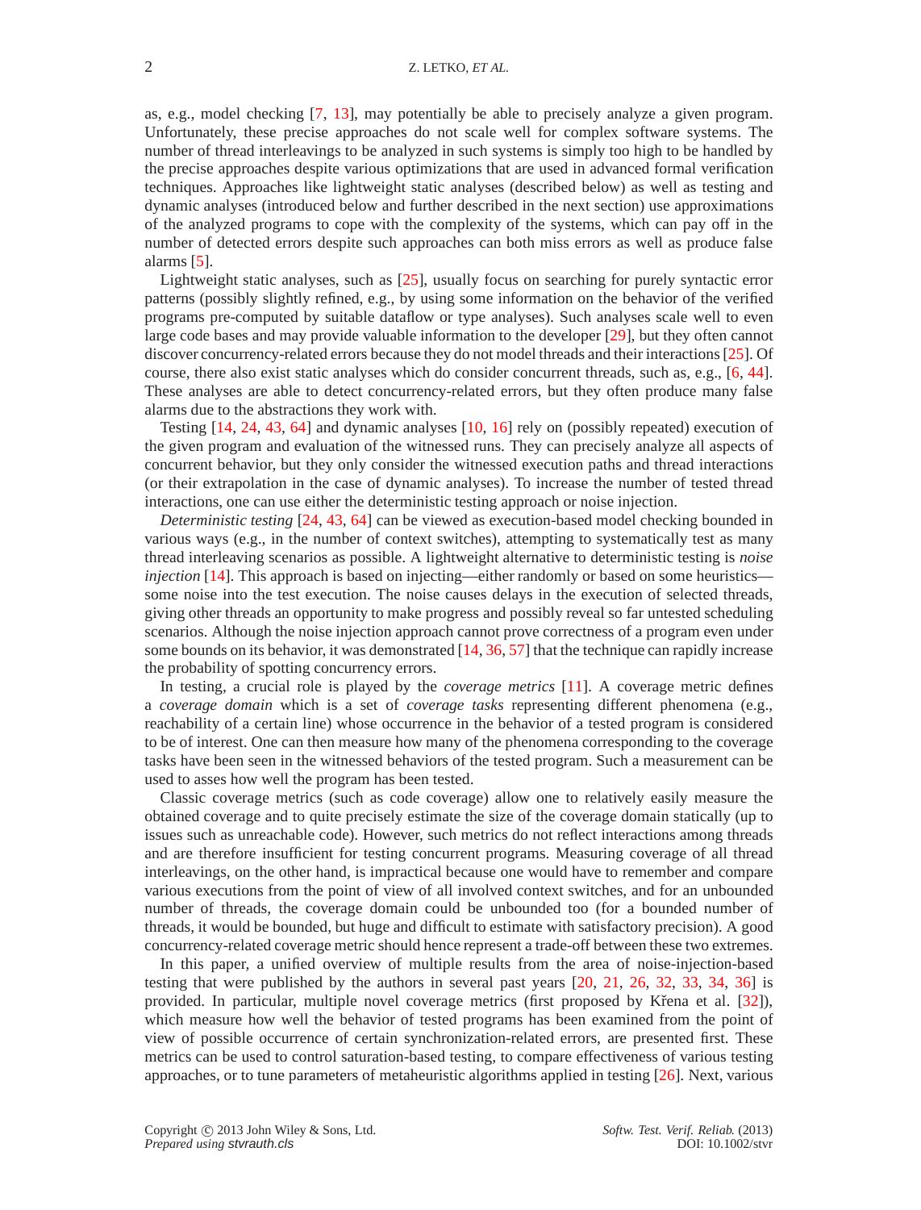as, e.g., model checking [7, 13], may potentially be able to precisely analyze a given program. Unfortunately, these precise approaches do not scale well for complex software systems. The number of thread interleavings to be analyzed in such systems is simply too high to be handled by the precise approaches despite various optimizations that are used in advanced formal verification techniques. Approaches like lightweight static analyses (described below) as well as testing and dynamic analyses (introduced below and further described in the next section) use approximations of the analyzed programs to cope with the complexity of the systems, which can pay off in the number of detected errors despite such approaches can both miss errors as well as produce false alarms [5].

Lightweight static analyses, such as [25], usually focus on searching for purely syntactic error patterns (possibly slightly refined, e.g., by using some information on the behavior of the verified programs pre-computed by suitable dataflow or type analyses). Such analyses scale well to even large code bases and may provide valuable information to the developer [29], but they often cannot discover concurrency-related errors because they do not model threads and their interactions [25]. Of course, there also exist static analyses which do consider concurrent threads, such as, e.g., [6, 44]. These analyses are able to detect concurrency-related errors, but they often produce many false alarms due to the abstractions they work with.

Testing [14, 24, 43, 64] and dynamic analyses [10, 16] rely on (possibly repeated) execution of the given program and evaluation of the witnessed runs. They can precisely analyze all aspects of concurrent behavior, but they only consider the witnessed execution paths and thread interactions (or their extrapolation in the case of dynamic analyses). To increase the number of tested thread interactions, one can use either the deterministic testing approach or noise injection.

*Deterministic testing* [24, 43, 64] can be viewed as execution-based model checking bounded in various ways (e.g., in the number of context switches), attempting to systematically test as many thread interleaving scenarios as possible. A lightweight alternative to deterministic testing is *noise injection* [14]. This approach is based on injecting—either randomly or based on some heuristics—some noise into the test execution. The noise causes delays in the execution of selected threads, giving other threads an opportunity to make progress and possibly reveal so far untested scheduling scenarios. Although the noise injection approach cannot prove correctness of a program even under some bounds on its behavior, it was demonstrated [14, 36, 57] that the technique can rapidly increase the probability of spotting concurrency errors.

In testing, a crucial role is played by the *coverage metrics* [11]. A coverage metric defines a *coverage domain* which is a set of *coverage tasks* representing different phenomena (e.g., reachability of a certain line) whose occurrence in the behavior of a tested program is considered to be of interest. One can then measure how many of the phenomena corresponding to the coverage tasks have been seen in the witnessed behaviors of the tested program. Such a measurement can be used to asses how well the program has been tested.

Classic coverage metrics (such as code coverage) allow one to relatively easily measure the obtained coverage and to quite precisely estimate the size of the coverage domain statically (up to issues such as unreachable code). However, such metrics do not reflect interactions among threads and are therefore insufficient for testing concurrent programs. Measuring coverage of all thread interleavings, on the other hand, is impractical because one would have to remember and compare various executions from the point of view of all involved context switches, and for an unbounded number of threads, the coverage domain could be unbounded too (for a bounded number of threads, it would be bounded, but huge and difficult to estimate with satisfactory precision). A good concurrency-related coverage metric should hence represent a trade-off between these two extremes.

In this paper, a unified overview of multiple results from the area of noise-injection-based testing that were published by the authors in several past years [20, 21, 26, 32, 33, 34, 36] is provided. In particular, multiple novel coverage metrics (first proposed by Křena et al. [32]), which measure how well the behavior of tested programs has been examined from the point of view of possible occurrence of certain synchronization-related errors, are presented first. These metrics can be used to control saturation-based testing, to compare effectiveness of various testing approaches, or to tune parameters of metaheuristic algorithms applied in testing [26]. Next, various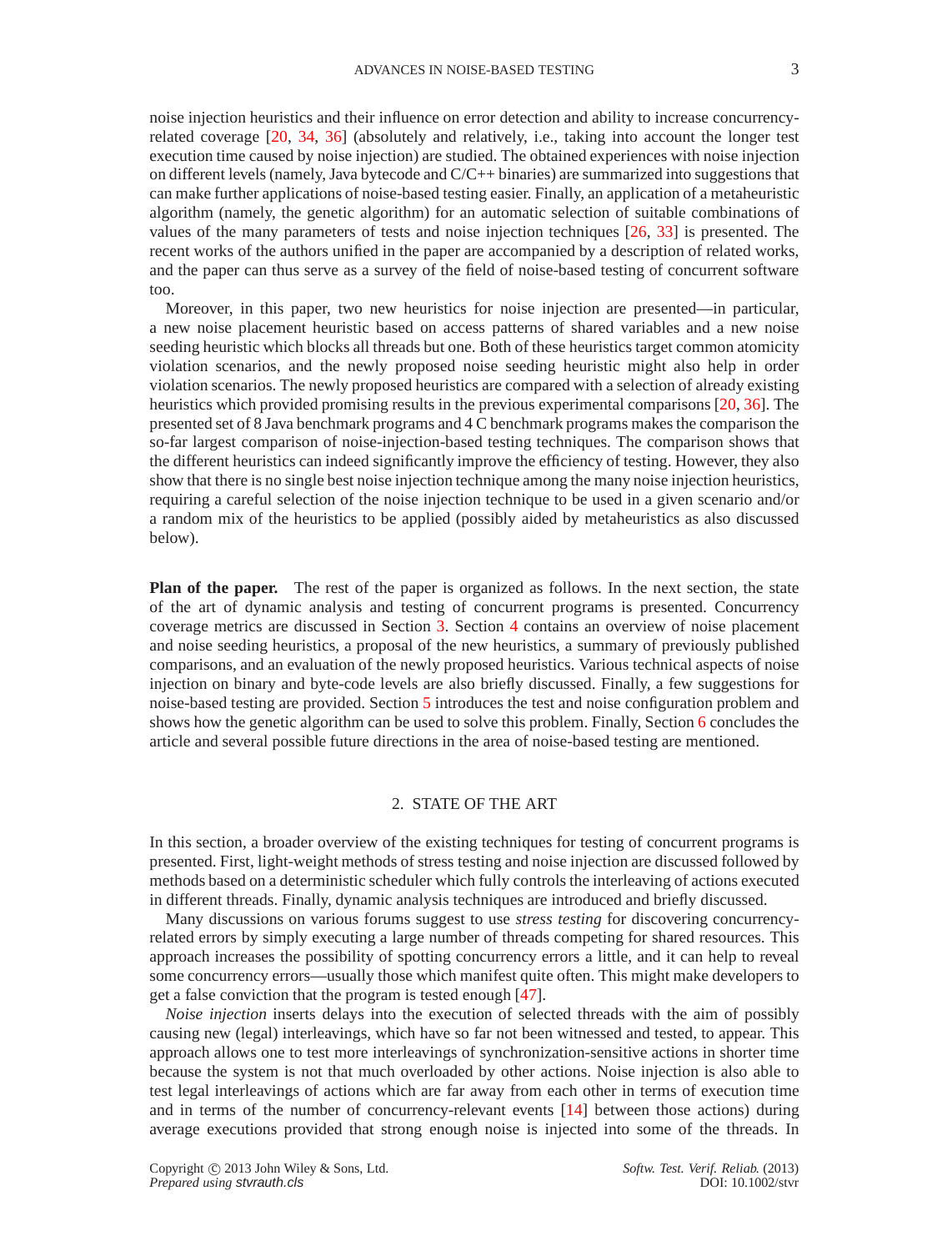noise injection heuristics and their influence on error detection and ability to increase concurrency-related coverage [20, 34, 36] (absolutely and relatively, i.e., taking into account the longer test execution time caused by noise injection) are studied. The obtained experiences with noise injection on different levels (namely, Java bytecode and C/C++ binaries) are summarized into suggestions that can make further applications of noise-based testing easier. Finally, an application of a metaheuristic algorithm (namely, the genetic algorithm) for an automatic selection of suitable combinations of values of the many parameters of tests and noise injection techniques [26, 33] is presented. The recent works of the authors unified in the paper are accompanied by a description of related works, and the paper can thus serve as a survey of the field of noise-based testing of concurrent software too.

Moreover, in this paper, two new heuristics for noise injection are presented—in particular, a new noise placement heuristic based on access patterns of shared variables and a new noise seeding heuristic which blocks all threads but one. Both of these heuristics target common atomicity violation scenarios, and the newly proposed noise seeding heuristic might also help in order violation scenarios. The newly proposed heuristics are compared with a selection of already existing heuristics which provided promising results in the previous experimental comparisons [20, 36]. The presented set of 8 Java benchmark programs and 4 C benchmark programs makes the comparison the so-far largest comparison of noise-injection-based testing techniques. The comparison shows that the different heuristics can indeed significantly improve the efficiency of testing. However, they also show that there is no single best noise injection technique among the many noise injection heuristics, requiring a careful selection of the noise injection technique to be used in a given scenario and/or a random mix of the heuristics to be applied (possibly aided by metaheuristics as also discussed below).

**Plan of the paper.** The rest of the paper is organized as follows. In the next section, the state of the art of dynamic analysis and testing of concurrent programs is presented. Concurrency coverage metrics are discussed in Section 3. Section 4 contains an overview of noise placement and noise seeding heuristics, a proposal of the new heuristics, a summary of previously published comparisons, and an evaluation of the newly proposed heuristics. Various technical aspects of noise injection on binary and byte-code levels are also briefly discussed. Finally, a few suggestions for noise-based testing are provided. Section 5 introduces the test and noise configuration problem and shows how the genetic algorithm can be used to solve this problem. Finally, Section 6 concludes the article and several possible future directions in the area of noise-based testing are mentioned.

## 2. STATE OF THE ART

In this section, a broader overview of the existing techniques for testing of concurrent programs is presented. First, light-weight methods of stress testing and noise injection are discussed followed by methods based on a deterministic scheduler which fully controls the interleaving of actions executed in different threads. Finally, dynamic analysis techniques are introduced and briefly discussed.

Many discussions on various forums suggest to use *stress testing* for discovering concurrency-related errors by simply executing a large number of threads competing for shared resources. This approach increases the possibility of spotting concurrency errors a little, and it can help to reveal some concurrency errors—usually those which manifest quite often. This might make developers to get a false conviction that the program is tested enough [47].

*Noise injection* inserts delays into the execution of selected threads with the aim of possibly causing new (legal) interleavings, which have so far not been witnessed and tested, to appear. This approach allows one to test more interleavings of synchronization-sensitive actions in shorter time because the system is not that much overloaded by other actions. Noise injection is also able to test legal interleavings of actions which are far away from each other in terms of execution time and in terms of the number of concurrency-relevant events [14] between those actions) during average executions provided that strong enough noise is injected into some of the threads. In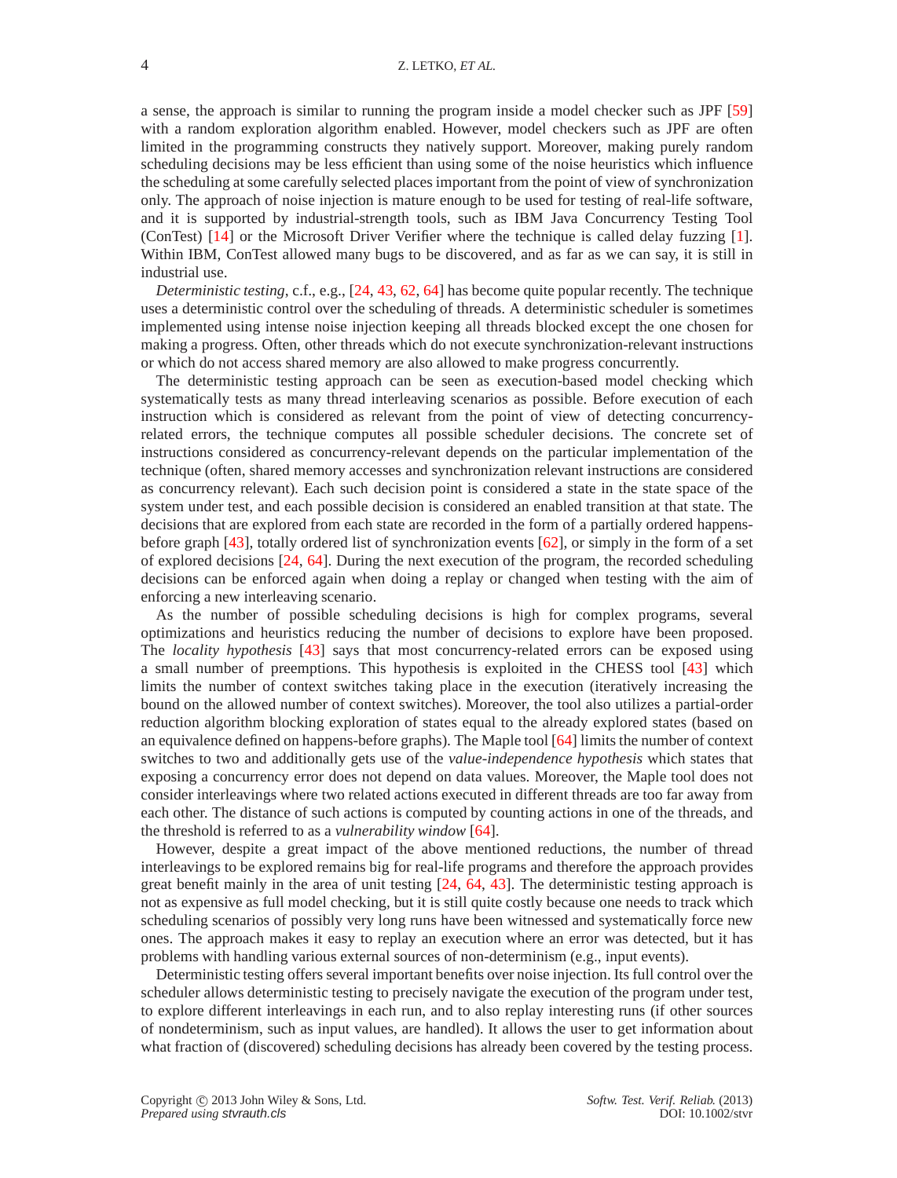a sense, the approach is similar to running the program inside a model checker such as JPF [59] with a random exploration algorithm enabled. However, model checkers such as JPF are often limited in the programming constructs they natively support. Moreover, making purely random scheduling decisions may be less efficient than using some of the noise heuristics which influence the scheduling at some carefully selected places important from the point of view of synchronization only. The approach of noise injection is mature enough to be used for testing of real-life software, and it is supported by industrial-strength tools, such as IBM Java Concurrency Testing Tool (ConTest) [14] or the Microsoft Driver Verifier where the technique is called delay fuzzing [1]. Within IBM, ConTest allowed many bugs to be discovered, and as far as we can say, it is still in industrial use.

*Deterministic testing*, c.f., e.g., [24, 43, 62, 64] has become quite popular recently. The technique uses a deterministic control over the scheduling of threads. A deterministic scheduler is sometimes implemented using intense noise injection keeping all threads blocked except the one chosen for making a progress. Often, other threads which do not execute synchronization-relevant instructions or which do not access shared memory are also allowed to make progress concurrently.

The deterministic testing approach can be seen as execution-based model checking which systematically tests as many thread interleaving scenarios as possible. Before execution of each instruction which is considered as relevant from the point of view of detecting concurrency-related errors, the technique computes all possible scheduler decisions. The concrete set of instructions considered as concurrency-relevant depends on the particular implementation of the technique (often, shared memory accesses and synchronization relevant instructions are considered as concurrency relevant). Each such decision point is considered a state in the state space of the system under test, and each possible decision is considered an enabled transition at that state. The decisions that are explored from each state are recorded in the form of a partially ordered happens-before graph [43], totally ordered list of synchronization events [62], or simply in the form of a set of explored decisions [24, 64]. During the next execution of the program, the recorded scheduling decisions can be enforced again when doing a replay or changed when testing with the aim of enforcing a new interleaving scenario.

As the number of possible scheduling decisions is high for complex programs, several optimizations and heuristics reducing the number of decisions to explore have been proposed. The *locality hypothesis* [43] says that most concurrency-related errors can be exposed using a small number of preemptions. This hypothesis is exploited in the CHESS tool [43] which limits the number of context switches taking place in the execution (iteratively increasing the bound on the allowed number of context switches). Moreover, the tool also utilizes a partial-order reduction algorithm blocking exploration of states equal to the already explored states (based on an equivalence defined on happens-before graphs). The Maple tool [64] limits the number of context switches to two and additionally gets use of the *value-independence hypothesis* which states that exposing a concurrency error does not depend on data values. Moreover, the Maple tool does not consider interleavings where two related actions executed in different threads are too far away from each other. The distance of such actions is computed by counting actions in one of the threads, and the threshold is referred to as a *vulnerability window* [64].

However, despite a great impact of the above mentioned reductions, the number of thread interleavings to be explored remains big for real-life programs and therefore the approach provides great benefit mainly in the area of unit testing [24, 64, 43]. The deterministic testing approach is not as expensive as full model checking, but it is still quite costly because one needs to track which scheduling scenarios of possibly very long runs have been witnessed and systematically force new ones. The approach makes it easy to replay an execution where an error was detected, but it has problems with handling various external sources of non-determinism (e.g., input events).

Deterministic testing offers several important benefits over noise injection. Its full control over the scheduler allows deterministic testing to precisely navigate the execution of the program under test, to explore different interleavings in each run, and to also replay interesting runs (if other sources of nondeterminism, such as input values, are handled). It allows the user to get information about what fraction of (discovered) scheduling decisions has already been covered by the testing process.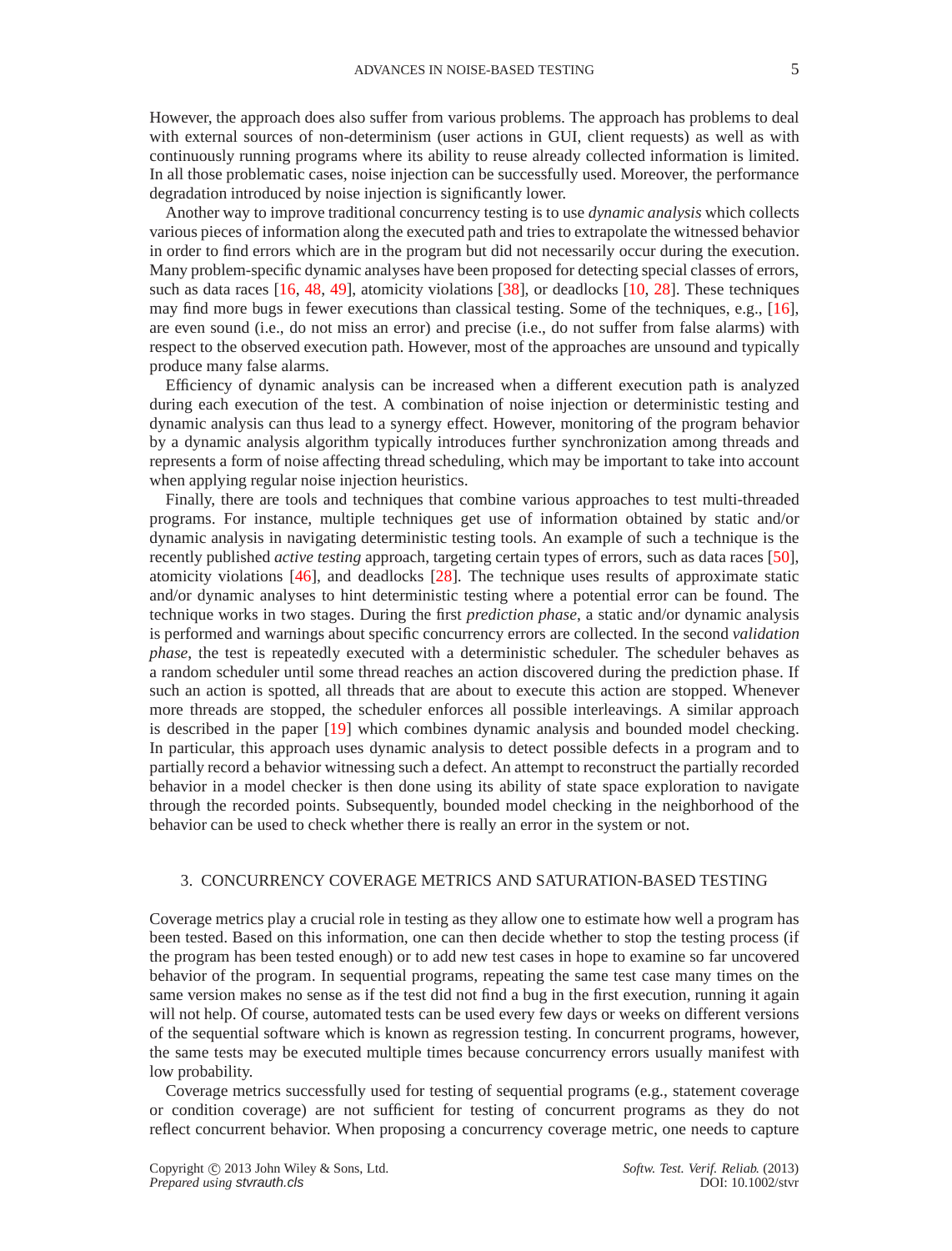However, the approach does also suffer from various problems. The approach has problems to deal with external sources of non-determinism (user actions in GUI, client requests) as well as with continuously running programs where its ability to reuse already collected information is limited. In all those problematic cases, noise injection can be successfully used. Moreover, the performance degradation introduced by noise injection is significantly lower.

Another way to improve traditional concurrency testing is to use *dynamic analysis* which collects various pieces of information along the executed path and tries to extrapolate the witnessed behavior in order to find errors which are in the program but did not necessarily occur during the execution. Many problem-specific dynamic analyses have been proposed for detecting special classes of errors, such as data races [16, 48, 49], atomicity violations [38], or deadlocks [10, 28]. These techniques may find more bugs in fewer executions than classical testing. Some of the techniques, e.g., [16], are even sound (i.e., do not miss an error) and precise (i.e., do not suffer from false alarms) with respect to the observed execution path. However, most of the approaches are unsound and typically produce many false alarms.

Efficiency of dynamic analysis can be increased when a different execution path is analyzed during each execution of the test. A combination of noise injection or deterministic testing and dynamic analysis can thus lead to a synergy effect. However, monitoring of the program behavior by a dynamic analysis algorithm typically introduces further synchronization among threads and represents a form of noise affecting thread scheduling, which may be important to take into account when applying regular noise injection heuristics.

Finally, there are tools and techniques that combine various approaches to test multi-threaded programs. For instance, multiple techniques get use of information obtained by static and/or dynamic analysis in navigating deterministic testing tools. An example of such a technique is the recently published *active testing* approach, targeting certain types of errors, such as data races [50], atomicity violations [46], and deadlocks [28]. The technique uses results of approximate static and/or dynamic analyses to hint deterministic testing where a potential error can be found. The technique works in two stages. During the first *prediction phase*, a static and/or dynamic analysis is performed and warnings about specific concurrency errors are collected. In the second *validation phase*, the test is repeatedly executed with a deterministic scheduler. The scheduler behaves as a random scheduler until some thread reaches an action discovered during the prediction phase. If such an action is spotted, all threads that are about to execute this action are stopped. Whenever more threads are stopped, the scheduler enforces all possible interleavings. A similar approach is described in the paper [19] which combines dynamic analysis and bounded model checking. In particular, this approach uses dynamic analysis to detect possible defects in a program and to partially record a behavior witnessing such a defect. An attempt to reconstruct the partially recorded behavior in a model checker is then done using its ability of state space exploration to navigate through the recorded points. Subsequently, bounded model checking in the neighborhood of the behavior can be used to check whether there is really an error in the system or not.

## 3. CONCURRENCY COVERAGE METRICS AND SATURATION-BASED TESTING

Coverage metrics play a crucial role in testing as they allow one to estimate how well a program has been tested. Based on this information, one can then decide whether to stop the testing process (if the program has been tested enough) or to add new test cases in hope to examine so far uncovered behavior of the program. In sequential programs, repeating the same test case many times on the same version makes no sense as if the test did not find a bug in the first execution, running it again will not help. Of course, automated tests can be used every few days or weeks on different versions of the sequential software which is known as regression testing. In concurrent programs, however, the same tests may be executed multiple times because concurrency errors usually manifest with low probability.

Coverage metrics successfully used for testing of sequential programs (e.g., statement coverage or condition coverage) are not sufficient for testing of concurrent programs as they do not reflect concurrent behavior. When proposing a concurrency coverage metric, one needs to capture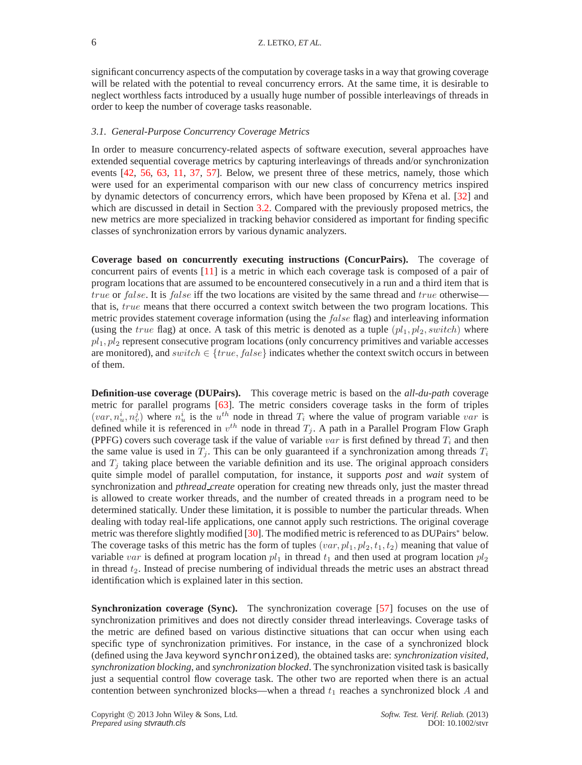significant concurrency aspects of the computation by coverage tasks in a way that growing coverage will be related with the potential to reveal concurrency errors. At the same time, it is desirable to neglect worthless facts introduced by a usually huge number of possible interleavings of threads in order to keep the number of coverage tasks reasonable.

### *3.1. General-Purpose Concurrency Coverage Metrics*

In order to measure concurrency-related aspects of software execution, several approaches have extended sequential coverage metrics by capturing interleavings of threads and/or synchronization events [42, 56, 63, 11, 37, 57]. Below, we present three of these metrics, namely, those which were used for an experimental comparison with our new class of concurrency metrics inspired by dynamic detectors of concurrency errors, which have been proposed by Křena et al. [32] and which are discussed in detail in Section 3.2. Compared with the previously proposed metrics, the new metrics are more specialized in tracking behavior considered as important for finding specific classes of synchronization errors by various dynamic analyzers.

**Coverage based on concurrently executing instructions (ConcurPairs).** The coverage of concurrent pairs of events [11] is a metric in which each coverage task is composed of a pair of program locations that are assumed to be encountered consecutively in a run and a third item that is $true$ or $false$. It is $false$ iff the two locations are visited by the same thread and $true$ otherwise—that is, $true$ means that there occurred a context switch between the two program locations. This metric provides statement coverage information (using the $false$ flag) and interleaving information (using the $true$ flag) at once. A task of this metric is denoted as a tuple $(pl_1, pl_2, switch)$ where $pl_1, pl_2$ represent consecutive program locations (only concurrency primitives and variable accesses are monitored), and $switch \in \{true, false\}$ indicates whether the context switch occurs in between of them.

**Definition-use coverage (DUPairs).** This coverage metric is based on the *all-du-path* coverage metric for parallel programs [63]. The metric considers coverage tasks in the form of triples $(var, n_u^i, n_v^j)$ where $n_u^i$ is the $u^{th}$ node in thread $T_i$ where the value of program variable $var$ is defined while it is referenced in $v^{th}$ node in thread $T_j$. A path in a Parallel Program Flow Graph (PPFG) covers such coverage task if the value of variable $var$ is first defined by thread $T_i$ and then the same value is used in $T_j$. This can be only guaranteed if a synchronization among threads $T_i$ and $T_j$ taking place between the variable definition and its use. The original approach considers quite simple model of parallel computation, for instance, it supports *post* and *wait* system of synchronization and *pthread_create* operation for creating new threads only, just the master thread is allowed to create worker threads, and the number of created threads in a program need to be determined statically. Under these limitation, it is possible to number the particular threads. When dealing with today real-life applications, one cannot apply such restrictions. The original coverage metric was therefore slightly modified [30]. The modified metric is referenced to as DUPairs$^*$ below. The coverage tasks of this metric has the form of tuples $(var, pl_1, pl_2, t_1, t_2)$ meaning that value of variable $var$ is defined at program location $pl_1$ in thread $t_1$ and then used at program location $pl_2$ in thread $t_2$. Instead of precise numbering of individual threads the metric uses an abstract thread identification which is explained later in this section.

**Synchronization coverage (Sync).** The synchronization coverage [57] focuses on the use of synchronization primitives and does not directly consider thread interleavings. Coverage tasks of the metric are defined based on various distinctive situations that can occur when using each specific type of synchronization primitives. For instance, in the case of a synchronized block (defined using the Java keyword `synchronized`), the obtained tasks are: *synchronization visited*, *synchronization blocking*, and *synchronization blocked*. The synchronization visited task is basically just a sequential control flow coverage task. The other two are reported when there is an actual contention between synchronized blocks—when a thread $t_1$ reaches a synchronized block $A$ and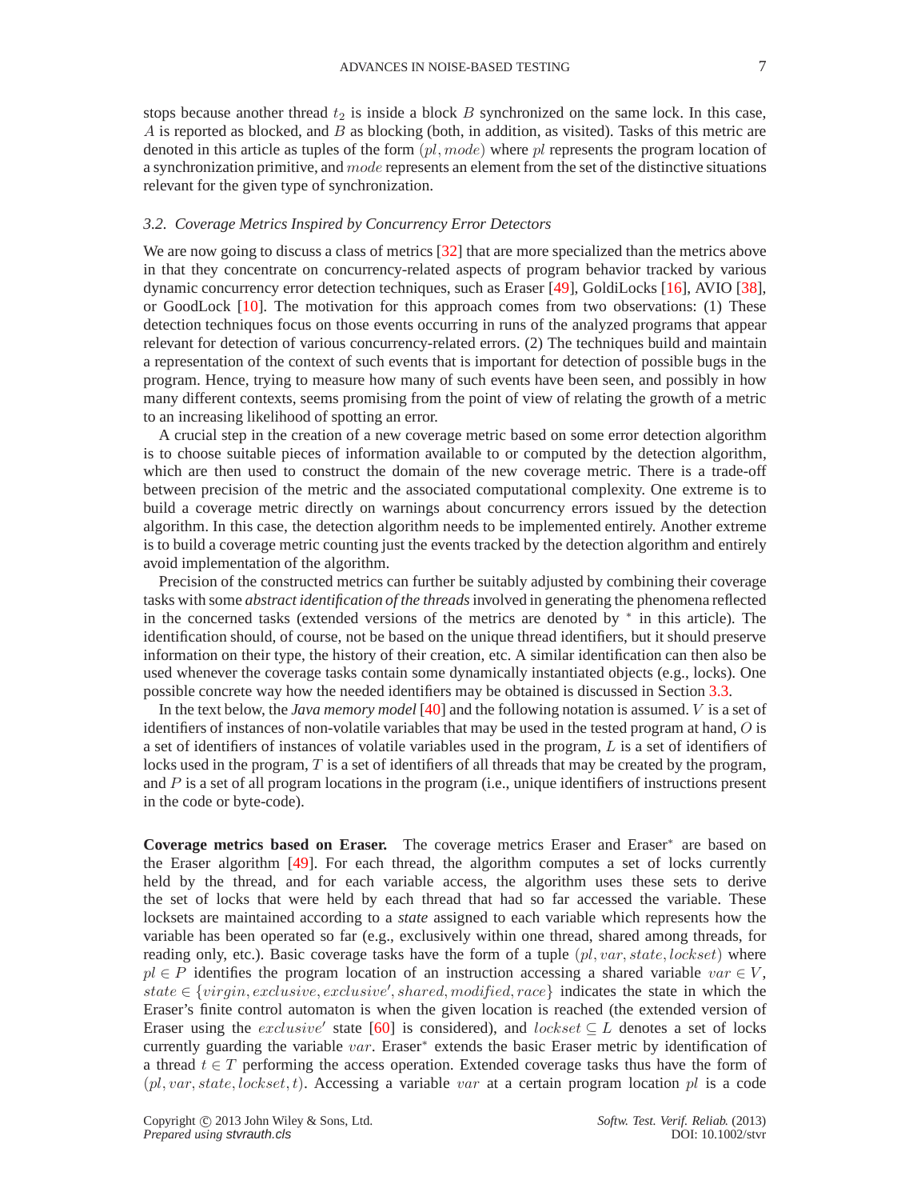stops because another thread $t_2$ is inside a block $B$ synchronized on the same lock. In this case, $A$ is reported as blocked, and $B$ as blocking (both, in addition, as visited). Tasks of this metric are denoted in this article as tuples of the form $(pl, mode)$ where $pl$ represents the program location of a synchronization primitive, and $mode$ represents an element from the set of the distinctive situations relevant for the given type of synchronization.

### 3.2. *Coverage Metrics Inspired by Concurrency Error Detectors*

We are now going to discuss a class of metrics [32] that are more specialized than the metrics above in that they concentrate on concurrency-related aspects of program behavior tracked by various dynamic concurrency error detection techniques, such as Eraser [49], GoldiLocks [16], AVIO [38], or GoodLock [10]. The motivation for this approach comes from two observations: (1) These detection techniques focus on those events occurring in runs of the analyzed programs that appear relevant for detection of various concurrency-related errors. (2) The techniques build and maintain a representation of the context of such events that is important for detection of possible bugs in the program. Hence, trying to measure how many of such events have been seen, and possibly in how many different contexts, seems promising from the point of view of relating the growth of a metric to an increasing likelihood of spotting an error.

A crucial step in the creation of a new coverage metric based on some error detection algorithm is to choose suitable pieces of information available to or computed by the detection algorithm, which are then used to construct the domain of the new coverage metric. There is a trade-off between precision of the metric and the associated computational complexity. One extreme is to build a coverage metric directly on warnings about concurrency errors issued by the detection algorithm. In this case, the detection algorithm needs to be implemented entirely. Another extreme is to build a coverage metric counting just the events tracked by the detection algorithm and entirely avoid implementation of the algorithm.

Precision of the constructed metrics can further be suitably adjusted by combining their coverage tasks with some *abstract identification of the threads* involved in generating the phenomena reflected in the concerned tasks (extended versions of the metrics are denoted by $^*$ in this article). The identification should, of course, not be based on the unique thread identifiers, but it should preserve information on their type, the history of their creation, etc. A similar identification can then also be used whenever the coverage tasks contain some dynamically instantiated objects (e.g., locks). One possible concrete way how the needed identifiers may be obtained is discussed in Section 3.3.

In the text below, the *Java memory model* [40] and the following notation is assumed. $V$ is a set of identifiers of instances of non-volatile variables that may be used in the tested program at hand, $O$ is a set of identifiers of instances of volatile variables used in the program, $L$ is a set of identifiers of locks used in the program, $T$ is a set of identifiers of all threads that may be created by the program, and $P$ is a set of all program locations in the program (i.e., unique identifiers of instructions present in the code or byte-code).

**Coverage metrics based on Eraser.** The coverage metrics Eraser and Eraser$^*$ are based on the Eraser algorithm [49]. For each thread, the algorithm computes a set of locks currently held by the thread, and for each variable access, the algorithm uses these sets to derive the set of locks that were held by each thread that had so far accessed the variable. These locksets are maintained according to a *state* assigned to each variable which represents how the variable has been operated so far (e.g., exclusively within one thread, shared among threads, for reading only, etc.). Basic coverage tasks have the form of a tuple $(pl, var, state, lockset)$ where $pl \in P$ identifies the program location of an instruction accessing a shared variable $var \in V$, $state \in \{virgin, exclusive, exclusive', shared, modified, race\}$ indicates the state in which the Eraser's finite control automaton is when the given location is reached (the extended version of Eraser using the $exclusive'$ state [60] is considered), and $lockset \subseteq L$ denotes a set of locks currently guarding the variable $var$. Eraser$^*$ extends the basic Eraser metric by identification of a thread $t \in T$ performing the access operation. Extended coverage tasks thus have the form of $(pl, var, state, lockset, t)$. Accessing a variable $var$ at a certain program location $pl$ is a code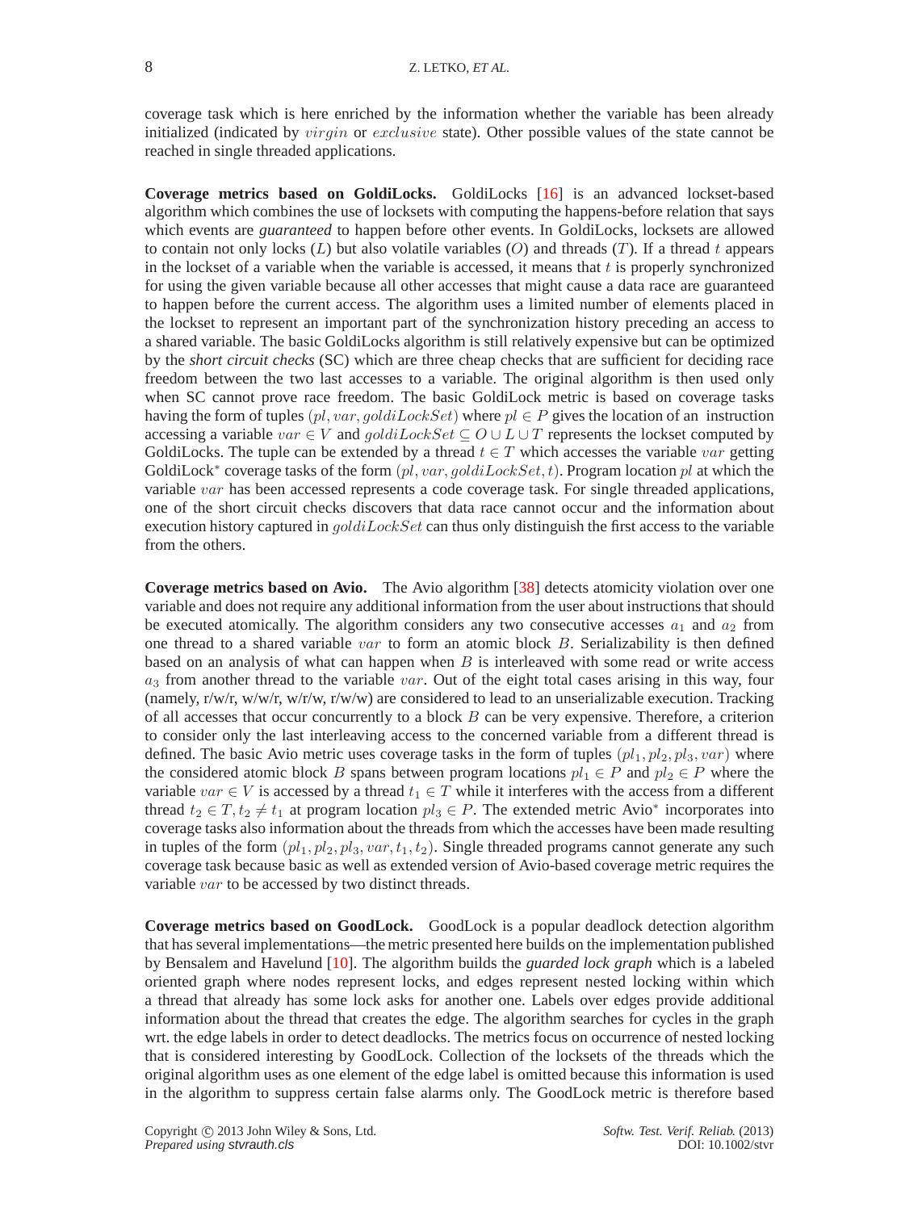coverage task which is here enriched by the information whether the variable has been already initialized (indicated by $virgin$ or $exclusive$ state). Other possible values of the state cannot be reached in single threaded applications.

**Coverage metrics based on GoldiLocks.** GoldiLocks [16] is an advanced lockset-based algorithm which combines the use of locksets with computing the happens-before relation that says which events are *guaranteed* to happen before other events. In GoldiLocks, locksets are allowed to contain not only locks ($L$) but also volatile variables ($O$) and threads ($T$). If a thread $t$ appears in the lockset of a variable when the variable is accessed, it means that $t$ is properly synchronized for using the given variable because all other accesses that might cause a data race are guaranteed to happen before the current access. The algorithm uses a limited number of elements placed in the lockset to represent an important part of the synchronization history preceding an access to a shared variable. The basic GoldiLocks algorithm is still relatively expensive but can be optimized by the *short circuit checks* (SC) which are three cheap checks that are sufficient for deciding race freedom between the two last accesses to a variable. The original algorithm is then used only when SC cannot prove race freedom. The basic GoldiLock metric is based on coverage tasks having the form of tuples $(pl, var, goldiLockSet)$ where $pl \in P$ gives the location of an instruction accessing a variable $var \in V$ and $goldiLockSet \subseteq O \cup L \cup T$ represents the lockset computed by GoldiLocks. The tuple can be extended by a thread $t \in T$ which accesses the variable $var$ getting GoldiLock$^*$ coverage tasks of the form $(pl, var, goldiLockSet, t)$. Program location $pl$ at which the variable $var$ has been accessed represents a code coverage task. For single threaded applications, one of the short circuit checks discovers that data race cannot occur and the information about execution history captured in $goldiLockSet$ can thus only distinguish the first access to the variable from the others.

**Coverage metrics based on Avio.** The Avio algorithm [38] detects atomicity violation over one variable and does not require any additional information from the user about instructions that should be executed atomically. The algorithm considers any two consecutive accesses $a_1$ and $a_2$ from one thread to a shared variable $var$ to form an atomic block $B$. Serializability is then defined based on an analysis of what can happen when $B$ is interleaved with some read or write access $a_3$ from another thread to the variable $var$. Out of the eight total cases arising in this way, four (namely, r/w/r, w/w/r, w/r/w, r/w/w) are considered to lead to an unserializable execution. Tracking of all accesses that occur concurrently to a block $B$ can be very expensive. Therefore, a criterion to consider only the last interleaving access to the concerned variable from a different thread is defined. The basic Avio metric uses coverage tasks in the form of tuples $(pl_1, pl_2, pl_3, var)$ where the considered atomic block $B$ spans between program locations $pl_1 \in P$ and $pl_2 \in P$ where the variable $var \in V$ is accessed by a thread $t_1 \in T$ while it interferes with the access from a different thread $t_2 \in T, t_2 \neq t_1$ at program location $pl_3 \in P$. The extended metric Avio$^*$ incorporates into coverage tasks also information about the threads from which the accesses have been made resulting in tuples of the form $(pl_1, pl_2, pl_3, var, t_1, t_2)$. Single threaded programs cannot generate any such coverage task because basic as well as extended version of Avio-based coverage metric requires the variable $var$ to be accessed by two distinct threads.

**Coverage metrics based on GoodLock.** GoodLock is a popular deadlock detection algorithm that has several implementations—the metric presented here builds on the implementation published by Bensalem and Havelund [10]. The algorithm builds the *guarded lock graph* which is a labeled oriented graph where nodes represent locks, and edges represent nested locking within which a thread that already has some lock asks for another one. Labels over edges provide additional information about the thread that creates the edge. The algorithm searches for cycles in the graph wrt. the edge labels in order to detect deadlocks. The metrics focus on occurrence of nested locking that is considered interesting by GoodLock. Collection of the locksets of the threads which the original algorithm uses as one element of the edge label is omitted because this information is used in the algorithm to suppress certain false alarms only. The GoodLock metric is therefore based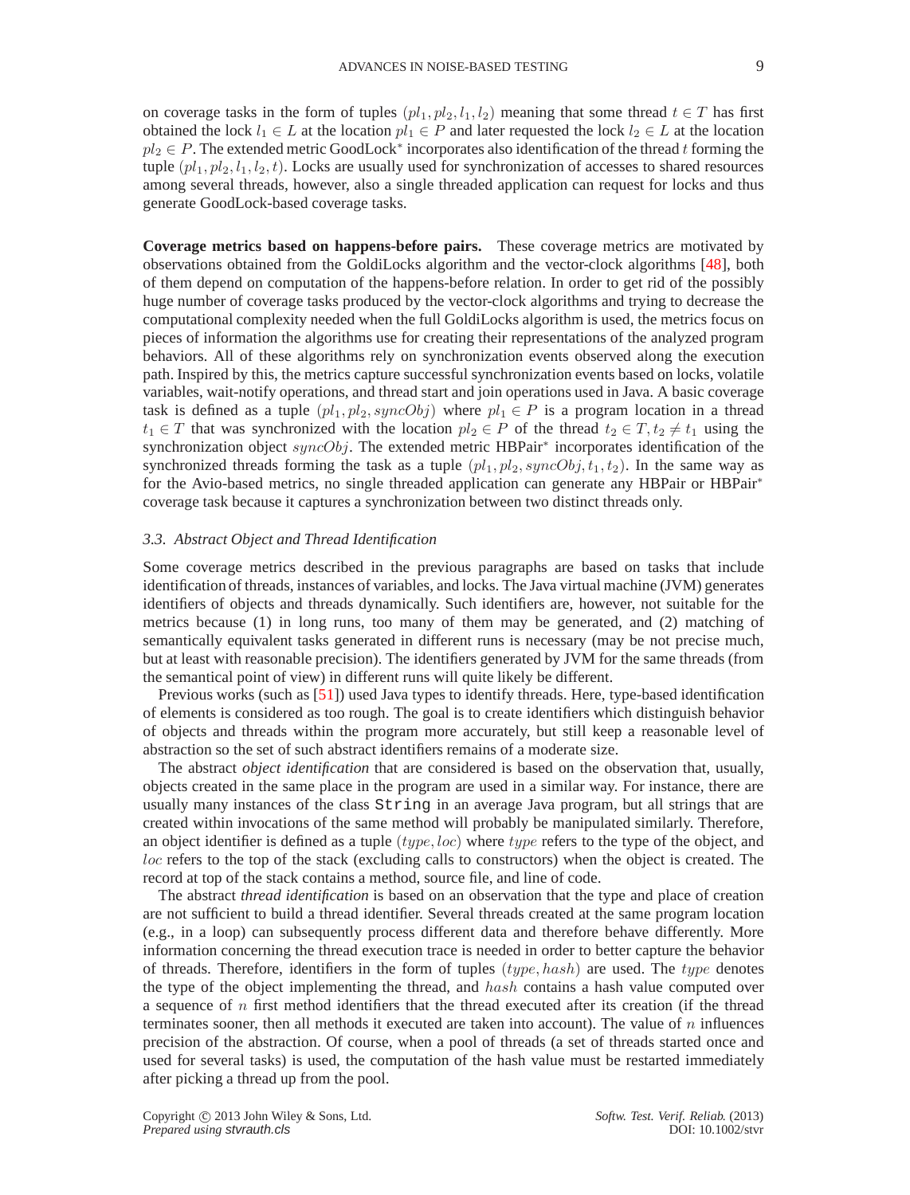on coverage tasks in the form of tuples $(pl_1, pl_2, l_1, l_2)$ meaning that some thread $t \in T$ has first obtained the lock $l_1 \in L$ at the location $pl_1 \in P$ and later requested the lock $l_2 \in L$ at the location $pl_2 \in P$. The extended metric GoodLock* incorporates also identification of the thread $t$ forming the tuple $(pl_1, pl_2, l_1, l_2, t)$. Locks are usually used for synchronization of accesses to shared resources among several threads, however, also a single threaded application can request for locks and thus generate GoodLock-based coverage tasks.

**Coverage metrics based on happens-before pairs.** These coverage metrics are motivated by observations obtained from the GoldiLocks algorithm and the vector-clock algorithms [48], both of them depend on computation of the happens-before relation. In order to get rid of the possibly huge number of coverage tasks produced by the vector-clock algorithms and trying to decrease the computational complexity needed when the full GoldiLocks algorithm is used, the metrics focus on pieces of information the algorithms use for creating their representations of the analyzed program behaviors. All of these algorithms rely on synchronization events observed along the execution path. Inspired by this, the metrics capture successful synchronization events based on locks, volatile variables, wait-notify operations, and thread start and join operations used in Java. A basic coverage task is defined as a tuple $(pl_1, pl_2, syncObj)$ where $pl_1 \in P$ is a program location in a thread $t_1 \in T$ that was synchronized with the location $pl_2 \in P$ of the thread $t_2 \in T, t_2 \neq t_1$ using the synchronization object $syncObj$. The extended metric HBPair* incorporates identification of the synchronized threads forming the task as a tuple $(pl_1, pl_2, syncObj, t_1, t_2)$. In the same way as for the Avio-based metrics, no single threaded application can generate any HBPair or HBPair* coverage task because it captures a synchronization between two distinct threads only.

### *3.3. Abstract Object and Thread Identification*

Some coverage metrics described in the previous paragraphs are based on tasks that include identification of threads, instances of variables, and locks. The Java virtual machine (JVM) generates identifiers of objects and threads dynamically. Such identifiers are, however, not suitable for the metrics because (1) in long runs, too many of them may be generated, and (2) matching of semantically equivalent tasks generated in different runs is necessary (may be not precise much, but at least with reasonable precision). The identifiers generated by JVM for the same threads (from the semantical point of view) in different runs will quite likely be different.

Previous works (such as [51]) used Java types to identify threads. Here, type-based identification of elements is considered as too rough. The goal is to create identifiers which distinguish behavior of objects and threads within the program more accurately, but still keep a reasonable level of abstraction so the set of such abstract identifiers remains of a moderate size.

The abstract *object identification* that are considered is based on the observation that, usually, objects created in the same place in the program are used in a similar way. For instance, there are usually many instances of the class `String` in an average Java program, but all strings that are created within invocations of the same method will probably be manipulated similarly. Therefore, an object identifier is defined as a tuple $(type, loc)$ where $type$ refers to the type of the object, and $loc$ refers to the top of the stack (excluding calls to constructors) when the object is created. The record at top of the stack contains a method, source file, and line of code.

The abstract *thread identification* is based on an observation that the type and place of creation are not sufficient to build a thread identifier. Several threads created at the same program location (e.g., in a loop) can subsequently process different data and therefore behave differently. More information concerning the thread execution trace is needed in order to better capture the behavior of threads. Therefore, identifiers in the form of tuples $(type, hash)$ are used. The $type$ denotes the type of the object implementing the thread, and $hash$ contains a hash value computed over a sequence of $n$ first method identifiers that the thread executed after its creation (if the thread terminates sooner, then all methods it executed are taken into account). The value of $n$ influences precision of the abstraction. Of course, when a pool of threads (a set of threads started once and used for several tasks) is used, the computation of the hash value must be restarted immediately after picking a thread up from the pool.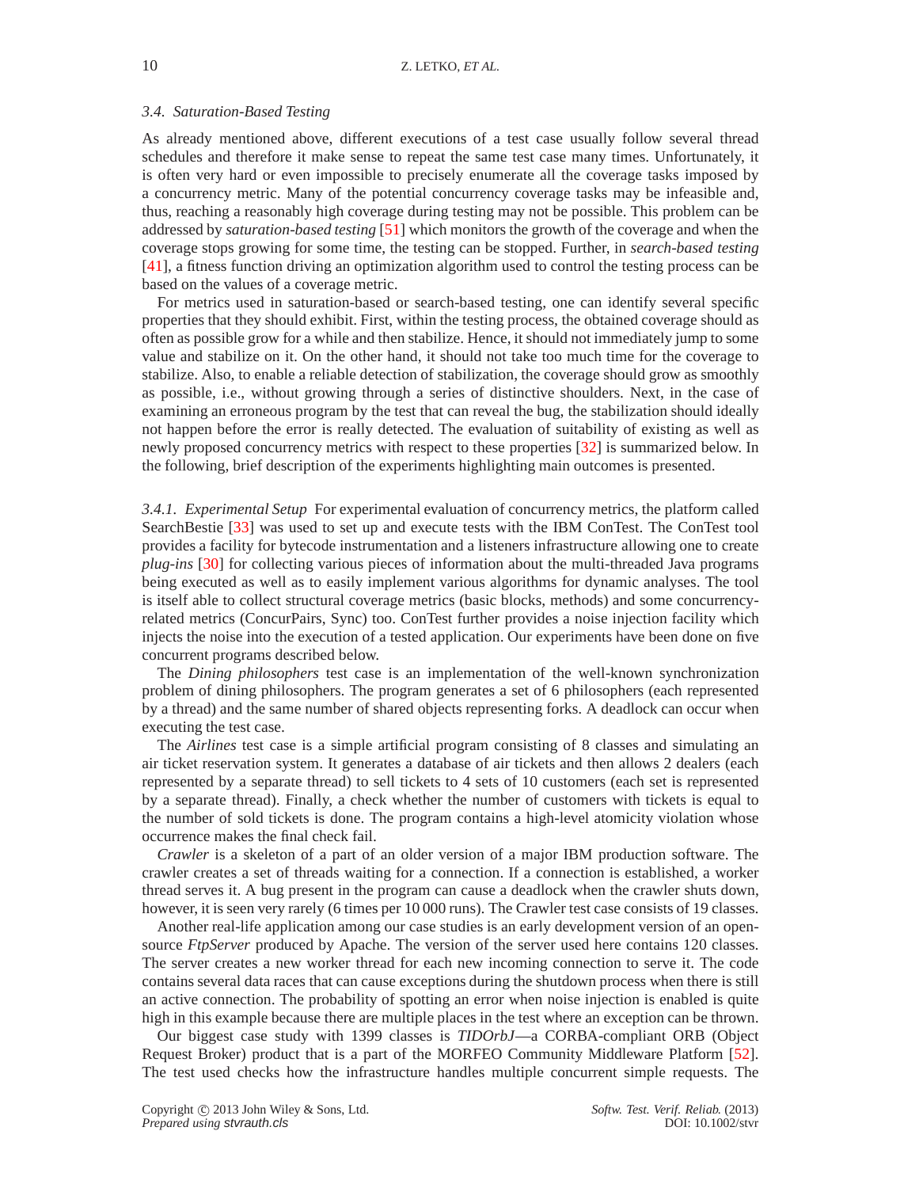### 3.4. Saturation-Based Testing

As already mentioned above, different executions of a test case usually follow several thread schedules and therefore it make sense to repeat the same test case many times. Unfortunately, it is often very hard or even impossible to precisely enumerate all the coverage tasks imposed by a concurrency metric. Many of the potential concurrency coverage tasks may be infeasible and, thus, reaching a reasonably high coverage during testing may not be possible. This problem can be addressed by *saturation-based testing* [51] which monitors the growth of the coverage and when the coverage stops growing for some time, the testing can be stopped. Further, in *search-based testing* [41], a fitness function driving an optimization algorithm used to control the testing process can be based on the values of a coverage metric.

For metrics used in saturation-based or search-based testing, one can identify several specific properties that they should exhibit. First, within the testing process, the obtained coverage should as often as possible grow for a while and then stabilize. Hence, it should not immediately jump to some value and stabilize on it. On the other hand, it should not take too much time for the coverage to stabilize. Also, to enable a reliable detection of stabilization, the coverage should grow as smoothly as possible, i.e., without growing through a series of distinctive shoulders. Next, in the case of examining an erroneous program by the test that can reveal the bug, the stabilization should ideally not happen before the error is really detected. The evaluation of suitability of existing as well as newly proposed concurrency metrics with respect to these properties [32] is summarized below. In the following, brief description of the experiments highlighting main outcomes is presented.

#### 3.4.1. Experimental Setup

For experimental evaluation of concurrency metrics, the platform called SearchBestie [33] was used to set up and execute tests with the IBM ConTest. The ConTest tool provides a facility for bytecode instrumentation and a listeners infrastructure allowing one to create *plug-ins* [30] for collecting various pieces of information about the multi-threaded Java programs being executed as well as to easily implement various algorithms for dynamic analyses. The tool is itself able to collect structural coverage metrics (basic blocks, methods) and some concurrency-related metrics (ConcurPairs, Sync) too. ConTest further provides a noise injection facility which injects the noise into the execution of a tested application. Our experiments have been done on five concurrent programs described below.

The *Dining philosophers* test case is an implementation of the well-known synchronization problem of dining philosophers. The program generates a set of 6 philosophers (each represented by a thread) and the same number of shared objects representing forks. A deadlock can occur when executing the test case.

The *Airlines* test case is a simple artificial program consisting of 8 classes and simulating an air ticket reservation system. It generates a database of air tickets and then allows 2 dealers (each represented by a separate thread) to sell tickets to 4 sets of 10 customers (each set is represented by a separate thread). Finally, a check whether the number of customers with tickets is equal to the number of sold tickets is done. The program contains a high-level atomicity violation whose occurrence makes the final check fail.

*Crawler* is a skeleton of a part of an older version of a major IBM production software. The crawler creates a set of threads waiting for a connection. If a connection is established, a worker thread serves it. A bug present in the program can cause a deadlock when the crawler shuts down, however, it is seen very rarely (6 times per 10 000 runs). The Crawler test case consists of 19 classes.

Another real-life application among our case studies is an early development version of an open-source *FtpServer* produced by Apache. The version of the server used here contains 120 classes. The server creates a new worker thread for each new incoming connection to serve it. The code contains several data races that can cause exceptions during the shutdown process when there is still an active connection. The probability of spotting an error when noise injection is enabled is quite high in this example because there are multiple places in the test where an exception can be thrown.

Our biggest case study with 1399 classes is *TIDOrbJ*—a CORBA-compliant ORB (Object Request Broker) product that is a part of the MORFEO Community Middleware Platform [52]. The test used checks how the infrastructure handles multiple concurrent simple requests. The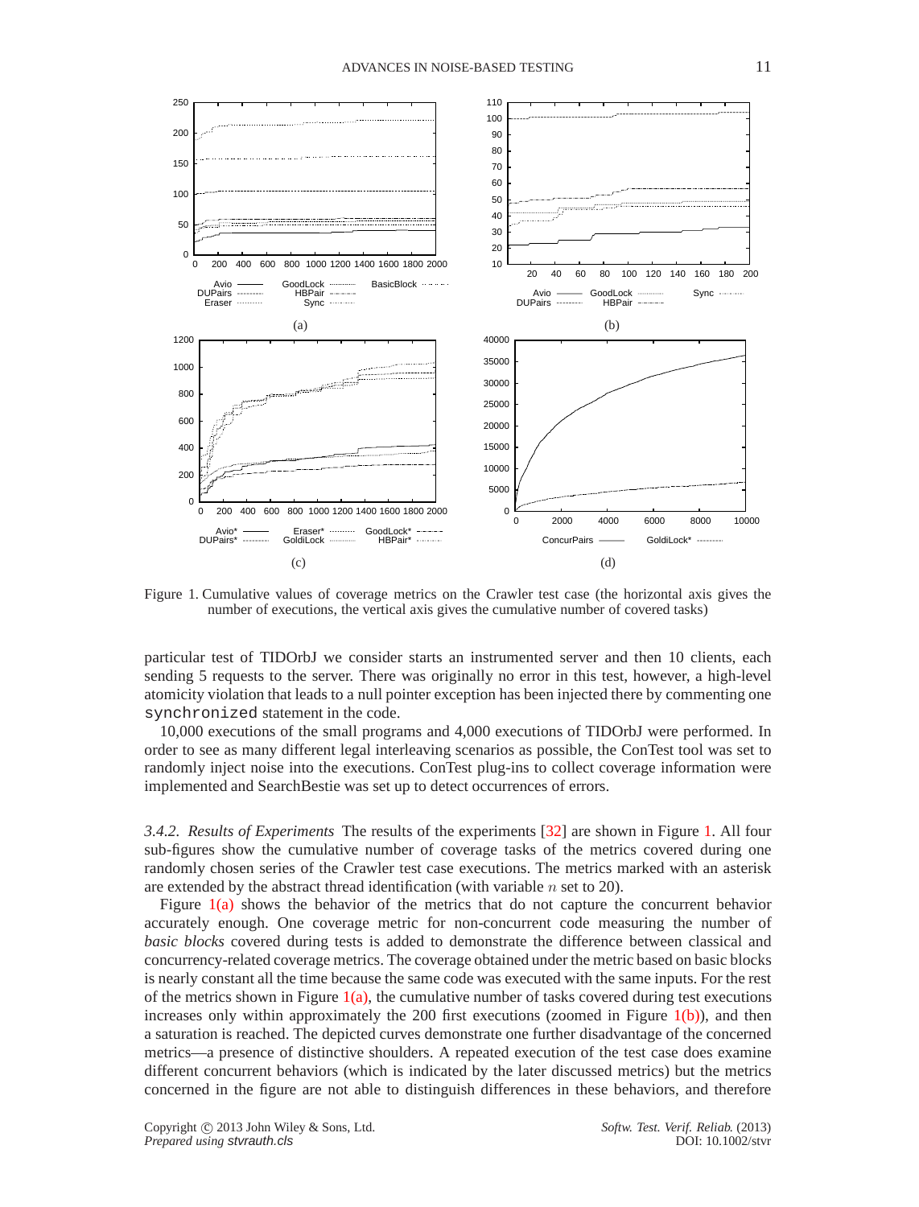Figure 1. Cumulative values of coverage metrics on the Crawler test case (the horizontal axis gives the number of executions, the vertical axis gives the cumulative number of covered tasks)

particular test of TIDOrbJ we consider starts an instrumented server and then 10 clients, each sending 5 requests to the server. There was originally no error in this test, however, a high-level atomicity violation that leads to a null pointer exception has been injected there by commenting one `synchronized` statement in the code.

10,000 executions of the small programs and 4,000 executions of TIDOrbJ were performed. In order to see as many different legal interleaving scenarios as possible, the ConTest tool was set to randomly inject noise into the executions. ConTest plug-ins to collect coverage information were implemented and SearchBestie was set up to detect occurrences of errors.

*3.4.2. Results of Experiments* The results of the experiments [32] are shown in Figure 1. All four sub-figures show the cumulative number of coverage tasks of the metrics covered during one randomly chosen series of the Crawler test case executions. The metrics marked with an asterisk are extended by the abstract thread identification (with variable $n$ set to 20).

Figure 1(a) shows the behavior of the metrics that do not capture the concurrent behavior accurately enough. One coverage metric for non-concurrent code measuring the number of *basic blocks* covered during tests is added to demonstrate the difference between classical and concurrency-related coverage metrics. The coverage obtained under the metric based on basic blocks is nearly constant all the time because the same code was executed with the same inputs. For the rest of the metrics shown in Figure 1(a), the cumulative number of tasks covered during test executions increases only within approximately the 200 first executions (zoomed in Figure 1(b)), and then a saturation is reached. The depicted curves demonstrate one further disadvantage of the concerned metrics—a presence of distinctive shoulders. A repeated execution of the test case does examine different concurrent behaviors (which is indicated by the later discussed metrics) but the metrics concerned in the figure are not able to distinguish differences in these behaviors, and therefore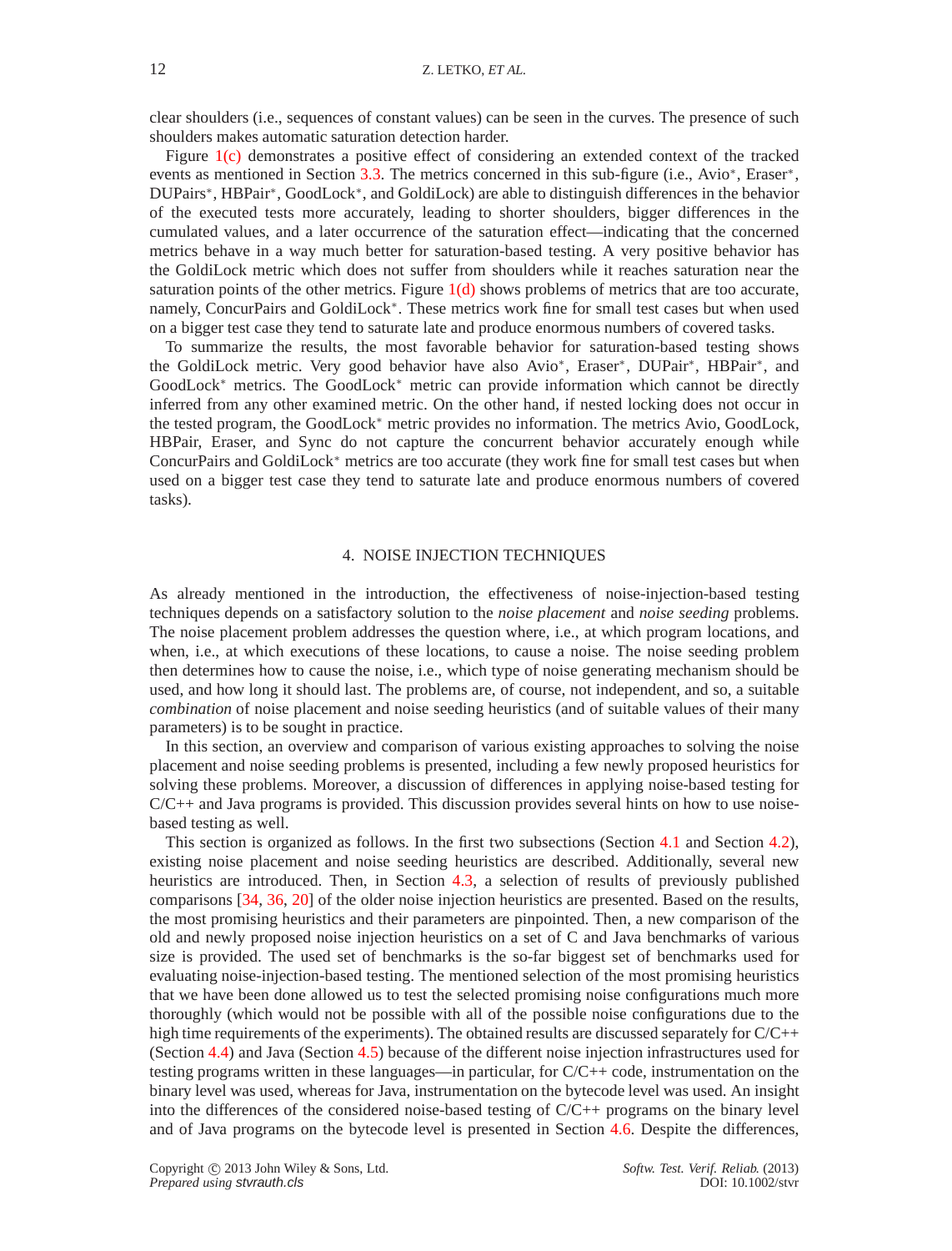clear shoulders (i.e., sequences of constant values) can be seen in the curves. The presence of such shoulders makes automatic saturation detection harder.

Figure 1(c) demonstrates a positive effect of considering an extended context of the tracked events as mentioned in Section 3.3. The metrics concerned in this sub-figure (i.e., Avio*, Eraser*, DUPairs*, HBPair*, GoodLock*, and GoldiLock) are able to distinguish differences in the behavior of the executed tests more accurately, leading to shorter shoulders, bigger differences in the cumulated values, and a later occurrence of the saturation effect—indicating that the concerned metrics behave in a way much better for saturation-based testing. A very positive behavior has the GoldiLock metric which does not suffer from shoulders while it reaches saturation near the saturation points of the other metrics. Figure 1(d) shows problems of metrics that are too accurate, namely, ConcurPairs and GoldiLock*. These metrics work fine for small test cases but when used on a bigger test case they tend to saturate late and produce enormous numbers of covered tasks.

To summarize the results, the most favorable behavior for saturation-based testing shows the GoldiLock metric. Very good behavior have also Avio*, Eraser*, DUPair*, HBPair*, and GoodLock* metrics. The GoodLock* metric can provide information which cannot be directly inferred from any other examined metric. On the other hand, if nested locking does not occur in the tested program, the GoodLock* metric provides no information. The metrics Avio, GoodLock, HBPair, Eraser, and Sync do not capture the concurrent behavior accurately enough while ConcurPairs and GoldiLock* metrics are too accurate (they work fine for small test cases but when used on a bigger test case they tend to saturate late and produce enormous numbers of covered tasks).

## 4. NOISE INJECTION TECHNIQUES

As already mentioned in the introduction, the effectiveness of noise-injection-based testing techniques depends on a satisfactory solution to the *noise placement* and *noise seeding* problems. The noise placement problem addresses the question where, i.e., at which program locations, and when, i.e., at which executions of these locations, to cause a noise. The noise seeding problem then determines how to cause the noise, i.e., which type of noise generating mechanism should be used, and how long it should last. The problems are, of course, not independent, and so, a suitable *combination* of noise placement and noise seeding heuristics (and of suitable values of their many parameters) is to be sought in practice.

In this section, an overview and comparison of various existing approaches to solving the noise placement and noise seeding problems is presented, including a few newly proposed heuristics for solving these problems. Moreover, a discussion of differences in applying noise-based testing for C/C++ and Java programs is provided. This discussion provides several hints on how to use noise-based testing as well.

This section is organized as follows. In the first two subsections (Section 4.1 and Section 4.2), existing noise placement and noise seeding heuristics are described. Additionally, several new heuristics are introduced. Then, in Section 4.3, a selection of results of previously published comparisons [34, 36, 20] of the older noise injection heuristics are presented. Based on the results, the most promising heuristics and their parameters are pinpointed. Then, a new comparison of the old and newly proposed noise injection heuristics on a set of C and Java benchmarks of various size is provided. The used set of benchmarks is the so-far biggest set of benchmarks used for evaluating noise-injection-based testing. The mentioned selection of the most promising heuristics that we have been done allowed us to test the selected promising noise configurations much more thoroughly (which would not be possible with all of the possible noise configurations due to the high time requirements of the experiments). The obtained results are discussed separately for C/C++ (Section 4.4) and Java (Section 4.5) because of the different noise injection infrastructures used for testing programs written in these languages—in particular, for C/C++ code, instrumentation on the binary level was used, whereas for Java, instrumentation on the bytecode level was used. An insight into the differences of the considered noise-based testing of C/C++ programs on the binary level and of Java programs on the bytecode level is presented in Section 4.6. Despite the differences,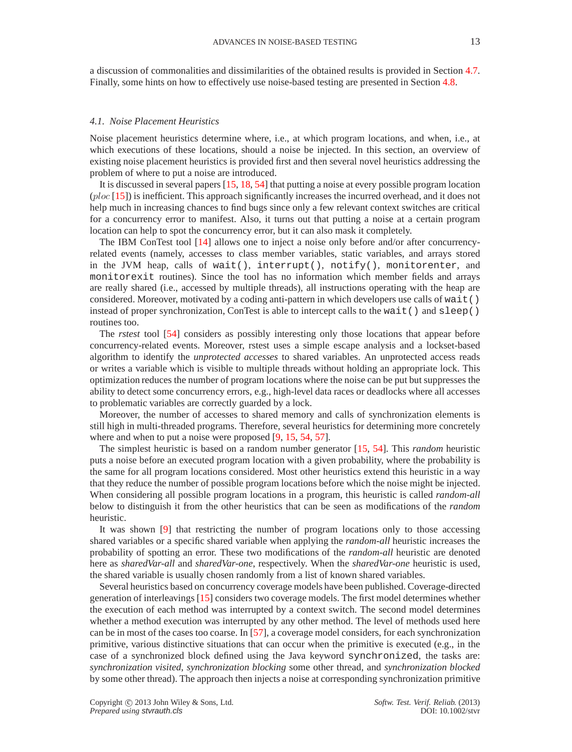a discussion of commonalities and dissimilarities of the obtained results is provided in Section 4.7. Finally, some hints on how to effectively use noise-based testing are presented in Section 4.8.

### *4.1. Noise Placement Heuristics*

Noise placement heuristics determine where, i.e., at which program locations, and when, i.e., at which executions of these locations, should a noise be injected. In this section, an overview of existing noise placement heuristics is provided first and then several novel heuristics addressing the problem of where to put a noise are introduced.

It is discussed in several papers [15, 18, 54] that putting a noise at every possible program location ($ploc$ [15]) is inefficient. This approach significantly increases the incurred overhead, and it does not help much in increasing chances to find bugs since only a few relevant context switches are critical for a concurrency error to manifest. Also, it turns out that putting a noise at a certain program location can help to spot the concurrency error, but it can also mask it completely.

The IBM ConTest tool [14] allows one to inject a noise only before and/or after concurrency-related events (namely, accesses to class member variables, static variables, and arrays stored in the JVM heap, calls of `wait()`, `interrupt()`, `notify()`, `monitorenter`, and `monitorexit` routines). Since the tool has no information which member fields and arrays are really shared (i.e., accessed by multiple threads), all instructions operating with the heap are considered. Moreover, motivated by a coding anti-pattern in which developers use calls of `wait()` instead of proper synchronization, ConTest is able to intercept calls to the `wait()` and `sleep()` routines too.

The *rstest* tool [54] considers as possibly interesting only those locations that appear before concurrency-related events. Moreover, rstest uses a simple escape analysis and a lockset-based algorithm to identify the *unprotected accesses* to shared variables. An unprotected access reads or writes a variable which is visible to multiple threads without holding an appropriate lock. This optimization reduces the number of program locations where the noise can be put but suppresses the ability to detect some concurrency errors, e.g., high-level data races or deadlocks where all accesses to problematic variables are correctly guarded by a lock.

Moreover, the number of accesses to shared memory and calls of synchronization elements is still high in multi-threaded programs. Therefore, several heuristics for determining more concretely where and when to put a noise were proposed [9, 15, 54, 57].

The simplest heuristic is based on a random number generator [15, 54]. This *random* heuristic puts a noise before an executed program location with a given probability, where the probability is the same for all program locations considered. Most other heuristics extend this heuristic in a way that they reduce the number of possible program locations before which the noise might be injected. When considering all possible program locations in a program, this heuristic is called *random-all* below to distinguish it from the other heuristics that can be seen as modifications of the *random* heuristic.

It was shown [9] that restricting the number of program locations only to those accessing shared variables or a specific shared variable when applying the *random-all* heuristic increases the probability of spotting an error. These two modifications of the *random-all* heuristic are denoted here as *sharedVar-all* and *sharedVar-one*, respectively. When the *sharedVar-one* heuristic is used, the shared variable is usually chosen randomly from a list of known shared variables.

Several heuristics based on concurrency coverage models have been published. Coverage-directed generation of interleavings [15] considers two coverage models. The first model determines whether the execution of each method was interrupted by a context switch. The second model determines whether a method execution was interrupted by any other method. The level of methods used here can be in most of the cases too coarse. In [57], a coverage model considers, for each synchronization primitive, various distinctive situations that can occur when the primitive is executed (e.g., in the case of a synchronized block defined using the Java keyword `synchronized`, the tasks are: *synchronization visited*, *synchronization blocking* some other thread, and *synchronization blocked* by some other thread). The approach then injects a noise at corresponding synchronization primitive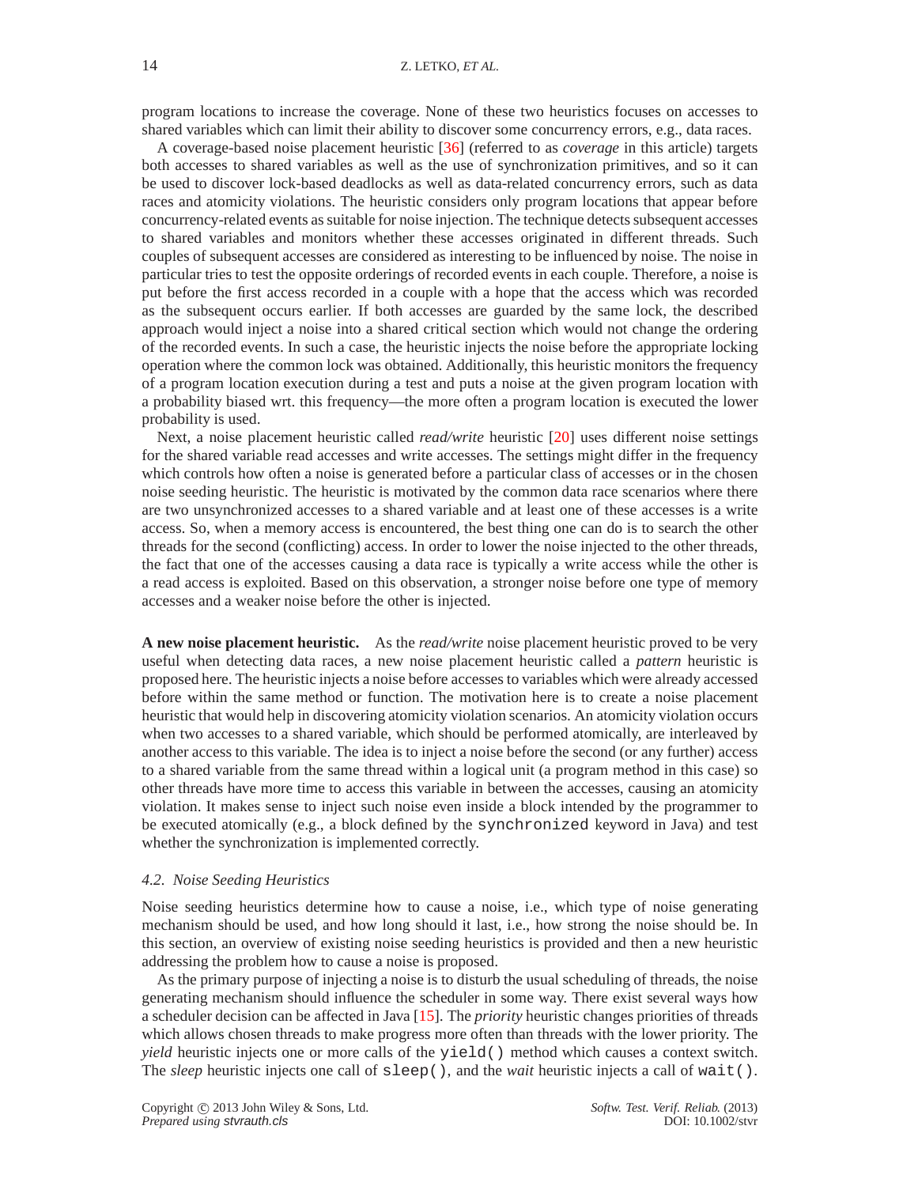program locations to increase the coverage. None of these two heuristics focuses on accesses to shared variables which can limit their ability to discover some concurrency errors, e.g., data races.

A coverage-based noise placement heuristic [36] (referred to as *coverage* in this article) targets both accesses to shared variables as well as the use of synchronization primitives, and so it can be used to discover lock-based deadlocks as well as data-related concurrency errors, such as data races and atomicity violations. The heuristic considers only program locations that appear before concurrency-related events as suitable for noise injection. The technique detects subsequent accesses to shared variables and monitors whether these accesses originated in different threads. Such couples of subsequent accesses are considered as interesting to be influenced by noise. The noise in particular tries to test the opposite orderings of recorded events in each couple. Therefore, a noise is put before the first access recorded in a couple with a hope that the access which was recorded as the subsequent occurs earlier. If both accesses are guarded by the same lock, the described approach would inject a noise into a shared critical section which would not change the ordering of the recorded events. In such a case, the heuristic injects the noise before the appropriate locking operation where the common lock was obtained. Additionally, this heuristic monitors the frequency of a program location execution during a test and puts a noise at the given program location with a probability biased wrt. this frequency—the more often a program location is executed the lower probability is used.

Next, a noise placement heuristic called *read/write* heuristic [20] uses different noise settings for the shared variable read accesses and write accesses. The settings might differ in the frequency which controls how often a noise is generated before a particular class of accesses or in the chosen noise seeding heuristic. The heuristic is motivated by the common data race scenarios where there are two unsynchronized accesses to a shared variable and at least one of these accesses is a write access. So, when a memory access is encountered, the best thing one can do is to search the other threads for the second (conflicting) access. In order to lower the noise injected to the other threads, the fact that one of the accesses causing a data race is typically a write access while the other is a read access is exploited. Based on this observation, a stronger noise before one type of memory accesses and a weaker noise before the other is injected.

**A new noise placement heuristic.** As the *read/write* noise placement heuristic proved to be very useful when detecting data races, a new noise placement heuristic called a *pattern* heuristic is proposed here. The heuristic injects a noise before accesses to variables which were already accessed before within the same method or function. The motivation here is to create a noise placement heuristic that would help in discovering atomicity violation scenarios. An atomicity violation occurs when two accesses to a shared variable, which should be performed atomically, are interleaved by another access to this variable. The idea is to inject a noise before the second (or any further) access to a shared variable from the same thread within a logical unit (a program method in this case) so other threads have more time to access this variable in between the accesses, causing an atomicity violation. It makes sense to inject such noise even inside a block intended by the programmer to be executed atomically (e.g., a block defined by the `synchronized` keyword in Java) and test whether the synchronization is implemented correctly.

### 4.2. Noise Seeding Heuristics

Noise seeding heuristics determine how to cause a noise, i.e., which type of noise generating mechanism should be used, and how long should it last, i.e., how strong the noise should be. In this section, an overview of existing noise seeding heuristics is provided and then a new heuristic addressing the problem how to cause a noise is proposed.

As the primary purpose of injecting a noise is to disturb the usual scheduling of threads, the noise generating mechanism should influence the scheduler in some way. There exist several ways how a scheduler decision can be affected in Java [15]. The *priority* heuristic changes priorities of threads which allows chosen threads to make progress more often than threads with the lower priority. The *yield* heuristic injects one or more calls of the `yield()` method which causes a context switch. The *sleep* heuristic injects one call of `sleep()`, and the *wait* heuristic injects a call of `wait()`.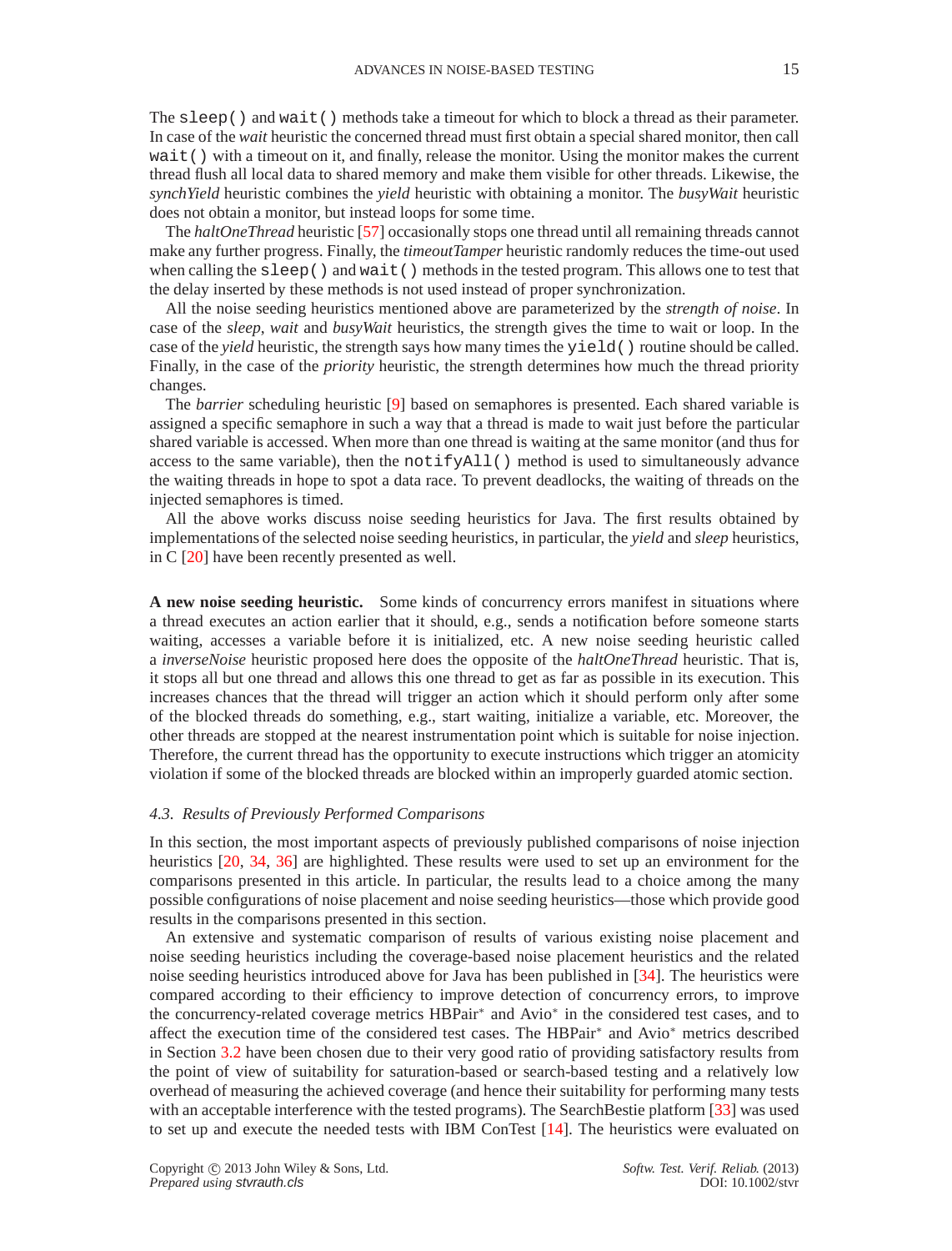The `sleep()` and `wait()` methods take a timeout for which to block a thread as their parameter. In case of the *wait* heuristic the concerned thread must first obtain a special shared monitor, then call `wait()` with a timeout on it, and finally, release the monitor. Using the monitor makes the current thread flush all local data to shared memory and make them visible for other threads. Likewise, the *synchYield* heuristic combines the *yield* heuristic with obtaining a monitor. The *busyWait* heuristic does not obtain a monitor, but instead loops for some time.

The *haltOneThread* heuristic [57] occasionally stops one thread until all remaining threads cannot make any further progress. Finally, the *timeoutTamper* heuristic randomly reduces the time-out used when calling the `sleep()` and `wait()` methods in the tested program. This allows one to test that the delay inserted by these methods is not used instead of proper synchronization.

All the noise seeding heuristics mentioned above are parameterized by the *strength of noise*. In case of the *sleep*, *wait* and *busyWait* heuristics, the strength gives the time to wait or loop. In the case of the *yield* heuristic, the strength says how many times the `yield()` routine should be called. Finally, in the case of the *priority* heuristic, the strength determines how much the thread priority changes.

The *barrier* scheduling heuristic [9] based on semaphores is presented. Each shared variable is assigned a specific semaphore in such a way that a thread is made to wait just before the particular shared variable is accessed. When more than one thread is waiting at the same monitor (and thus for access to the same variable), then the `notifyAll()` method is used to simultaneously advance the waiting threads in hope to spot a data race. To prevent deadlocks, the waiting of threads on the injected semaphores is timed.

All the above works discuss noise seeding heuristics for Java. The first results obtained by implementations of the selected noise seeding heuristics, in particular, the *yield* and *sleep* heuristics, in C [20] have been recently presented as well.

**A new noise seeding heuristic.** Some kinds of concurrency errors manifest in situations where a thread executes an action earlier that it should, e.g., sends a notification before someone starts waiting, accesses a variable before it is initialized, etc. A new noise seeding heuristic called a *inverseNoise* heuristic proposed here does the opposite of the *haltOneThread* heuristic. That is, it stops all but one thread and allows this one thread to get as far as possible in its execution. This increases chances that the thread will trigger an action which it should perform only after some of the blocked threads do something, e.g., start waiting, initialize a variable, etc. Moreover, the other threads are stopped at the nearest instrumentation point which is suitable for noise injection. Therefore, the current thread has the opportunity to execute instructions which trigger an atomicity violation if some of the blocked threads are blocked within an improperly guarded atomic section.

### 4.3. Results of Previously Performed Comparisons

In this section, the most important aspects of previously published comparisons of noise injection heuristics [20, 34, 36] are highlighted. These results were used to set up an environment for the comparisons presented in this article. In particular, the results lead to a choice among the many possible configurations of noise placement and noise seeding heuristics—those which provide good results in the comparisons presented in this section.

An extensive and systematic comparison of results of various existing noise placement and noise seeding heuristics including the coverage-based noise placement heuristics and the related noise seeding heuristics introduced above for Java has been published in [34]. The heuristics were compared according to their efficiency to improve detection of concurrency errors, to improve the concurrency-related coverage metrics HBPair* and Avio* in the considered test cases, and to affect the execution time of the considered test cases. The HBPair* and Avio* metrics described in Section 3.2 have been chosen due to their very good ratio of providing satisfactory results from the point of view of suitability for saturation-based or search-based testing and a relatively low overhead of measuring the achieved coverage (and hence their suitability for performing many tests with an acceptable interference with the tested programs). The SearchBestie platform [33] was used to set up and execute the needed tests with IBM ConTest [14]. The heuristics were evaluated on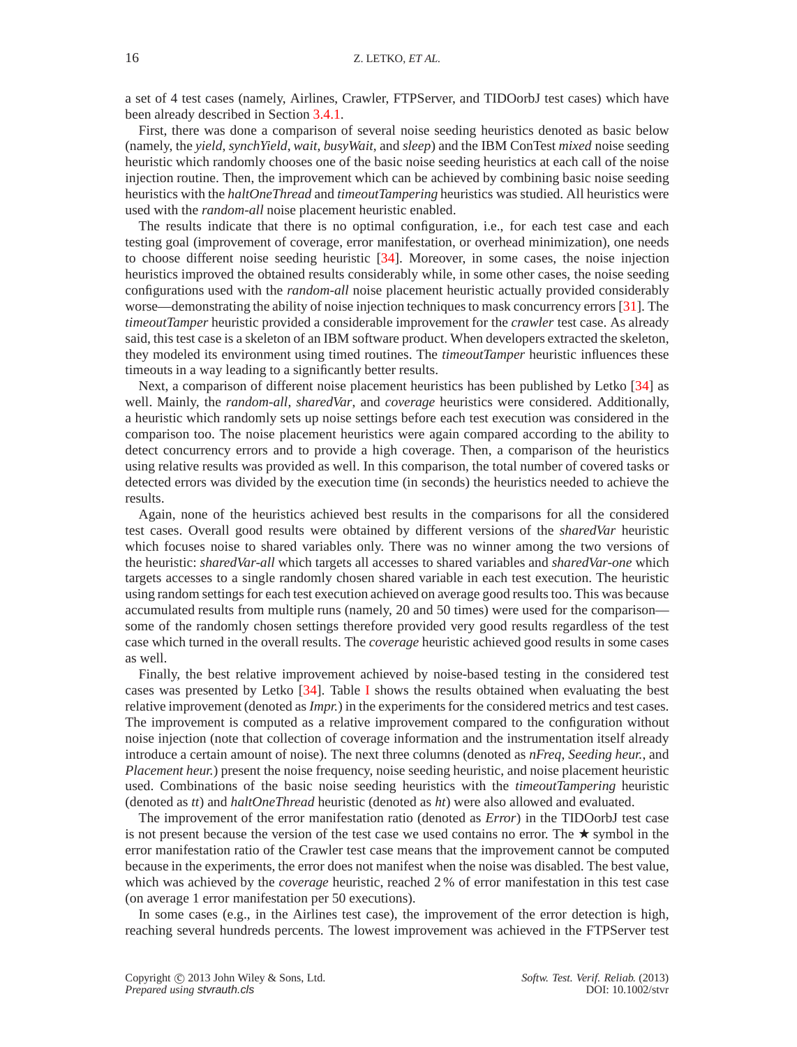a set of 4 test cases (namely, Airlines, Crawler, FTPServer, and TIDOorbJ test cases) which have been already described in Section 3.4.1.

First, there was done a comparison of several noise seeding heuristics denoted as basic below (namely, the *yield*, *synchYield*, *wait*, *busyWait*, and *sleep*) and the IBM ConTest *mixed* noise seeding heuristic which randomly chooses one of the basic noise seeding heuristics at each call of the noise injection routine. Then, the improvement which can be achieved by combining basic noise seeding heuristics with the *haltOneThread* and *timeoutTampering* heuristics was studied. All heuristics were used with the *random-all* noise placement heuristic enabled.

The results indicate that there is no optimal configuration, i.e., for each test case and each testing goal (improvement of coverage, error manifestation, or overhead minimization), one needs to choose different noise seeding heuristic [34]. Moreover, in some cases, the noise injection heuristics improved the obtained results considerably while, in some other cases, the noise seeding configurations used with the *random-all* noise placement heuristic actually provided considerably worse—demonstrating the ability of noise injection techniques to mask concurrency errors [31]. The *timeoutTamper* heuristic provided a considerable improvement for the *crawler* test case. As already said, this test case is a skeleton of an IBM software product. When developers extracted the skeleton, they modeled its environment using timed routines. The *timeoutTamper* heuristic influences these timeouts in a way leading to a significantly better results.

Next, a comparison of different noise placement heuristics has been published by Letko [34] as well. Mainly, the *random-all*, *sharedVar*, and *coverage* heuristics were considered. Additionally, a heuristic which randomly sets up noise settings before each test execution was considered in the comparison too. The noise placement heuristics were again compared according to the ability to detect concurrency errors and to provide a high coverage. Then, a comparison of the heuristics using relative results was provided as well. In this comparison, the total number of covered tasks or detected errors was divided by the execution time (in seconds) the heuristics needed to achieve the results.

Again, none of the heuristics achieved best results in the comparisons for all the considered test cases. Overall good results were obtained by different versions of the *sharedVar* heuristic which focuses noise to shared variables only. There was no winner among the two versions of the heuristic: *sharedVar-all* which targets all accesses to shared variables and *sharedVar-one* which targets accesses to a single randomly chosen shared variable in each test execution. The heuristic using random settings for each test execution achieved on average good results too. This was because accumulated results from multiple runs (namely, 20 and 50 times) were used for the comparison—some of the randomly chosen settings therefore provided very good results regardless of the test case which turned in the overall results. The *coverage* heuristic achieved good results in some cases as well.

Finally, the best relative improvement achieved by noise-based testing in the considered test cases was presented by Letko [34]. Table I shows the results obtained when evaluating the best relative improvement (denoted as *Impr.*) in the experiments for the considered metrics and test cases. The improvement is computed as a relative improvement compared to the configuration without noise injection (note that collection of coverage information and the instrumentation itself already introduce a certain amount of noise). The next three columns (denoted as *nFreq*, *Seeding heur.*, and *Placement heur.*) present the noise frequency, noise seeding heuristic, and noise placement heuristic used. Combinations of the basic noise seeding heuristics with the *timeoutTampering* heuristic (denoted as *tt*) and *haltOneThread* heuristic (denoted as *ht*) were also allowed and evaluated.

The improvement of the error manifestation ratio (denoted as *Error*) in the TIDOorbJ test case is not present because the version of the test case we used contains no error. The ★ symbol in the error manifestation ratio of the Crawler test case means that the improvement cannot be computed because in the experiments, the error does not manifest when the noise was disabled. The best value, which was achieved by the *coverage* heuristic, reached 2 % of error manifestation in this test case (on average 1 error manifestation per 50 executions).

In some cases (e.g., in the Airlines test case), the improvement of the error detection is high, reaching several hundreds percents. The lowest improvement was achieved in the FTPServer test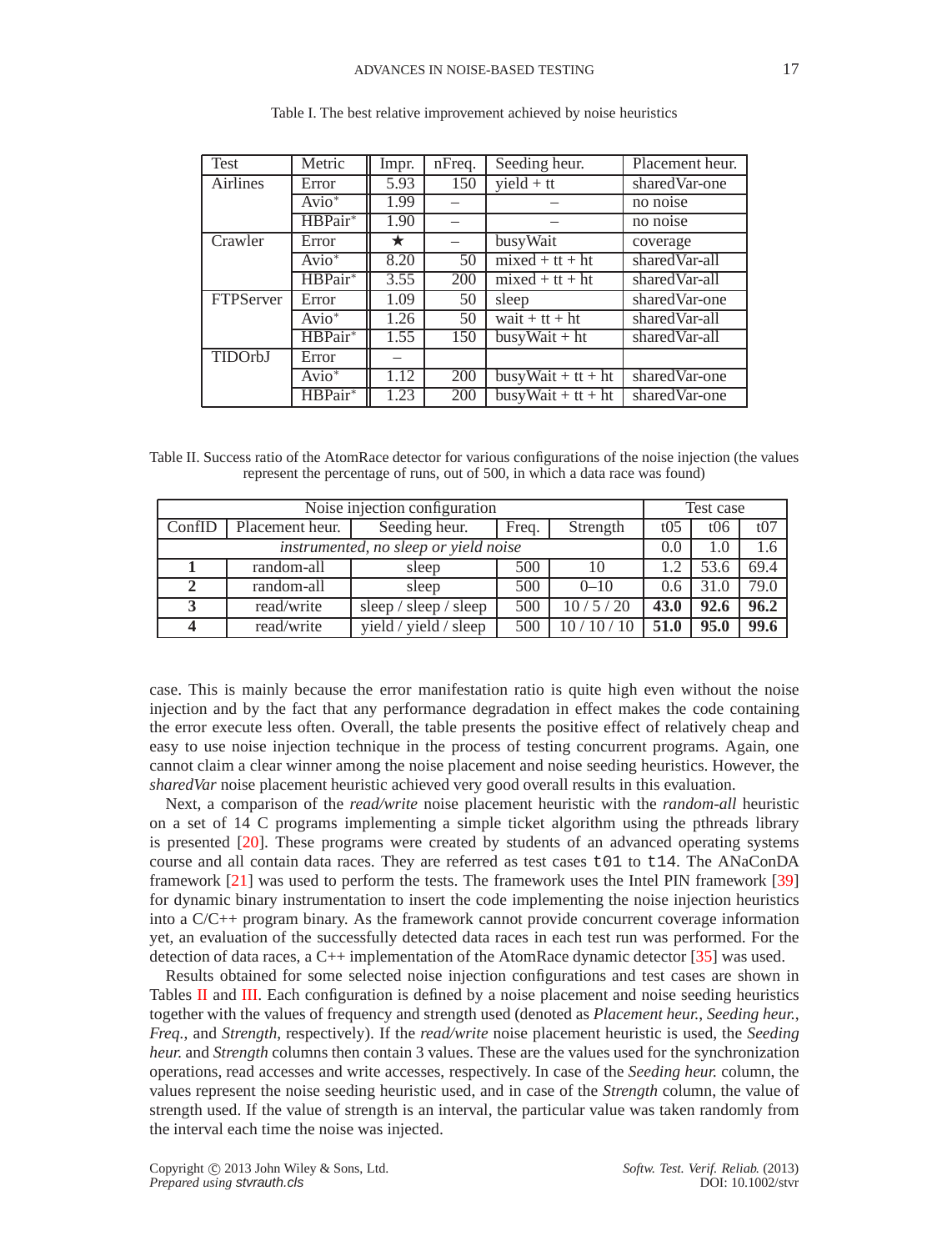Table I. The best relative improvement achieved by noise heuristics

| Test | Metric | Impr. | nFreq. | Seeding heur. | Placement heur. |
|---|---|---|---|---|---|
| Airlines | Error | 5.93 | 150 | yield + tt | sharedVar-one |
| | Avio* | 1.99 | – | – | no noise |
| | HBPair* | 1.90 | – | – | no noise |
| Crawler | Error | ★ | – | busyWait | coverage |
| | Avio* | 8.20 | 50 | mixed + tt + ht | sharedVar-all |
| | HBPair* | 3.55 | 200 | mixed + tt + ht | sharedVar-all |
| FTPServer | Error | 1.09 | 50 | sleep | sharedVar-one |
| | Avio* | 1.26 | 50 | wait + tt + ht | sharedVar-all |
| | HBPair* | 1.55 | 150 | busyWait + ht | sharedVar-all |
| TIDOrbJ | Error | – | | | |
| | Avio* | 1.12 | 200 | busyWait + tt + ht | sharedVar-one |
| | HBPair* | 1.23 | 200 | busyWait + tt + ht | sharedVar-one |

Table II. Success ratio of the AtomRace detector for various configurations of the noise injection (the values represent the percentage of runs, out of 500, in which a data race was found)

| Noise injection configuration | | | | | Test case | | |
|---|---|---|---|---|---|---|---|
| ConfID | Placement heur. | Seeding heur. | Freq. | Strength | t05 | t06 | t07 |
| *instrumented, no sleep or yield noise* | | | | | 0.0 | 1.0 | 1.6 |
| **1** | random-all | sleep | 500 | 10 | 1.2 | 53.6 | 69.4 |
| **2** | random-all | sleep | 500 | 0–10 | 0.6 | 31.0 | 79.0 |
| **3** | read/write | sleep / sleep / sleep | 500 | 10 / 5 / 20 | **43.0** | **92.6** | **96.2** |
| **4** | read/write | yield / yield / sleep | 500 | 10 / 10 / 10 | **51.0** | **95.0** | **99.6** |

case. This is mainly because the error manifestation ratio is quite high even without the noise injection and by the fact that any performance degradation in effect makes the code containing the error execute less often. Overall, the table presents the positive effect of relatively cheap and easy to use noise injection technique in the process of testing concurrent programs. Again, one cannot claim a clear winner among the noise placement and noise seeding heuristics. However, the *sharedVar* noise placement heuristic achieved very good overall results in this evaluation.

Next, a comparison of the *read/write* noise placement heuristic with the *random-all* heuristic on a set of 14 C programs implementing a simple ticket algorithm using the pthreads library is presented [20]. These programs were created by students of an advanced operating systems course and all contain data races. They are referred as test cases `t01` to `t14`. The ANaConDA framework [21] was used to perform the tests. The framework uses the Intel PIN framework [39] for dynamic binary instrumentation to insert the code implementing the noise injection heuristics into a C/C++ program binary. As the framework cannot provide concurrent coverage information yet, an evaluation of the successfully detected data races in each test run was performed. For the detection of data races, a C++ implementation of the AtomRace dynamic detector [35] was used.

Results obtained for some selected noise injection configurations and test cases are shown in Tables II and III. Each configuration is defined by a noise placement and noise seeding heuristics together with the values of frequency and strength used (denoted as *Placement heur.*, *Seeding heur.*, *Freq.*, and *Strength*, respectively). If the *read/write* noise placement heuristic is used, the *Seeding heur.* and *Strength* columns then contain 3 values. These are the values used for the synchronization operations, read accesses and write accesses, respectively. In case of the *Seeding heur.* column, the values represent the noise seeding heuristic used, and in case of the *Strength* column, the value of strength used. If the value of strength is an interval, the particular value was taken randomly from the interval each time the noise was injected.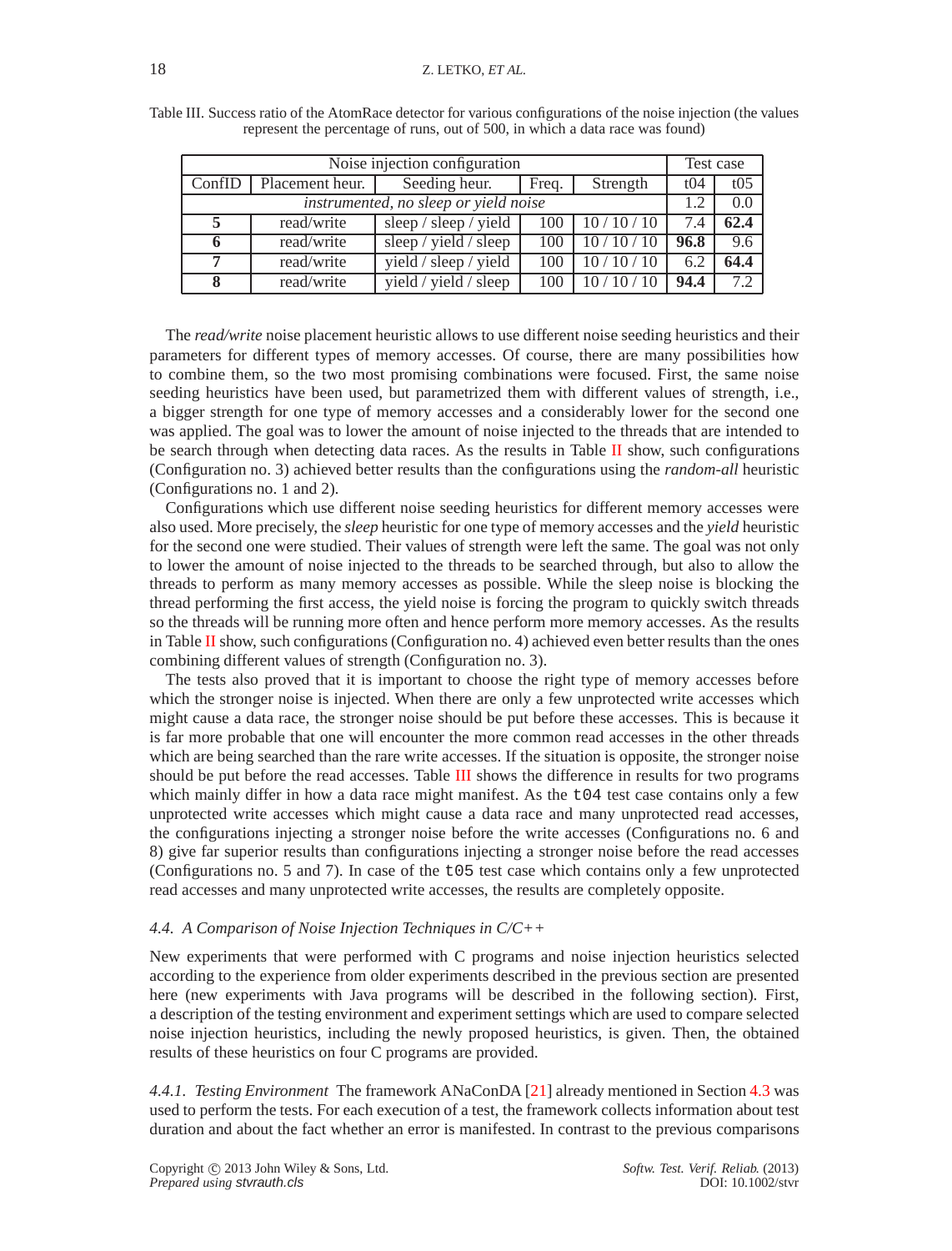Table III. Success ratio of the AtomRace detector for various configurations of the noise injection (the values represent the percentage of runs, out of 500, in which a data race was found)

| Noise injection configuration | | | | | Test case | |
|---|---|---|---|---|---|---|
| ConfID | Placement heur. | Seeding heur. | Freq. | Strength | t04 | t05 |
| *instrumented, no sleep or yield noise* | | | | | 1.2 | 0.0 |
| **5** | read/write | sleep / sleep / yield | 100 | 10 / 10 / 10 | 7.4 | **62.4** |
| **6** | read/write | sleep / yield / sleep | 100 | 10 / 10 / 10 | **96.8** | 9.6 |
| **7** | read/write | yield / sleep / yield | 100 | 10 / 10 / 10 | 6.2 | **64.4** |
| **8** | read/write | yield / yield / sleep | 100 | 10 / 10 / 10 | **94.4** | 7.2 |

The *read/write* noise placement heuristic allows to use different noise seeding heuristics and their parameters for different types of memory accesses. Of course, there are many possibilities how to combine them, so the two most promising combinations were focused. First, the same noise seeding heuristics have been used, but parametrized them with different values of strength, i.e., a bigger strength for one type of memory accesses and a considerably lower for the second one was applied. The goal was to lower the amount of noise injected to the threads that are intended to be search through when detecting data races. As the results in Table II show, such configurations (Configuration no. 3) achieved better results than the configurations using the *random-all* heuristic (Configurations no. 1 and 2).

Configurations which use different noise seeding heuristics for different memory accesses were also used. More precisely, the *sleep* heuristic for one type of memory accesses and the *yield* heuristic for the second one were studied. Their values of strength were left the same. The goal was not only to lower the amount of noise injected to the threads to be searched through, but also to allow the threads to perform as many memory accesses as possible. While the sleep noise is blocking the thread performing the first access, the yield noise is forcing the program to quickly switch threads so the threads will be running more often and hence perform more memory accesses. As the results in Table II show, such configurations (Configuration no. 4) achieved even better results than the ones combining different values of strength (Configuration no. 3).

The tests also proved that it is important to choose the right type of memory accesses before which the stronger noise is injected. When there are only a few unprotected write accesses which might cause a data race, the stronger noise should be put before these accesses. This is because it is far more probable that one will encounter the more common read accesses in the other threads which are being searched than the rare write accesses. If the situation is opposite, the stronger noise should be put before the read accesses. Table III shows the difference in results for two programs which mainly differ in how a data race might manifest. As the `t04` test case contains only a few unprotected write accesses which might cause a data race and many unprotected read accesses, the configurations injecting a stronger noise before the write accesses (Configurations no. 6 and 8) give far superior results than configurations injecting a stronger noise before the read accesses (Configurations no. 5 and 7). In case of the `t05` test case which contains only a few unprotected read accesses and many unprotected write accesses, the results are completely opposite.

### 4.4. A Comparison of Noise Injection Techniques in C/C++

New experiments that were performed with C programs and noise injection heuristics selected according to the experience from older experiments described in the previous section are presented here (new experiments with Java programs will be described in the following section). First, a description of the testing environment and experiment settings which are used to compare selected noise injection heuristics, including the newly proposed heuristics, is given. Then, the obtained results of these heuristics on four C programs are provided.

*4.4.1. Testing Environment* The framework ANaConDA [21] already mentioned in Section 4.3 was used to perform the tests. For each execution of a test, the framework collects information about test duration and about the fact whether an error is manifested. In contrast to the previous comparisons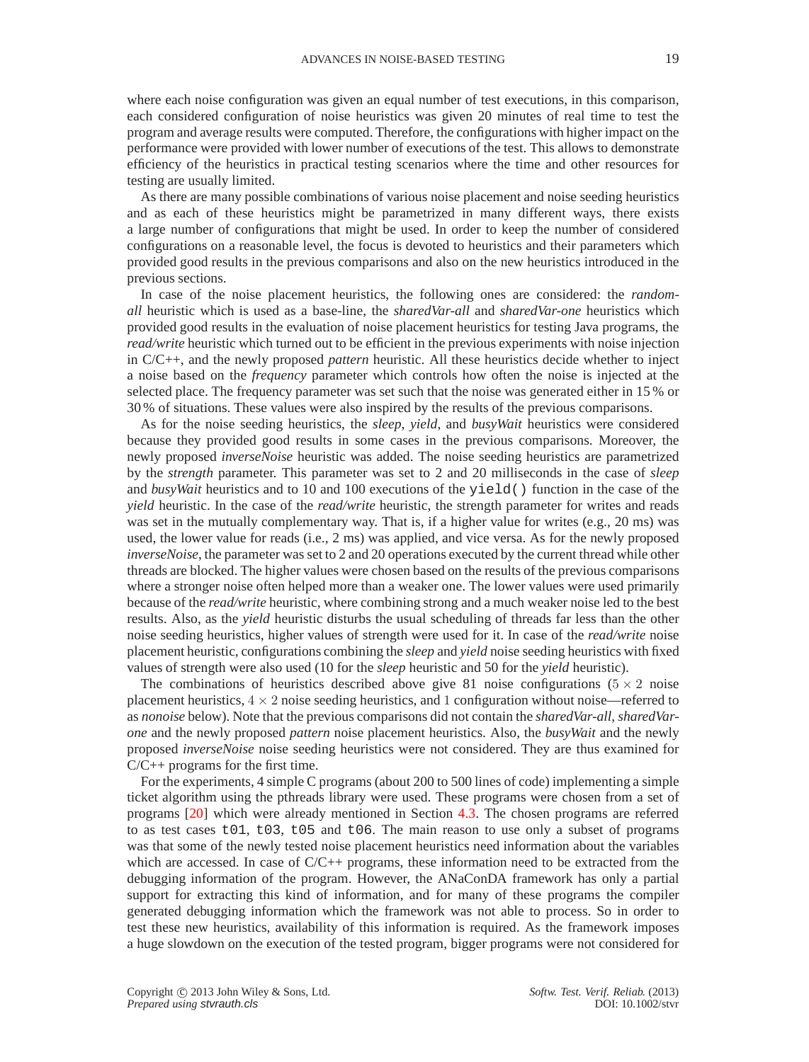where each noise configuration was given an equal number of test executions, in this comparison, each considered configuration of noise heuristics was given 20 minutes of real time to test the program and average results were computed. Therefore, the configurations with higher impact on the performance were provided with lower number of executions of the test. This allows to demonstrate efficiency of the heuristics in practical testing scenarios where the time and other resources for testing are usually limited.

As there are many possible combinations of various noise placement and noise seeding heuristics and as each of these heuristics might be parametrized in many different ways, there exists a large number of configurations that might be used. In order to keep the number of considered configurations on a reasonable level, the focus is devoted to heuristics and their parameters which provided good results in the previous comparisons and also on the new heuristics introduced in the previous sections.

In case of the noise placement heuristics, the following ones are considered: the *random-all* heuristic which is used as a base-line, the *sharedVar-all* and *sharedVar-one* heuristics which provided good results in the evaluation of noise placement heuristics for testing Java programs, the *read/write* heuristic which turned out to be efficient in the previous experiments with noise injection in C/C++, and the newly proposed *pattern* heuristic. All these heuristics decide whether to inject a noise based on the *frequency* parameter which controls how often the noise is injected at the selected place. The frequency parameter was set such that the noise was generated either in 15 % or 30 % of situations. These values were also inspired by the results of the previous comparisons.

As for the noise seeding heuristics, the *sleep*, *yield*, and *busyWait* heuristics were considered because they provided good results in some cases in the previous comparisons. Moreover, the newly proposed *inverseNoise* heuristic was added. The noise seeding heuristics are parametrized by the *strength* parameter. This parameter was set to 2 and 20 milliseconds in the case of *sleep* and *busyWait* heuristics and to 10 and 100 executions of the `yield()` function in the case of the *yield* heuristic. In the case of the *read/write* heuristic, the strength parameter for writes and reads was set in the mutually complementary way. That is, if a higher value for writes (e.g., 20 ms) was used, the lower value for reads (i.e., 2 ms) was applied, and vice versa. As for the newly proposed *inverseNoise*, the parameter was set to 2 and 20 operations executed by the current thread while other threads are blocked. The higher values were chosen based on the results of the previous comparisons where a stronger noise often helped more than a weaker one. The lower values were used primarily because of the *read/write* heuristic, where combining strong and a much weaker noise led to the best results. Also, as the *yield* heuristic disturbs the usual scheduling of threads far less than the other noise seeding heuristics, higher values of strength were used for it. In case of the *read/write* noise placement heuristic, configurations combining the *sleep* and *yield* noise seeding heuristics with fixed values of strength were also used (10 for the *sleep* heuristic and 50 for the *yield* heuristic).

The combinations of heuristics described above give 81 noise configurations ($5 \times 2$ noise placement heuristics, $4 \times 2$ noise seeding heuristics, and 1 configuration without noise—referred to as *nonoise* below). Note that the previous comparisons did not contain the *sharedVar-all*, *sharedVar-one* and the newly proposed *pattern* noise placement heuristics. Also, the *busyWait* and the newly proposed *inverseNoise* noise seeding heuristics were not considered. They are thus examined for C/C++ programs for the first time.

For the experiments, 4 simple C programs (about 200 to 500 lines of code) implementing a simple ticket algorithm using the pthreads library were used. These programs were chosen from a set of programs [20] which were already mentioned in Section 4.3. The chosen programs are referred to as test cases `t01`, `t03`, `t05` and `t06`. The main reason to use only a subset of programs was that some of the newly tested noise placement heuristics need information about the variables which are accessed. In case of C/C++ programs, these information need to be extracted from the debugging information of the program. However, the ANaConDA framework has only a partial support for extracting this kind of information, and for many of these programs the compiler generated debugging information which the framework was not able to process. So in order to test these new heuristics, availability of this information is required. As the framework imposes a huge slowdown on the execution of the tested program, bigger programs were not considered for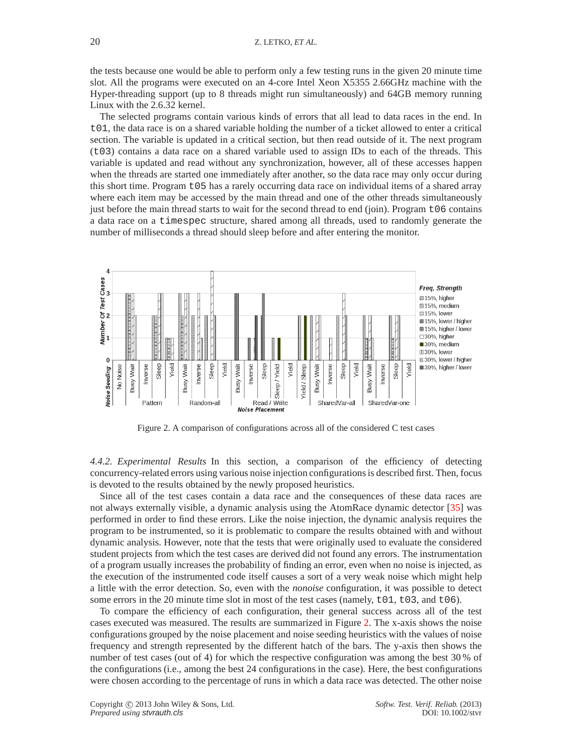the tests because one would be able to perform only a few testing runs in the given 20 minute time slot. All the programs were executed on an 4-core Intel Xeon X5355 2.66GHz machine with the Hyper-threading support (up to 8 threads might run simultaneously) and 64GB memory running Linux with the 2.6.32 kernel.

The selected programs contain various kinds of errors that all lead to data races in the end. In `t01`, the data race is on a shared variable holding the number of a ticket allowed to enter a critical section. The variable is updated in a critical section, but then read outside of it. The next program (`t03`) contains a data race on a shared variable used to assign IDs to each of the threads. This variable is updated and read without any synchronization, however, all of these accesses happen when the threads are started one immediately after another, so the data race may only occur during this short time. Program `t05` has a rarely occurring data race on individual items of a shared array where each item may be accessed by the main thread and one of the other threads simultaneously just before the main thread starts to wait for the second thread to end (join). Program `t06` contains a data race on a `timespec` structure, shared among all threads, used to randomly generate the number of milliseconds a thread should sleep before and after entering the monitor.

Figure 2. A comparison of configurations across all of the considered C test cases

*4.4.2. Experimental Results* In this section, a comparison of the efficiency of detecting concurrency-related errors using various noise injection configurations is described first. Then, focus is devoted to the results obtained by the newly proposed heuristics.

Since all of the test cases contain a data race and the consequences of these data races are not always externally visible, a dynamic analysis using the AtomRace dynamic detector [35] was performed in order to find these errors. Like the noise injection, the dynamic analysis requires the program to be instrumented, so it is problematic to compare the results obtained with and without dynamic analysis. However, note that the tests that were originally used to evaluate the considered student projects from which the test cases are derived did not found any errors. The instrumentation of a program usually increases the probability of finding an error, even when no noise is injected, as the execution of the instrumented code itself causes a sort of a very weak noise which might help a little with the error detection. So, even with the *nonoise* configuration, it was possible to detect some errors in the 20 minute time slot in most of the test cases (namely, `t01`, `t03`, and `t06`).

To compare the efficiency of each configuration, their general success across all of the test cases executed was measured. The results are summarized in Figure 2. The x-axis shows the noise configurations grouped by the noise placement and noise seeding heuristics with the values of noise frequency and strength represented by the different hatch of the bars. The y-axis then shows the number of test cases (out of 4) for which the respective configuration was among the best 30 % of the configurations (i.e., among the best 24 configurations in the case). Here, the best configurations were chosen according to the percentage of runs in which a data race was detected. The other noise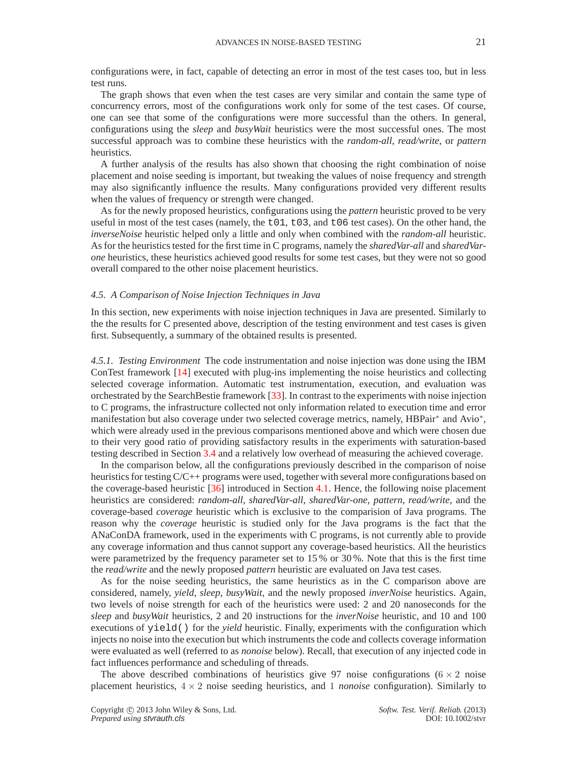configurations were, in fact, capable of detecting an error in most of the test cases too, but in less test runs.

The graph shows that even when the test cases are very similar and contain the same type of concurrency errors, most of the configurations work only for some of the test cases. Of course, one can see that some of the configurations were more successful than the others. In general, configurations using the *sleep* and *busyWait* heuristics were the most successful ones. The most successful approach was to combine these heuristics with the *random-all*, *read/write*, or *pattern* heuristics.

A further analysis of the results has also shown that choosing the right combination of noise placement and noise seeding is important, but tweaking the values of noise frequency and strength may also significantly influence the results. Many configurations provided very different results when the values of frequency or strength were changed.

As for the newly proposed heuristics, configurations using the *pattern* heuristic proved to be very useful in most of the test cases (namely, the `t01`, `t03`, and `t06` test cases). On the other hand, the *inverseNoise* heuristic helped only a little and only when combined with the *random-all* heuristic. As for the heuristics tested for the first time in C programs, namely the *sharedVar-all* and *sharedVar-one* heuristics, these heuristics achieved good results for some test cases, but they were not so good overall compared to the other noise placement heuristics.

### 4.5. A Comparison of Noise Injection Techniques in Java

In this section, new experiments with noise injection techniques in Java are presented. Similarly to the the results for C presented above, description of the testing environment and test cases is given first. Subsequently, a summary of the obtained results is presented.

*4.5.1. Testing Environment* The code instrumentation and noise injection was done using the IBM ConTest framework [14] executed with plug-ins implementing the noise heuristics and collecting selected coverage information. Automatic test instrumentation, execution, and evaluation was orchestrated by the SearchBestie framework [33]. In contrast to the experiments with noise injection to C programs, the infrastructure collected not only information related to execution time and error manifestation but also coverage under two selected coverage metrics, namely, HBPair* and Avio*, which were already used in the previous comparisons mentioned above and which were chosen due to their very good ratio of providing satisfactory results in the experiments with saturation-based testing described in Section 3.4 and a relatively low overhead of measuring the achieved coverage.

In the comparison below, all the configurations previously described in the comparison of noise heuristics for testing C/C++ programs were used, together with several more configurations based on the coverage-based heuristic [36] introduced in Section 4.1. Hence, the following noise placement heuristics are considered: *random-all*, *sharedVar-all*, *sharedVar-one*, *pattern*, *read/write*, and the coverage-based *coverage* heuristic which is exclusive to the comparision of Java programs. The reason why the *coverage* heuristic is studied only for the Java programs is the fact that the ANaConDA framework, used in the experiments with C programs, is not currently able to provide any coverage information and thus cannot support any coverage-based heuristics. All the heuristics were parametrized by the frequency parameter set to 15 % or 30 %. Note that this is the first time the *read/write* and the newly proposed *pattern* heuristic are evaluated on Java test cases.

As for the noise seeding heuristics, the same heuristics as in the C comparison above are considered, namely, *yield*, *sleep*, *busyWait*, and the newly proposed *inverNoise* heuristics. Again, two levels of noise strength for each of the heuristics were used: 2 and 20 nanoseconds for the *sleep* and *busyWait* heuristics, 2 and 20 instructions for the *inverNoise* heuristic, and 10 and 100 executions of `yield()` for the *yield* heuristic. Finally, experiments with the configuration which injects no noise into the execution but which instruments the code and collects coverage information were evaluated as well (referred to as *nonoise* below). Recall, that execution of any injected code in fact influences performance and scheduling of threads.

The above described combinations of heuristics give 97 noise configurations ($6 \times 2$ noise placement heuristics, $4 \times 2$ noise seeding heuristics, and $1$ *nonoise* configuration). Similarly to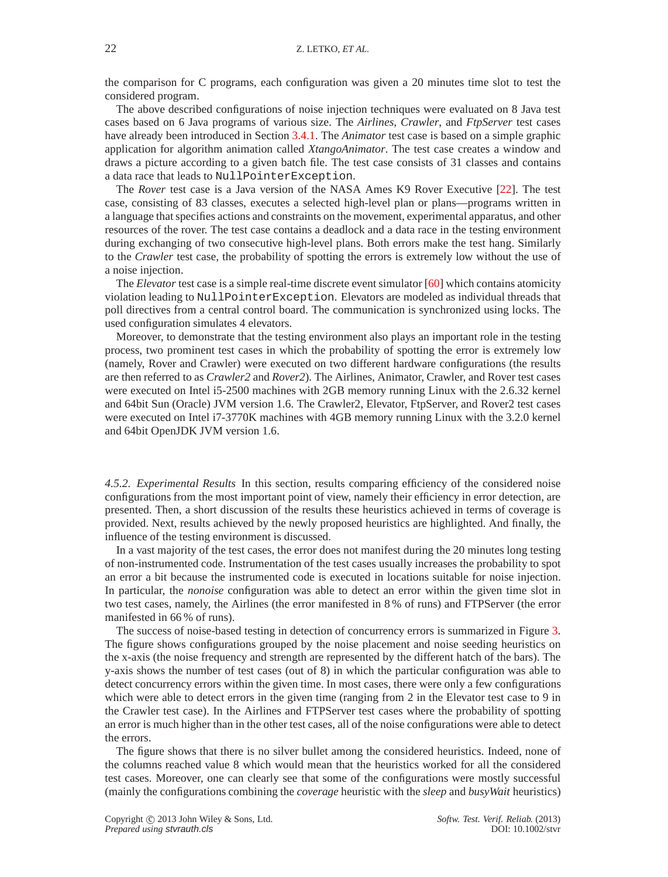the comparison for C programs, each configuration was given a 20 minutes time slot to test the considered program.

The above described configurations of noise injection techniques were evaluated on 8 Java test cases based on 6 Java programs of various size. The *Airlines*, *Crawler*, and *FtpServer* test cases have already been introduced in Section 3.4.1. The *Animator* test case is based on a simple graphic application for algorithm animation called *XtangoAnimator*. The test case creates a window and draws a picture according to a given batch file. The test case consists of 31 classes and contains a data race that leads to `NullPointerException`.

The *Rover* test case is a Java version of the NASA Ames K9 Rover Executive [22]. The test case, consisting of 83 classes, executes a selected high-level plan or plans—programs written in a language that specifies actions and constraints on the movement, experimental apparatus, and other resources of the rover. The test case contains a deadlock and a data race in the testing environment during exchanging of two consecutive high-level plans. Both errors make the test hang. Similarly to the *Crawler* test case, the probability of spotting the errors is extremely low without the use of a noise injection.

The *Elevator* test case is a simple real-time discrete event simulator [60] which contains atomicity violation leading to `NullPointerException`. Elevators are modeled as individual threads that poll directives from a central control board. The communication is synchronized using locks. The used configuration simulates 4 elevators.

Moreover, to demonstrate that the testing environment also plays an important role in the testing process, two prominent test cases in which the probability of spotting the error is extremely low (namely, Rover and Crawler) were executed on two different hardware configurations (the results are then referred to as *Crawler2* and *Rover2*). The Airlines, Animator, Crawler, and Rover test cases were executed on Intel i5-2500 machines with 2GB memory running Linux with the 2.6.32 kernel and 64bit Sun (Oracle) JVM version 1.6. The Crawler2, Elevator, FtpServer, and Rover2 test cases were executed on Intel i7-3770K machines with 4GB memory running Linux with the 3.2.0 kernel and 64bit OpenJDK JVM version 1.6.

*4.5.2. Experimental Results* In this section, results comparing efficiency of the considered noise configurations from the most important point of view, namely their efficiency in error detection, are presented. Then, a short discussion of the results these heuristics achieved in terms of coverage is provided. Next, results achieved by the newly proposed heuristics are highlighted. And finally, the influence of the testing environment is discussed.

In a vast majority of the test cases, the error does not manifest during the 20 minutes long testing of non-instrumented code. Instrumentation of the test cases usually increases the probability to spot an error a bit because the instrumented code is executed in locations suitable for noise injection. In particular, the *nonoise* configuration was able to detect an error within the given time slot in two test cases, namely, the Airlines (the error manifested in 8 % of runs) and FTPServer (the error manifested in 66 % of runs).

The success of noise-based testing in detection of concurrency errors is summarized in Figure 3. The figure shows configurations grouped by the noise placement and noise seeding heuristics on the x-axis (the noise frequency and strength are represented by the different hatch of the bars). The y-axis shows the number of test cases (out of 8) in which the particular configuration was able to detect concurrency errors within the given time. In most cases, there were only a few configurations which were able to detect errors in the given time (ranging from 2 in the Elevator test case to 9 in the Crawler test case). In the Airlines and FTPServer test cases where the probability of spotting an error is much higher than in the other test cases, all of the noise configurations were able to detect the errors.

The figure shows that there is no silver bullet among the considered heuristics. Indeed, none of the columns reached value 8 which would mean that the heuristics worked for all the considered test cases. Moreover, one can clearly see that some of the configurations were mostly successful (mainly the configurations combining the *coverage* heuristic with the *sleep* and *busyWait* heuristics)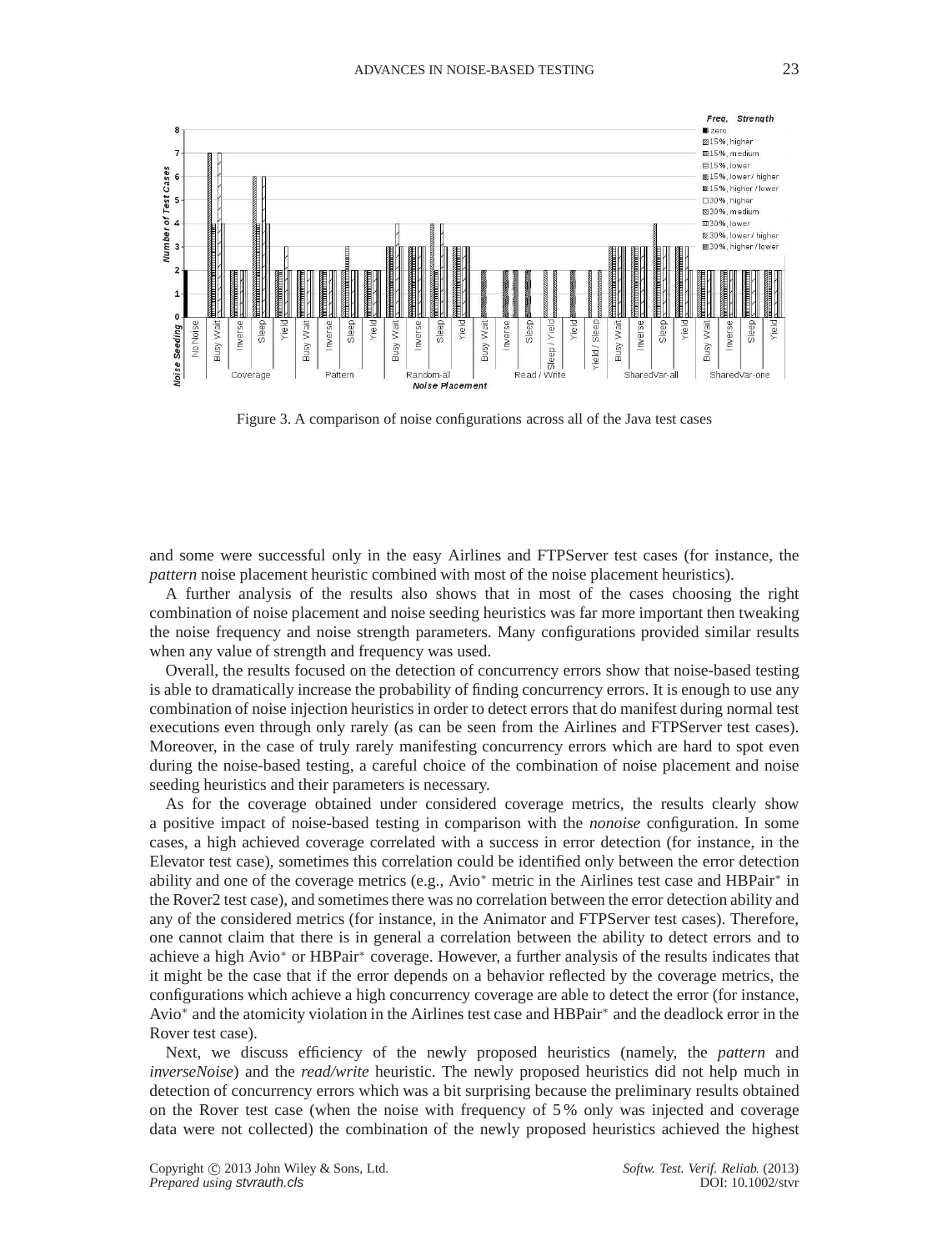Freq, Strength
zero
15%, higher
15%, medium
15%, lower
15%, lower / higher
15%, higher / lower
30%, higher
30%, medium
30%, lower
30%, lower / higher
30%, higher / lower

Number of Test Cases
0
1
2
3
4
5
6
7
8

Noise Seeding
No Noise
Busy Wait
Inverse
Sleep
Yield
Busy Wait
Inverse
Sleep
Yield
Busy Wait
Inverse
Sleep
Yield
Busy Wait
Inverse
Sleep
Sleep / Yield
Yield
Yield / Sleep
Busy Wait
Inverse
Sleep
Yield
Busy Wait
Inverse
Sleep
Yield

Coverage
Pattern
Random-all
Read / Write
SharedVar-all
SharedVar-one
Noise Placement

Figure 3. A comparison of noise configurations across all of the Java test cases

and some were successful only in the easy Airlines and FTPServer test cases (for instance, the *pattern* noise placement heuristic combined with most of the noise placement heuristics).

A further analysis of the results also shows that in most of the cases choosing the right combination of noise placement and noise seeding heuristics was far more important then tweaking the noise frequency and noise strength parameters. Many configurations provided similar results when any value of strength and frequency was used.

Overall, the results focused on the detection of concurrency errors show that noise-based testing is able to dramatically increase the probability of finding concurrency errors. It is enough to use any combination of noise injection heuristics in order to detect errors that do manifest during normal test executions even through only rarely (as can be seen from the Airlines and FTPServer test cases). Moreover, in the case of truly rarely manifesting concurrency errors which are hard to spot even during the noise-based testing, a careful choice of the combination of noise placement and noise seeding heuristics and their parameters is necessary.

As for the coverage obtained under considered coverage metrics, the results clearly show a positive impact of noise-based testing in comparison with the *nonoise* configuration. In some cases, a high achieved coverage correlated with a success in error detection (for instance, in the Elevator test case), sometimes this correlation could be identified only between the error detection ability and one of the coverage metrics (e.g., Avio* metric in the Airlines test case and HBPair* in the Rover2 test case), and sometimes there was no correlation between the error detection ability and any of the considered metrics (for instance, in the Animator and FTPServer test cases). Therefore, one cannot claim that there is in general a correlation between the ability to detect errors and to achieve a high Avio* or HBPair* coverage. However, a further analysis of the results indicates that it might be the case that if the error depends on a behavior reflected by the coverage metrics, the configurations which achieve a high concurrency coverage are able to detect the error (for instance, Avio* and the atomicity violation in the Airlines test case and HBPair* and the deadlock error in the Rover test case).

Next, we discuss efficiency of the newly proposed heuristics (namely, the *pattern* and *inverseNoise*) and the *read/write* heuristic. The newly proposed heuristics did not help much in detection of concurrency errors which was a bit surprising because the preliminary results obtained on the Rover test case (when the noise with frequency of 5 % only was injected and coverage data were not collected) the combination of the newly proposed heuristics achieved the highest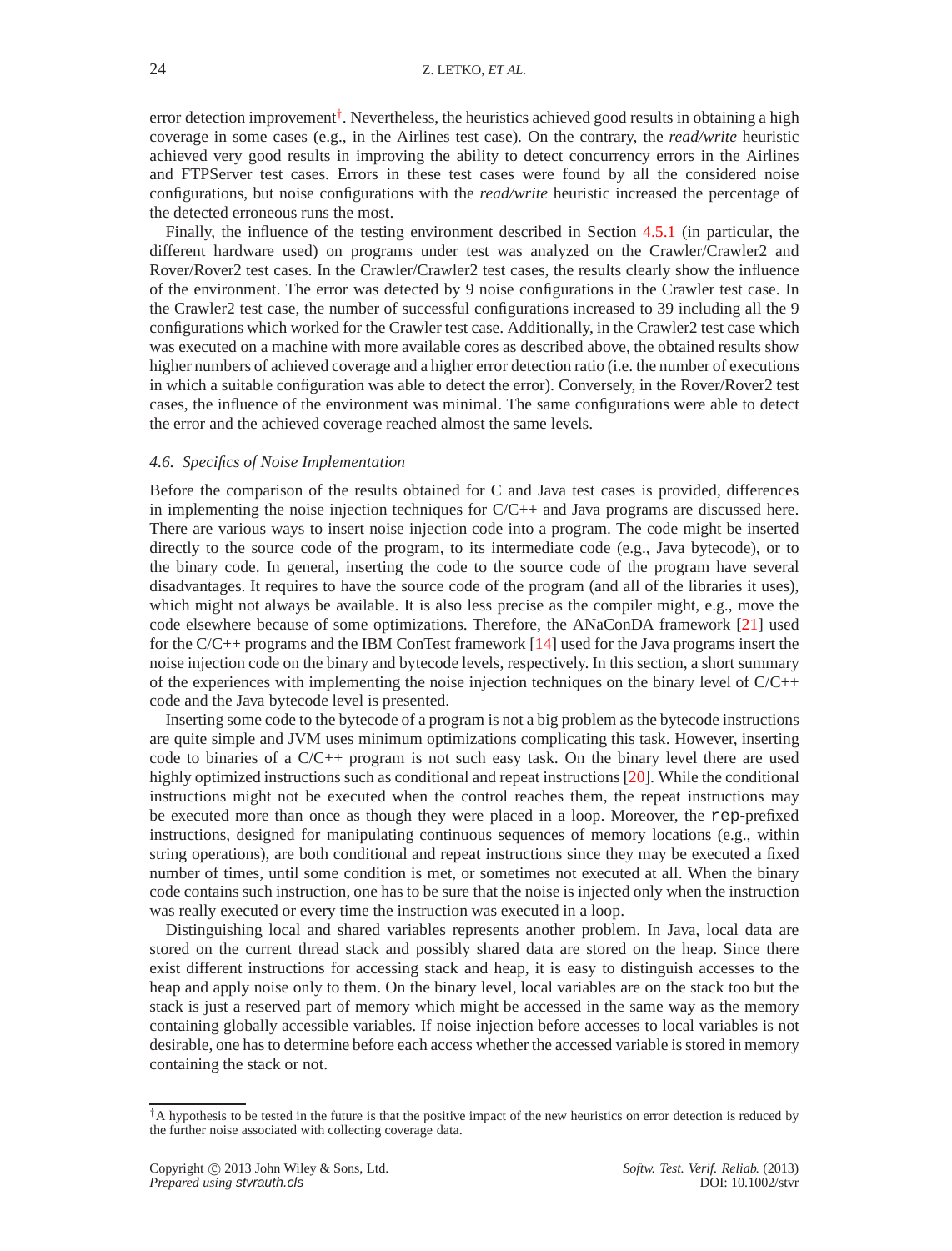error detection improvement[†]. Nevertheless, the heuristics achieved good results in obtaining a high coverage in some cases (e.g., in the Airlines test case). On the contrary, the *read/write* heuristic achieved very good results in improving the ability to detect concurrency errors in the Airlines and FTPServer test cases. Errors in these test cases were found by all the considered noise configurations, but noise configurations with the *read/write* heuristic increased the percentage of the detected erroneous runs the most.

Finally, the influence of the testing environment described in Section 4.5.1 (in particular, the different hardware used) on programs under test was analyzed on the Crawler/Crawler2 and Rover/Rover2 test cases. In the Crawler/Crawler2 test cases, the results clearly show the influence of the environment. The error was detected by 9 noise configurations in the Crawler test case. In the Crawler2 test case, the number of successful configurations increased to 39 including all the 9 configurations which worked for the Crawler test case. Additionally, in the Crawler2 test case which was executed on a machine with more available cores as described above, the obtained results show higher numbers of achieved coverage and a higher error detection ratio (i.e. the number of executions in which a suitable configuration was able to detect the error). Conversely, in the Rover/Rover2 test cases, the influence of the environment was minimal. The same configurations were able to detect the error and the achieved coverage reached almost the same levels.

### 4.6. Specifics of Noise Implementation

Before the comparison of the results obtained for C and Java test cases is provided, differences in implementing the noise injection techniques for C/C++ and Java programs are discussed here. There are various ways to insert noise injection code into a program. The code might be inserted directly to the source code of the program, to its intermediate code (e.g., Java bytecode), or to the binary code. In general, inserting the code to the source code of the program have several disadvantages. It requires to have the source code of the program (and all of the libraries it uses), which might not always be available. It is also less precise as the compiler might, e.g., move the code elsewhere because of some optimizations. Therefore, the ANaConDA framework [21] used for the C/C++ programs and the IBM ConTest framework [14] used for the Java programs insert the noise injection code on the binary and bytecode levels, respectively. In this section, a short summary of the experiences with implementing the noise injection techniques on the binary level of C/C++ code and the Java bytecode level is presented.

Inserting some code to the bytecode of a program is not a big problem as the bytecode instructions are quite simple and JVM uses minimum optimizations complicating this task. However, inserting code to binaries of a C/C++ program is not such easy task. On the binary level there are used highly optimized instructions such as conditional and repeat instructions [20]. While the conditional instructions might not be executed when the control reaches them, the repeat instructions may be executed more than once as though they were placed in a loop. Moreover, the `rep`-prefixed instructions, designed for manipulating continuous sequences of memory locations (e.g., within string operations), are both conditional and repeat instructions since they may be executed a fixed number of times, until some condition is met, or sometimes not executed at all. When the binary code contains such instruction, one has to be sure that the noise is injected only when the instruction was really executed or every time the instruction was executed in a loop.

Distinguishing local and shared variables represents another problem. In Java, local data are stored on the current thread stack and possibly shared data are stored on the heap. Since there exist different instructions for accessing stack and heap, it is easy to distinguish accesses to the heap and apply noise only to them. On the binary level, local variables are on the stack too but the stack is just a reserved part of memory which might be accessed in the same way as the memory containing globally accessible variables. If noise injection before accesses to local variables is not desirable, one has to determine before each access whether the accessed variable is stored in memory containing the stack or not.

[†]A hypothesis to be tested in the future is that the positive impact of the new heuristics on error detection is reduced by the further noise associated with collecting coverage data.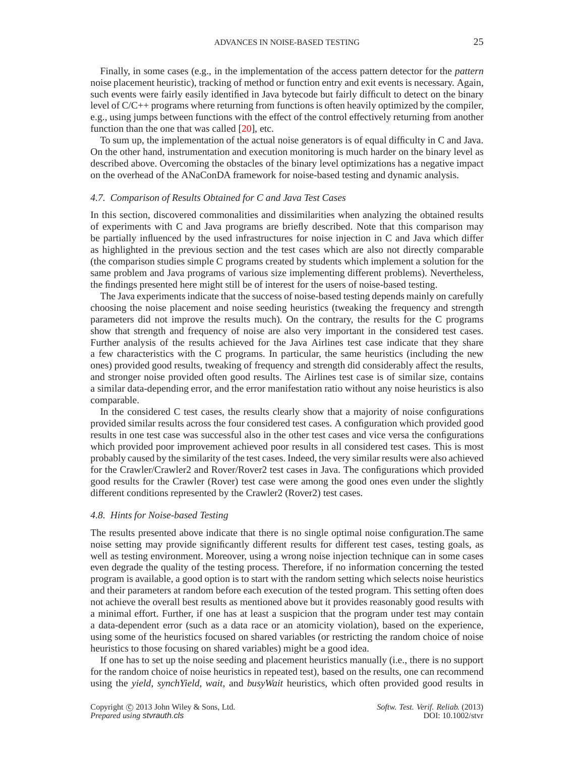Finally, in some cases (e.g., in the implementation of the access pattern detector for the *pattern* noise placement heuristic), tracking of method or function entry and exit events is necessary. Again, such events were fairly easily identified in Java bytecode but fairly difficult to detect on the binary level of C/C++ programs where returning from functions is often heavily optimized by the compiler, e.g., using jumps between functions with the effect of the control effectively returning from another function than the one that was called [20], etc.

To sum up, the implementation of the actual noise generators is of equal difficulty in C and Java. On the other hand, instrumentation and execution monitoring is much harder on the binary level as described above. Overcoming the obstacles of the binary level optimizations has a negative impact on the overhead of the ANaConDA framework for noise-based testing and dynamic analysis.

### 4.7. Comparison of Results Obtained for C and Java Test Cases

In this section, discovered commonalities and dissimilarities when analyzing the obtained results of experiments with C and Java programs are briefly described. Note that this comparison may be partially influenced by the used infrastructures for noise injection in C and Java which differ as highlighted in the previous section and the test cases which are also not directly comparable (the comparison studies simple C programs created by students which implement a solution for the same problem and Java programs of various size implementing different problems). Nevertheless, the findings presented here might still be of interest for the users of noise-based testing.

The Java experiments indicate that the success of noise-based testing depends mainly on carefully choosing the noise placement and noise seeding heuristics (tweaking the frequency and strength parameters did not improve the results much). On the contrary, the results for the C programs show that strength and frequency of noise are also very important in the considered test cases. Further analysis of the results achieved for the Java Airlines test case indicate that they share a few characteristics with the C programs. In particular, the same heuristics (including the new ones) provided good results, tweaking of frequency and strength did considerably affect the results, and stronger noise provided often good results. The Airlines test case is of similar size, contains a similar data-depending error, and the error manifestation ratio without any noise heuristics is also comparable.

In the considered C test cases, the results clearly show that a majority of noise configurations provided similar results across the four considered test cases. A configuration which provided good results in one test case was successful also in the other test cases and vice versa the configurations which provided poor improvement achieved poor results in all considered test cases. This is most probably caused by the similarity of the test cases. Indeed, the very similar results were also achieved for the Crawler/Crawler2 and Rover/Rover2 test cases in Java. The configurations which provided good results for the Crawler (Rover) test case were among the good ones even under the slightly different conditions represented by the Crawler2 (Rover2) test cases.

### 4.8. Hints for Noise-based Testing

The results presented above indicate that there is no single optimal noise configuration.The same noise setting may provide significantly different results for different test cases, testing goals, as well as testing environment. Moreover, using a wrong noise injection technique can in some cases even degrade the quality of the testing process. Therefore, if no information concerning the tested program is available, a good option is to start with the random setting which selects noise heuristics and their parameters at random before each execution of the tested program. This setting often does not achieve the overall best results as mentioned above but it provides reasonably good results with a minimal effort. Further, if one has at least a suspicion that the program under test may contain a data-dependent error (such as a data race or an atomicity violation), based on the experience, using some of the heuristics focused on shared variables (or restricting the random choice of noise heuristics to those focusing on shared variables) might be a good idea.

If one has to set up the noise seeding and placement heuristics manually (i.e., there is no support for the random choice of noise heuristics in repeated test), based on the results, one can recommend using the *yield*, *synchYield*, *wait*, and *busyWait* heuristics, which often provided good results in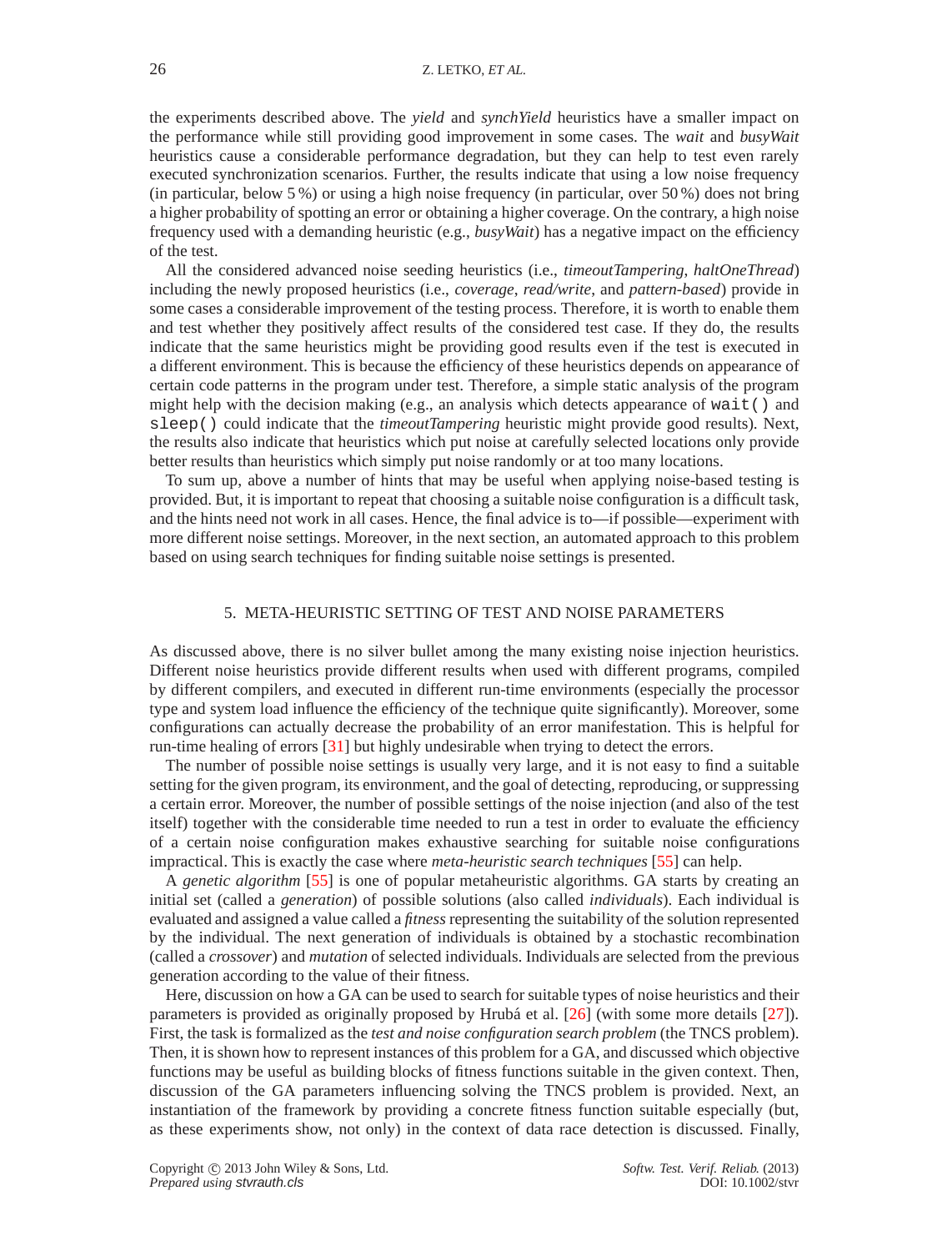the experiments described above. The *yield* and *synchYield* heuristics have a smaller impact on the performance while still providing good improvement in some cases. The *wait* and *busyWait* heuristics cause a considerable performance degradation, but they can help to test even rarely executed synchronization scenarios. Further, the results indicate that using a low noise frequency (in particular, below 5 %) or using a high noise frequency (in particular, over 50 %) does not bring a higher probability of spotting an error or obtaining a higher coverage. On the contrary, a high noise frequency used with a demanding heuristic (e.g., *busyWait*) has a negative impact on the efficiency of the test.

All the considered advanced noise seeding heuristics (i.e., *timeoutTampering*, *haltOneThread*) including the newly proposed heuristics (i.e., *coverage*, *read/write*, and *pattern-based*) provide in some cases a considerable improvement of the testing process. Therefore, it is worth to enable them and test whether they positively affect results of the considered test case. If they do, the results indicate that the same heuristics might be providing good results even if the test is executed in a different environment. This is because the efficiency of these heuristics depends on appearance of certain code patterns in the program under test. Therefore, a simple static analysis of the program might help with the decision making (e.g., an analysis which detects appearance of `wait()` and `sleep()` could indicate that the *timeoutTampering* heuristic might provide good results). Next, the results also indicate that heuristics which put noise at carefully selected locations only provide better results than heuristics which simply put noise randomly or at too many locations.

To sum up, above a number of hints that may be useful when applying noise-based testing is provided. But, it is important to repeat that choosing a suitable noise configuration is a difficult task, and the hints need not work in all cases. Hence, the final advice is to—if possible—experiment with more different noise settings. Moreover, in the next section, an automated approach to this problem based on using search techniques for finding suitable noise settings is presented.

## 5. META-HEURISTIC SETTING OF TEST AND NOISE PARAMETERS

As discussed above, there is no silver bullet among the many existing noise injection heuristics. Different noise heuristics provide different results when used with different programs, compiled by different compilers, and executed in different run-time environments (especially the processor type and system load influence the efficiency of the technique quite significantly). Moreover, some configurations can actually decrease the probability of an error manifestation. This is helpful for run-time healing of errors [31] but highly undesirable when trying to detect the errors.

The number of possible noise settings is usually very large, and it is not easy to find a suitable setting for the given program, its environment, and the goal of detecting, reproducing, or suppressing a certain error. Moreover, the number of possible settings of the noise injection (and also of the test itself) together with the considerable time needed to run a test in order to evaluate the efficiency of a certain noise configuration makes exhaustive searching for suitable noise configurations impractical. This is exactly the case where *meta-heuristic search techniques* [55] can help.

A *genetic algorithm* [55] is one of popular metaheuristic algorithms. GA starts by creating an initial set (called a *generation*) of possible solutions (also called *individuals*). Each individual is evaluated and assigned a value called a *fitness* representing the suitability of the solution represented by the individual. The next generation of individuals is obtained by a stochastic recombination (called a *crossover*) and *mutation* of selected individuals. Individuals are selected from the previous generation according to the value of their fitness.

Here, discussion on how a GA can be used to search for suitable types of noise heuristics and their parameters is provided as originally proposed by Hrubá et al. [26] (with some more details [27]). First, the task is formalized as the *test and noise configuration search problem* (the TNCS problem). Then, it is shown how to represent instances of this problem for a GA, and discussed which objective functions may be useful as building blocks of fitness functions suitable in the given context. Then, discussion of the GA parameters influencing solving the TNCS problem is provided. Next, an instantiation of the framework by providing a concrete fitness function suitable especially (but, as these experiments show, not only) in the context of data race detection is discussed. Finally,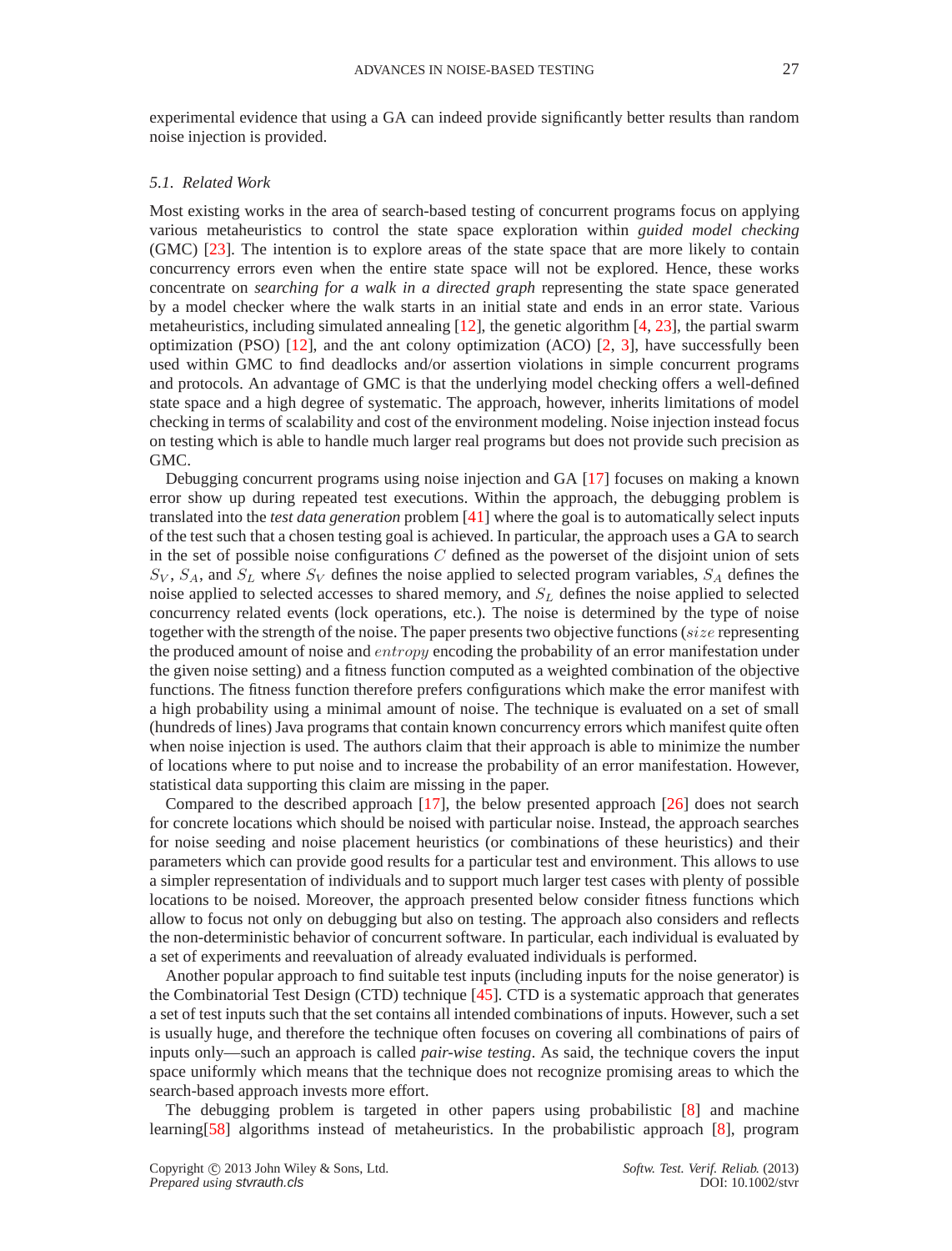experimental evidence that using a GA can indeed provide significantly better results than random noise injection is provided.

### 5.1. Related Work

Most existing works in the area of search-based testing of concurrent programs focus on applying various metaheuristics to control the state space exploration within *guided model checking* (GMC) [23]. The intention is to explore areas of the state space that are more likely to contain concurrency errors even when the entire state space will not be explored. Hence, these works concentrate on *searching for a walk in a directed graph* representing the state space generated by a model checker where the walk starts in an initial state and ends in an error state. Various metaheuristics, including simulated annealing [12], the genetic algorithm [4, 23], the partial swarm optimization (PSO) [12], and the ant colony optimization (ACO) [2, 3], have successfully been used within GMC to find deadlocks and/or assertion violations in simple concurrent programs and protocols. An advantage of GMC is that the underlying model checking offers a well-defined state space and a high degree of systematic. The approach, however, inherits limitations of model checking in terms of scalability and cost of the environment modeling. Noise injection instead focus on testing which is able to handle much larger real programs but does not provide such precision as GMC.

Debugging concurrent programs using noise injection and GA [17] focuses on making a known error show up during repeated test executions. Within the approach, the debugging problem is translated into the *test data generation* problem [41] where the goal is to automatically select inputs of the test such that a chosen testing goal is achieved. In particular, the approach uses a GA to search in the set of possible noise configurations $C$ defined as the powerset of the disjoint union of sets $S_V$, $S_A$, and $S_L$ where $S_V$ defines the noise applied to selected program variables, $S_A$ defines the noise applied to selected accesses to shared memory, and $S_L$ defines the noise applied to selected concurrency related events (lock operations, etc.). The noise is determined by the type of noise together with the strength of the noise. The paper presents two objective functions ($size$ representing the produced amount of noise and $entropy$ encoding the probability of an error manifestation under the given noise setting) and a fitness function computed as a weighted combination of the objective functions. The fitness function therefore prefers configurations which make the error manifest with a high probability using a minimal amount of noise. The technique is evaluated on a set of small (hundreds of lines) Java programs that contain known concurrency errors which manifest quite often when noise injection is used. The authors claim that their approach is able to minimize the number of locations where to put noise and to increase the probability of an error manifestation. However, statistical data supporting this claim are missing in the paper.

Compared to the described approach [17], the below presented approach [26] does not search for concrete locations which should be noised with particular noise. Instead, the approach searches for noise seeding and noise placement heuristics (or combinations of these heuristics) and their parameters which can provide good results for a particular test and environment. This allows to use a simpler representation of individuals and to support much larger test cases with plenty of possible locations to be noised. Moreover, the approach presented below consider fitness functions which allow to focus not only on debugging but also on testing. The approach also considers and reflects the non-deterministic behavior of concurrent software. In particular, each individual is evaluated by a set of experiments and reevaluation of already evaluated individuals is performed.

Another popular approach to find suitable test inputs (including inputs for the noise generator) is the Combinatorial Test Design (CTD) technique [45]. CTD is a systematic approach that generates a set of test inputs such that the set contains all intended combinations of inputs. However, such a set is usually huge, and therefore the technique often focuses on covering all combinations of pairs of inputs only—such an approach is called *pair-wise testing*. As said, the technique covers the input space uniformly which means that the technique does not recognize promising areas to which the search-based approach invests more effort.

The debugging problem is targeted in other papers using probabilistic [8] and machine learning[58] algorithms instead of metaheuristics. In the probabilistic approach [8], program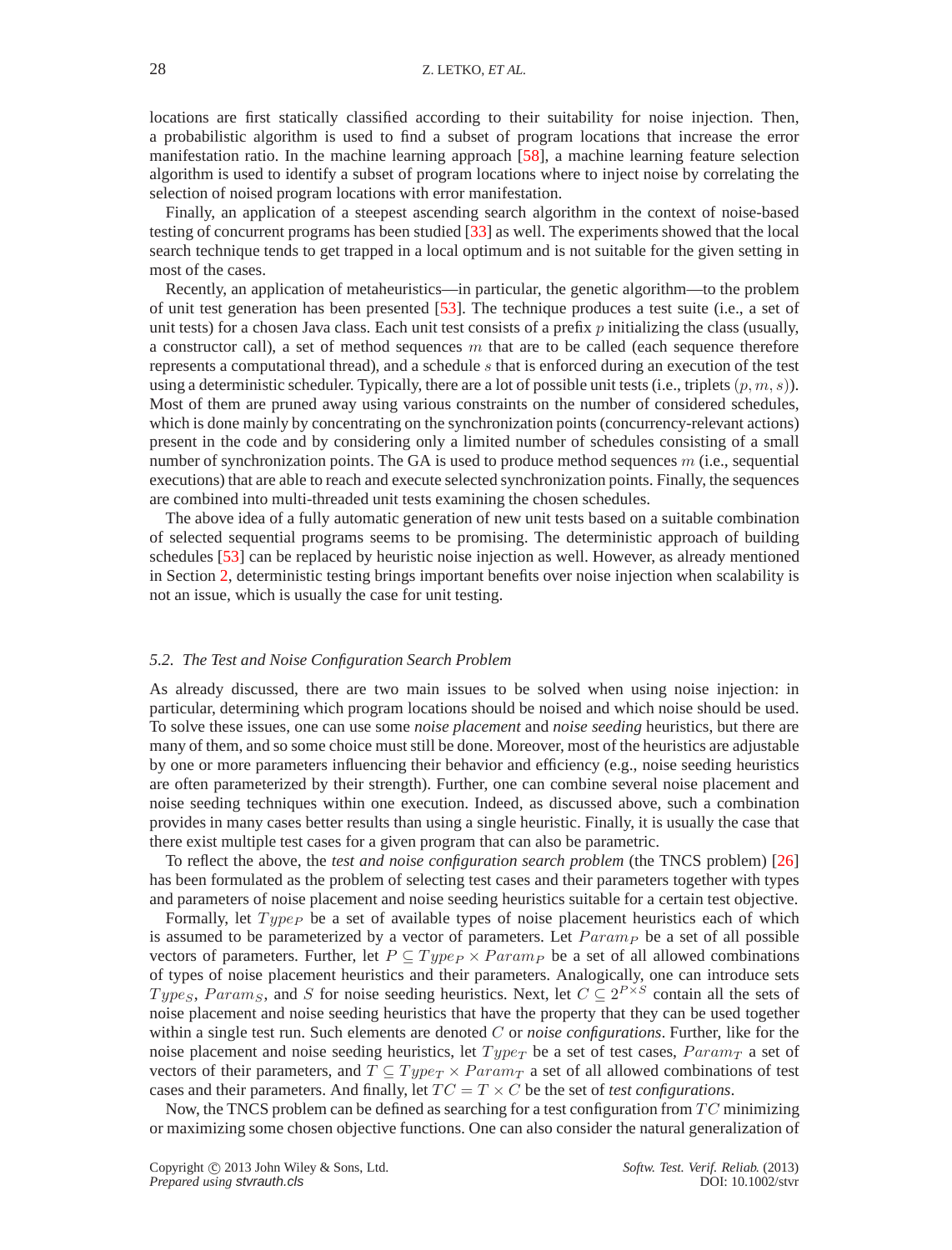locations are first statically classified according to their suitability for noise injection. Then, a probabilistic algorithm is used to find a subset of program locations that increase the error manifestation ratio. In the machine learning approach [58], a machine learning feature selection algorithm is used to identify a subset of program locations where to inject noise by correlating the selection of noised program locations with error manifestation.

Finally, an application of a steepest ascending search algorithm in the context of noise-based testing of concurrent programs has been studied [33] as well. The experiments showed that the local search technique tends to get trapped in a local optimum and is not suitable for the given setting in most of the cases.

Recently, an application of metaheuristics—in particular, the genetic algorithm—to the problem of unit test generation has been presented [53]. The technique produces a test suite (i.e., a set of unit tests) for a chosen Java class. Each unit test consists of a prefix $p$ initializing the class (usually, a constructor call), a set of method sequences $m$ that are to be called (each sequence therefore represents a computational thread), and a schedule $s$ that is enforced during an execution of the test using a deterministic scheduler. Typically, there are a lot of possible unit tests (i.e., triplets $(p, m, s)$). Most of them are pruned away using various constraints on the number of considered schedules, which is done mainly by concentrating on the synchronization points (concurrency-relevant actions) present in the code and by considering only a limited number of schedules consisting of a small number of synchronization points. The GA is used to produce method sequences $m$ (i.e., sequential executions) that are able to reach and execute selected synchronization points. Finally, the sequences are combined into multi-threaded unit tests examining the chosen schedules.

The above idea of a fully automatic generation of new unit tests based on a suitable combination of selected sequential programs seems to be promising. The deterministic approach of building schedules [53] can be replaced by heuristic noise injection as well. However, as already mentioned in Section 2, deterministic testing brings important benefits over noise injection when scalability is not an issue, which is usually the case for unit testing.

### 5.2. The Test and Noise Configuration Search Problem

As already discussed, there are two main issues to be solved when using noise injection: in particular, determining which program locations should be noised and which noise should be used. To solve these issues, one can use some *noise placement* and *noise seeding* heuristics, but there are many of them, and so some choice must still be done. Moreover, most of the heuristics are adjustable by one or more parameters influencing their behavior and efficiency (e.g., noise seeding heuristics are often parameterized by their strength). Further, one can combine several noise placement and noise seeding techniques within one execution. Indeed, as discussed above, such a combination provides in many cases better results than using a single heuristic. Finally, it is usually the case that there exist multiple test cases for a given program that can also be parametric.

To reflect the above, the *test and noise configuration search problem* (the TNCS problem) [26] has been formulated as the problem of selecting test cases and their parameters together with types and parameters of noise placement and noise seeding heuristics suitable for a certain test objective.

Formally, let $Type_P$ be a set of available types of noise placement heuristics each of which is assumed to be parameterized by a vector of parameters. Let $Param_P$ be a set of all possible vectors of parameters. Further, let $P \subseteq Type_P \times Param_P$ be a set of all allowed combinations of types of noise placement heuristics and their parameters. Analogically, one can introduce sets $Type_S$, $Param_S$, and $S$ for noise seeding heuristics. Next, let $C \subseteq 2^{P \times S}$ contain all the sets of noise placement and noise seeding heuristics that have the property that they can be used together within a single test run. Such elements are denoted $C$ or *noise configurations*. Further, like for the noise placement and noise seeding heuristics, let $Type_T$ be a set of test cases, $Param_T$ a set of vectors of their parameters, and $T \subseteq Type_T \times Param_T$ a set of all allowed combinations of test cases and their parameters. And finally, let $TC = T \times C$ be the set of *test configurations*.

Now, the TNCS problem can be defined as searching for a test configuration from $TC$ minimizing or maximizing some chosen objective functions. One can also consider the natural generalization of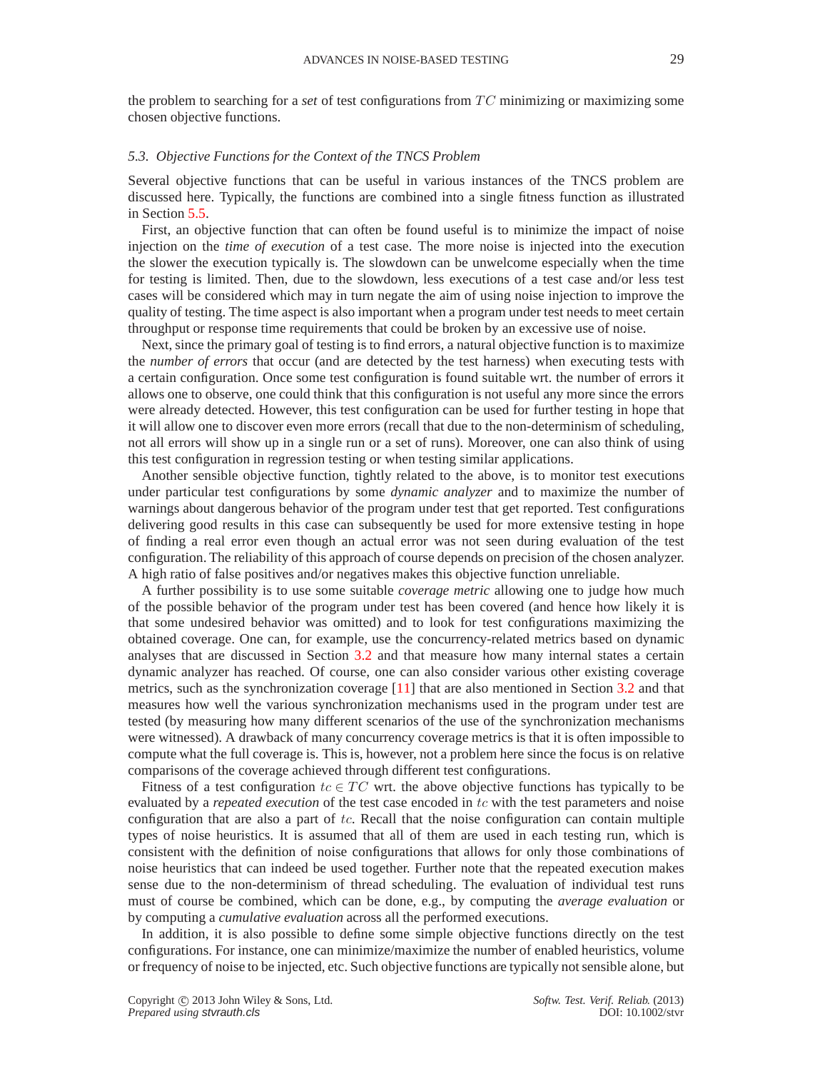the problem to searching for a *set* of test configurations from $TC$ minimizing or maximizing some chosen objective functions.

### 5.3. Objective Functions for the Context of the TNCS Problem

Several objective functions that can be useful in various instances of the TNCS problem are discussed here. Typically, the functions are combined into a single fitness function as illustrated in Section 5.5.

First, an objective function that can often be found useful is to minimize the impact of noise injection on the *time of execution* of a test case. The more noise is injected into the execution the slower the execution typically is. The slowdown can be unwelcome especially when the time for testing is limited. Then, due to the slowdown, less executions of a test case and/or less test cases will be considered which may in turn negate the aim of using noise injection to improve the quality of testing. The time aspect is also important when a program under test needs to meet certain throughput or response time requirements that could be broken by an excessive use of noise.

Next, since the primary goal of testing is to find errors, a natural objective function is to maximize the *number of errors* that occur (and are detected by the test harness) when executing tests with a certain configuration. Once some test configuration is found suitable wrt. the number of errors it allows one to observe, one could think that this configuration is not useful any more since the errors were already detected. However, this test configuration can be used for further testing in hope that it will allow one to discover even more errors (recall that due to the non-determinism of scheduling, not all errors will show up in a single run or a set of runs). Moreover, one can also think of using this test configuration in regression testing or when testing similar applications.

Another sensible objective function, tightly related to the above, is to monitor test executions under particular test configurations by some *dynamic analyzer* and to maximize the number of warnings about dangerous behavior of the program under test that get reported. Test configurations delivering good results in this case can subsequently be used for more extensive testing in hope of finding a real error even though an actual error was not seen during evaluation of the test configuration. The reliability of this approach of course depends on precision of the chosen analyzer. A high ratio of false positives and/or negatives makes this objective function unreliable.

A further possibility is to use some suitable *coverage metric* allowing one to judge how much of the possible behavior of the program under test has been covered (and hence how likely it is that some undesired behavior was omitted) and to look for test configurations maximizing the obtained coverage. One can, for example, use the concurrency-related metrics based on dynamic analyses that are discussed in Section 3.2 and that measure how many internal states a certain dynamic analyzer has reached. Of course, one can also consider various other existing coverage metrics, such as the synchronization coverage [11] that are also mentioned in Section 3.2 and that measures how well the various synchronization mechanisms used in the program under test are tested (by measuring how many different scenarios of the use of the synchronization mechanisms were witnessed). A drawback of many concurrency coverage metrics is that it is often impossible to compute what the full coverage is. This is, however, not a problem here since the focus is on relative comparisons of the coverage achieved through different test configurations.

Fitness of a test configuration $tc \in TC$ wrt. the above objective functions has typically to be evaluated by a *repeated execution* of the test case encoded in $tc$ with the test parameters and noise configuration that are also a part of $tc$. Recall that the noise configuration can contain multiple types of noise heuristics. It is assumed that all of them are used in each testing run, which is consistent with the definition of noise configurations that allows for only those combinations of noise heuristics that can indeed be used together. Further note that the repeated execution makes sense due to the non-determinism of thread scheduling. The evaluation of individual test runs must of course be combined, which can be done, e.g., by computing the *average evaluation* or by computing a *cumulative evaluation* across all the performed executions.

In addition, it is also possible to define some simple objective functions directly on the test configurations. For instance, one can minimize/maximize the number of enabled heuristics, volume or frequency of noise to be injected, etc. Such objective functions are typically not sensible alone, but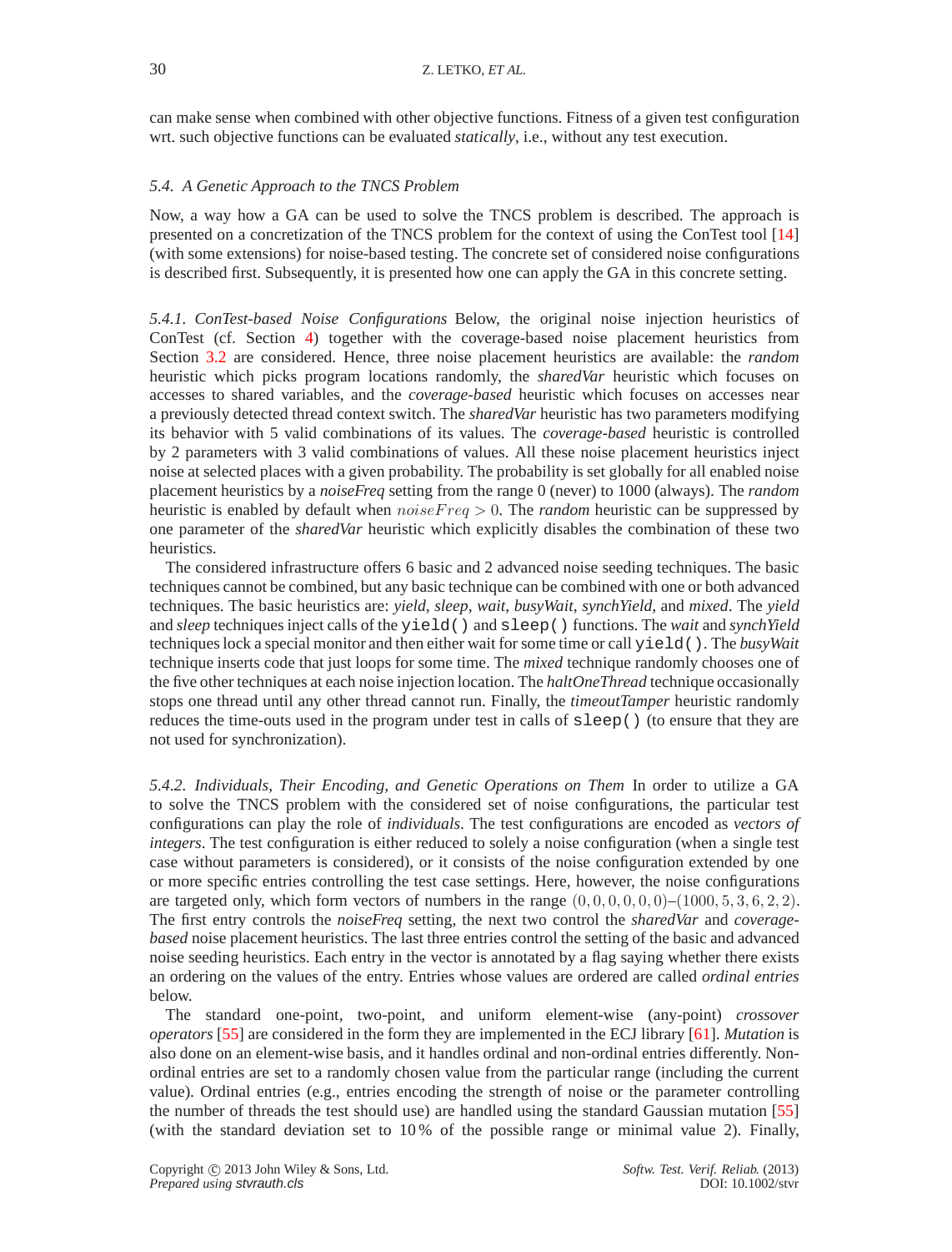can make sense when combined with other objective functions. Fitness of a given test configuration wrt. such objective functions can be evaluated *statically*, i.e., without any test execution.

### *5.4. A Genetic Approach to the TNCS Problem*

Now, a way how a GA can be used to solve the TNCS problem is described. The approach is presented on a concretization of the TNCS problem for the context of using the ConTest tool [14] (with some extensions) for noise-based testing. The concrete set of considered noise configurations is described first. Subsequently, it is presented how one can apply the GA in this concrete setting.

*5.4.1. ConTest-based Noise Configurations* Below, the original noise injection heuristics of ConTest (cf. Section 4) together with the coverage-based noise placement heuristics from Section 3.2 are considered. Hence, three noise placement heuristics are available: the *random* heuristic which picks program locations randomly, the *sharedVar* heuristic which focuses on accesses to shared variables, and the *coverage-based* heuristic which focuses on accesses near a previously detected thread context switch. The *sharedVar* heuristic has two parameters modifying its behavior with 5 valid combinations of its values. The *coverage-based* heuristic is controlled by 2 parameters with 3 valid combinations of values. All these noise placement heuristics inject noise at selected places with a given probability. The probability is set globally for all enabled noise placement heuristics by a *noiseFreq* setting from the range 0 (never) to 1000 (always). The *random* heuristic is enabled by default when $noiseFreq > 0$. The *random* heuristic can be suppressed by one parameter of the *sharedVar* heuristic which explicitly disables the combination of these two heuristics.

The considered infrastructure offers 6 basic and 2 advanced noise seeding techniques. The basic techniques cannot be combined, but any basic technique can be combined with one or both advanced techniques. The basic heuristics are: *yield*, *sleep*, *wait*, *busyWait*, *synchYield*, and *mixed*. The *yield* and *sleep* techniques inject calls of the `yield()` and `sleep()` functions. The *wait* and *synchYield* techniques lock a special monitor and then either wait for some time or call `yield()`. The *busyWait* technique inserts code that just loops for some time. The *mixed* technique randomly chooses one of the five other techniques at each noise injection location. The *haltOneThread* technique occasionally stops one thread until any other thread cannot run. Finally, the *timeoutTamper* heuristic randomly reduces the time-outs used in the program under test in calls of `sleep()` (to ensure that they are not used for synchronization).

*5.4.2. Individuals, Their Encoding, and Genetic Operations on Them* In order to utilize a GA to solve the TNCS problem with the considered set of noise configurations, the particular test configurations can play the role of *individuals*. The test configurations are encoded as *vectors of integers*. The test configuration is either reduced to solely a noise configuration (when a single test case without parameters is considered), or it consists of the noise configuration extended by one or more specific entries controlling the test case settings. Here, however, the noise configurations are targeted only, which form vectors of numbers in the range $(0, 0, 0, 0, 0, 0)$–$(1000, 5, 3, 6, 2, 2)$. The first entry controls the *noiseFreq* setting, the next two control the *sharedVar* and *coverage-based* noise placement heuristics. The last three entries control the setting of the basic and advanced noise seeding heuristics. Each entry in the vector is annotated by a flag saying whether there exists an ordering on the values of the entry. Entries whose values are ordered are called *ordinal entries* below.

The standard one-point, two-point, and uniform element-wise (any-point) *crossover operators* [55] are considered in the form they are implemented in the ECJ library [61]. *Mutation* is also done on an element-wise basis, and it handles ordinal and non-ordinal entries differently. Non-ordinal entries are set to a randomly chosen value from the particular range (including the current value). Ordinal entries (e.g., entries encoding the strength of noise or the parameter controlling the number of threads the test should use) are handled using the standard Gaussian mutation [55] (with the standard deviation set to 10 % of the possible range or minimal value 2). Finally,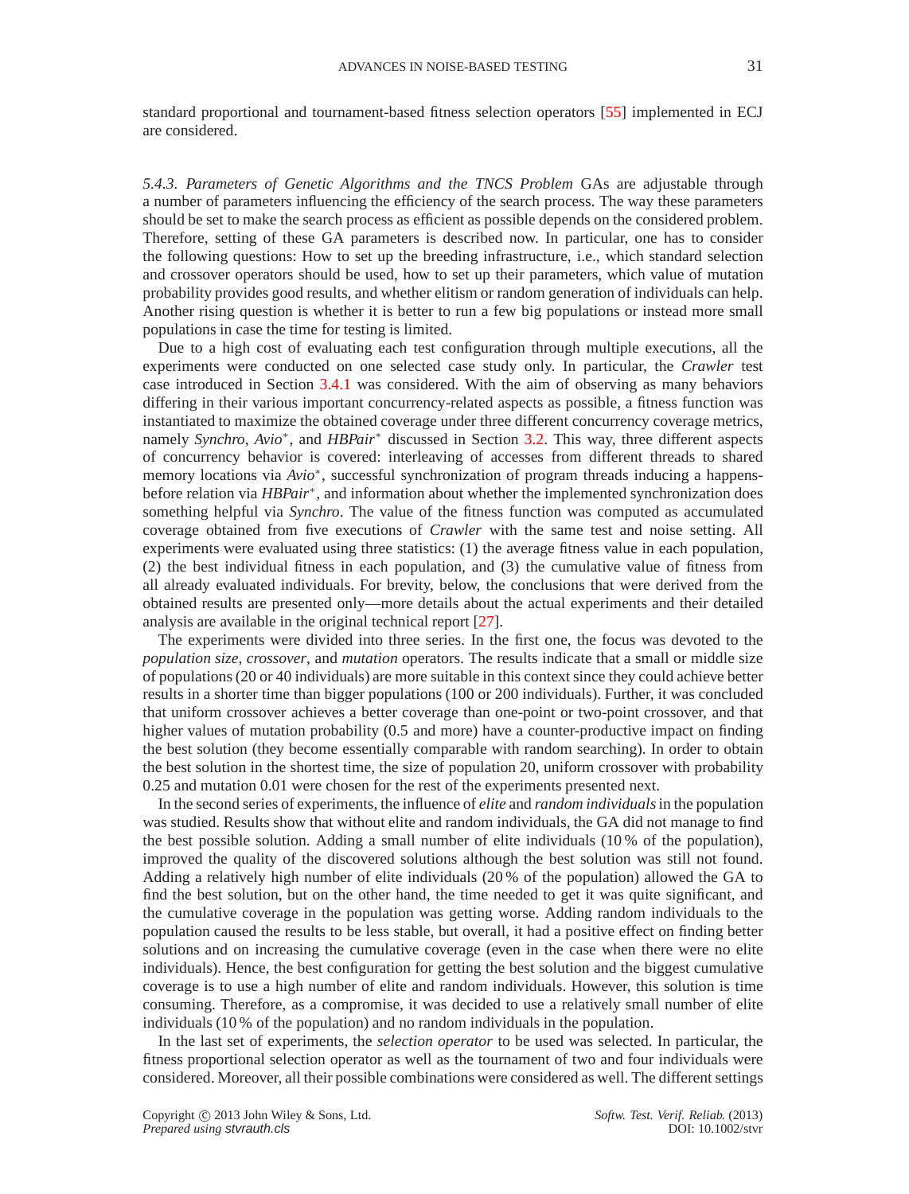standard proportional and tournament-based fitness selection operators [55] implemented in ECJ are considered.

*5.4.3. Parameters of Genetic Algorithms and the TNCS Problem* GAs are adjustable through a number of parameters influencing the efficiency of the search process. The way these parameters should be set to make the search process as efficient as possible depends on the considered problem. Therefore, setting of these GA parameters is described now. In particular, one has to consider the following questions: How to set up the breeding infrastructure, i.e., which standard selection and crossover operators should be used, how to set up their parameters, which value of mutation probability provides good results, and whether elitism or random generation of individuals can help. Another rising question is whether it is better to run a few big populations or instead more small populations in case the time for testing is limited.

Due to a high cost of evaluating each test configuration through multiple executions, all the experiments were conducted on one selected case study only. In particular, the *Crawler* test case introduced in Section 3.4.1 was considered. With the aim of observing as many behaviors differing in their various important concurrency-related aspects as possible, a fitness function was instantiated to maximize the obtained coverage under three different concurrency coverage metrics, namely *Synchro*, *Avio*$^*$, and *HBPair*$^*$ discussed in Section 3.2. This way, three different aspects of concurrency behavior is covered: interleaving of accesses from different threads to shared memory locations via *Avio*$^*$, successful synchronization of program threads inducing a happens-before relation via *HBPair*$^*$, and information about whether the implemented synchronization does something helpful via *Synchro*. The value of the fitness function was computed as accumulated coverage obtained from five executions of *Crawler* with the same test and noise setting. All experiments were evaluated using three statistics: (1) the average fitness value in each population, (2) the best individual fitness in each population, and (3) the cumulative value of fitness from all already evaluated individuals. For brevity, below, the conclusions that were derived from the obtained results are presented only—more details about the actual experiments and their detailed analysis are available in the original technical report [27].

The experiments were divided into three series. In the first one, the focus was devoted to the *population size*, *crossover*, and *mutation* operators. The results indicate that a small or middle size of populations (20 or 40 individuals) are more suitable in this context since they could achieve better results in a shorter time than bigger populations (100 or 200 individuals). Further, it was concluded that uniform crossover achieves a better coverage than one-point or two-point crossover, and that higher values of mutation probability (0.5 and more) have a counter-productive impact on finding the best solution (they become essentially comparable with random searching). In order to obtain the best solution in the shortest time, the size of population 20, uniform crossover with probability 0.25 and mutation 0.01 were chosen for the rest of the experiments presented next.

In the second series of experiments, the influence of *elite* and *random individuals* in the population was studied. Results show that without elite and random individuals, the GA did not manage to find the best possible solution. Adding a small number of elite individuals (10 % of the population), improved the quality of the discovered solutions although the best solution was still not found. Adding a relatively high number of elite individuals (20 % of the population) allowed the GA to find the best solution, but on the other hand, the time needed to get it was quite significant, and the cumulative coverage in the population was getting worse. Adding random individuals to the population caused the results to be less stable, but overall, it had a positive effect on finding better solutions and on increasing the cumulative coverage (even in the case when there were no elite individuals). Hence, the best configuration for getting the best solution and the biggest cumulative coverage is to use a high number of elite and random individuals. However, this solution is time consuming. Therefore, as a compromise, it was decided to use a relatively small number of elite individuals (10 % of the population) and no random individuals in the population.

In the last set of experiments, the *selection operator* to be used was selected. In particular, the fitness proportional selection operator as well as the tournament of two and four individuals were considered. Moreover, all their possible combinations were considered as well. The different settings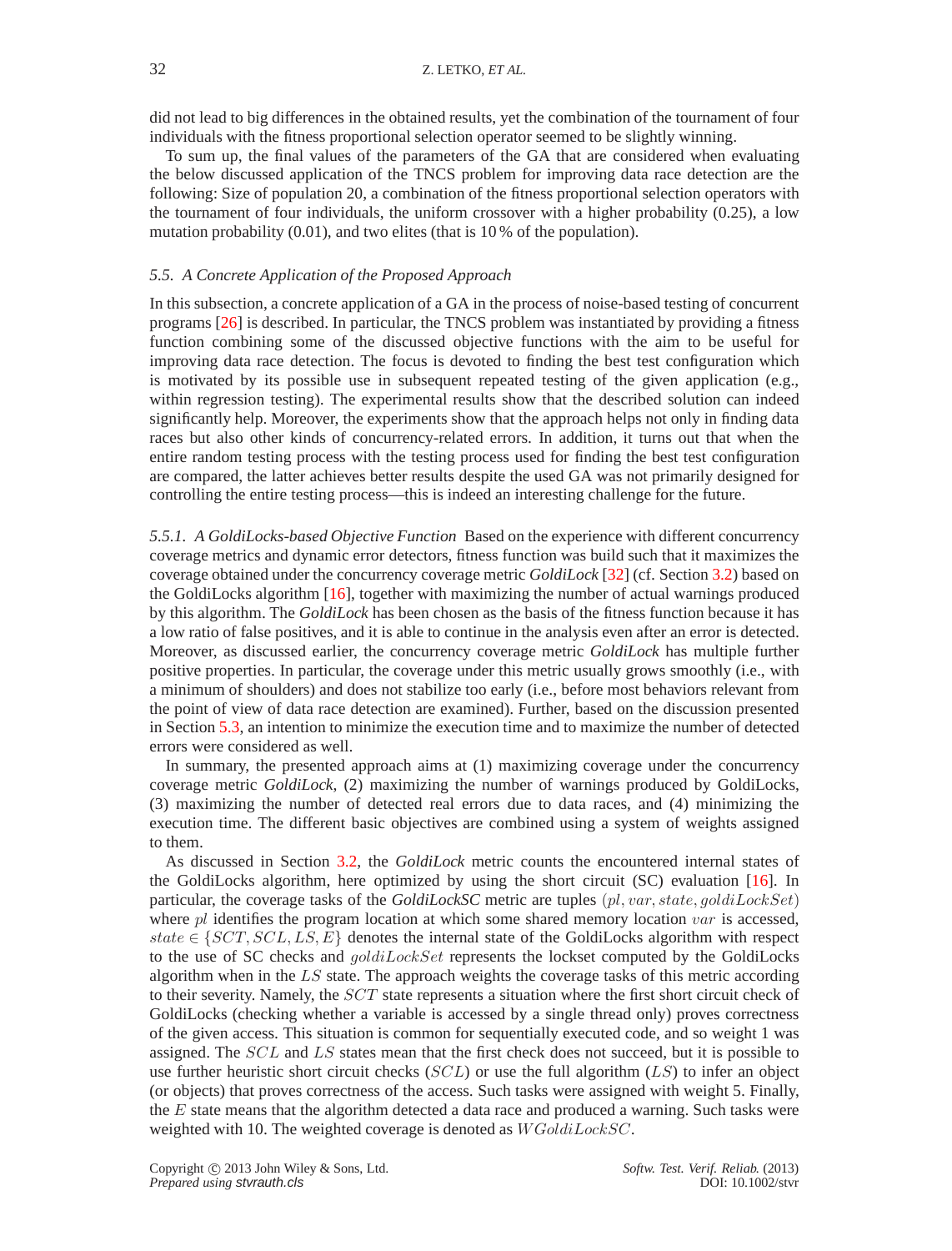did not lead to big differences in the obtained results, yet the combination of the tournament of four individuals with the fitness proportional selection operator seemed to be slightly winning.

To sum up, the final values of the parameters of the GA that are considered when evaluating the below discussed application of the TNCS problem for improving data race detection are the following: Size of population 20, a combination of the fitness proportional selection operators with the tournament of four individuals, the uniform crossover with a higher probability (0.25), a low mutation probability (0.01), and two elites (that is 10 % of the population).

### *5.5. A Concrete Application of the Proposed Approach*

In this subsection, a concrete application of a GA in the process of noise-based testing of concurrent programs [26] is described. In particular, the TNCS problem was instantiated by providing a fitness function combining some of the discussed objective functions with the aim to be useful for improving data race detection. The focus is devoted to finding the best test configuration which is motivated by its possible use in subsequent repeated testing of the given application (e.g., within regression testing). The experimental results show that the described solution can indeed significantly help. Moreover, the experiments show that the approach helps not only in finding data races but also other kinds of concurrency-related errors. In addition, it turns out that when the entire random testing process with the testing process used for finding the best test configuration are compared, the latter achieves better results despite the used GA was not primarily designed for controlling the entire testing process—this is indeed an interesting challenge for the future.

*5.5.1. A GoldiLocks-based Objective Function* Based on the experience with different concurrency coverage metrics and dynamic error detectors, fitness function was build such that it maximizes the coverage obtained under the concurrency coverage metric *GoldiLock* [32] (cf. Section 3.2) based on the GoldiLocks algorithm [16], together with maximizing the number of actual warnings produced by this algorithm. The *GoldiLock* has been chosen as the basis of the fitness function because it has a low ratio of false positives, and it is able to continue in the analysis even after an error is detected. Moreover, as discussed earlier, the concurrency coverage metric *GoldiLock* has multiple further positive properties. In particular, the coverage under this metric usually grows smoothly (i.e., with a minimum of shoulders) and does not stabilize too early (i.e., before most behaviors relevant from the point of view of data race detection are examined). Further, based on the discussion presented in Section 5.3, an intention to minimize the execution time and to maximize the number of detected errors were considered as well.

In summary, the presented approach aims at (1) maximizing coverage under the concurrency coverage metric *GoldiLock*, (2) maximizing the number of warnings produced by GoldiLocks, (3) maximizing the number of detected real errors due to data races, and (4) minimizing the execution time. The different basic objectives are combined using a system of weights assigned to them.

As discussed in Section 3.2, the *GoldiLock* metric counts the encountered internal states of the GoldiLocks algorithm, here optimized by using the short circuit (SC) evaluation [16]. In particular, the coverage tasks of the *GoldiLockSC* metric are tuples $(pl, var, state, goldiLockSet)$ where $pl$ identifies the program location at which some shared memory location $var$ is accessed, $state \in \{SCT, SCL, LS, E\}$ denotes the internal state of the GoldiLocks algorithm with respect to the use of SC checks and $goldiLockSet$ represents the lockset computed by the GoldiLocks algorithm when in the $LS$ state. The approach weights the coverage tasks of this metric according to their severity. Namely, the $SCT$ state represents a situation where the first short circuit check of GoldiLocks (checking whether a variable is accessed by a single thread only) proves correctness of the given access. This situation is common for sequentially executed code, and so weight 1 was assigned. The $SCL$ and $LS$ states mean that the first check does not succeed, but it is possible to use further heuristic short circuit checks ($SCL$) or use the full algorithm ($LS$) to infer an object (or objects) that proves correctness of the access. Such tasks were assigned with weight 5. Finally, the $E$ state means that the algorithm detected a data race and produced a warning. Such tasks were weighted with 10. The weighted coverage is denoted as $WGoldiLockSC$.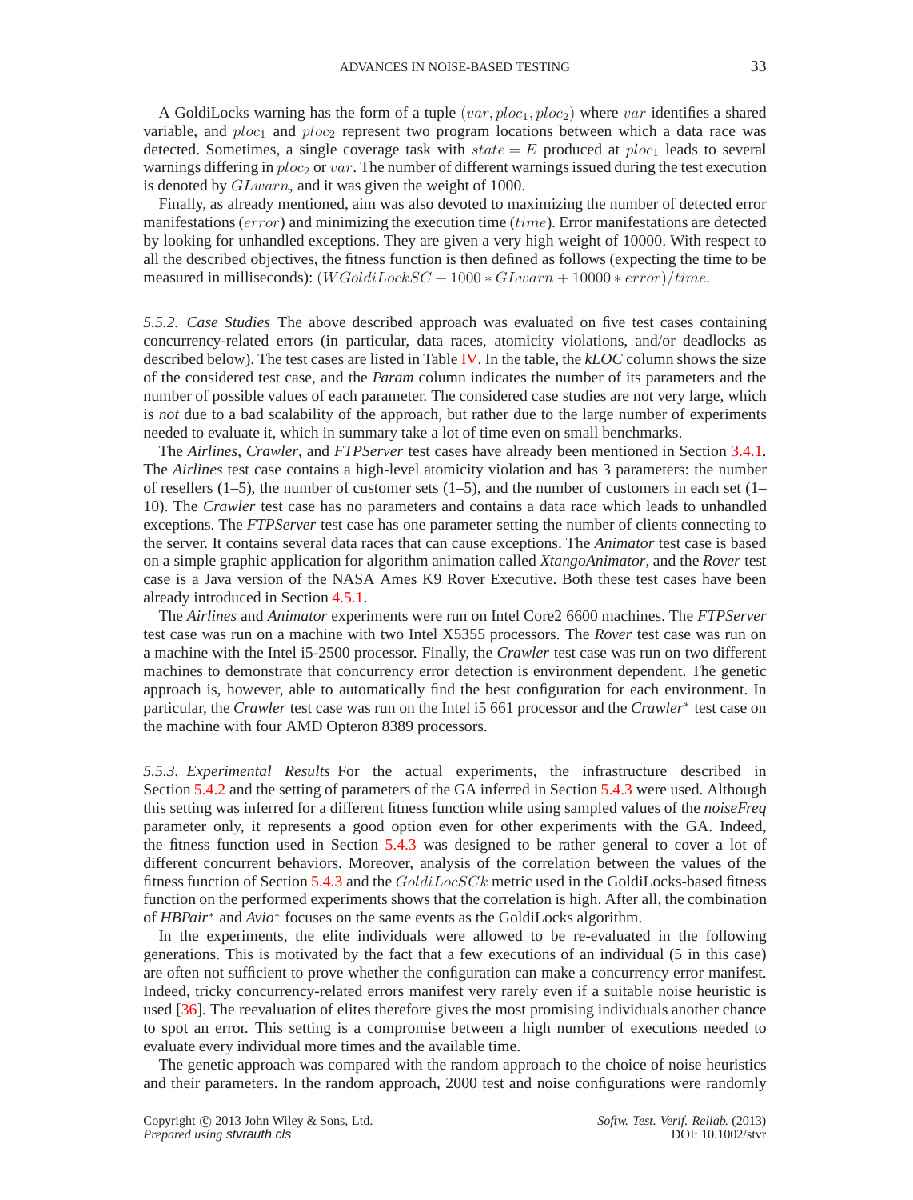A GoldiLocks warning has the form of a tuple $(var, ploc_1, ploc_2)$ where $var$ identifies a shared variable, and $ploc_1$ and $ploc_2$ represent two program locations between which a data race was detected. Sometimes, a single coverage task with $state = E$ produced at $ploc_1$ leads to several warnings differing in $ploc_2$ or $var$. The number of different warnings issued during the test execution is denoted by $GLwarn$, and it was given the weight of 1000.

Finally, as already mentioned, aim was also devoted to maximizing the number of detected error manifestations ($error$) and minimizing the execution time ($time$). Error manifestations are detected by looking for unhandled exceptions. They are given a very high weight of 10000. With respect to all the described objectives, the fitness function is then defined as follows (expecting the time to be measured in milliseconds): $(WGoldiLockSC + 1000 * GLwarn + 10000 * error)/time$.

*5.5.2. Case Studies* The above described approach was evaluated on five test cases containing concurrency-related errors (in particular, data races, atomicity violations, and/or deadlocks as described below). The test cases are listed in Table IV. In the table, the *kLOC* column shows the size of the considered test case, and the *Param* column indicates the number of its parameters and the number of possible values of each parameter. The considered case studies are not very large, which is *not* due to a bad scalability of the approach, but rather due to the large number of experiments needed to evaluate it, which in summary take a lot of time even on small benchmarks.

The *Airlines*, *Crawler*, and *FTPServer* test cases have already been mentioned in Section 3.4.1. The *Airlines* test case contains a high-level atomicity violation and has 3 parameters: the number of resellers (1–5), the number of customer sets (1–5), and the number of customers in each set (1–10). The *Crawler* test case has no parameters and contains a data race which leads to unhandled exceptions. The *FTPServer* test case has one parameter setting the number of clients connecting to the server. It contains several data races that can cause exceptions. The *Animator* test case is based on a simple graphic application for algorithm animation called *XtangoAnimator*, and the *Rover* test case is a Java version of the NASA Ames K9 Rover Executive. Both these test cases have been already introduced in Section 4.5.1.

The *Airlines* and *Animator* experiments were run on Intel Core2 6600 machines. The *FTPServer* test case was run on a machine with two Intel X5355 processors. The *Rover* test case was run on a machine with the Intel i5-2500 processor. Finally, the *Crawler* test case was run on two different machines to demonstrate that concurrency error detection is environment dependent. The genetic approach is, however, able to automatically find the best configuration for each environment. In particular, the *Crawler* test case was run on the Intel i5 661 processor and the *Crawler*$^*$ test case on the machine with four AMD Opteron 8389 processors.

*5.5.3. Experimental Results* For the actual experiments, the infrastructure described in Section 5.4.2 and the setting of parameters of the GA inferred in Section 5.4.3 were used. Although this setting was inferred for a different fitness function while using sampled values of the *noiseFreq* parameter only, it represents a good option even for other experiments with the GA. Indeed, the fitness function used in Section 5.4.3 was designed to be rather general to cover a lot of different concurrent behaviors. Moreover, analysis of the correlation between the values of the fitness function of Section 5.4.3 and the $GoldiLocSCk$ metric used in the GoldiLocks-based fitness function on the performed experiments shows that the correlation is high. After all, the combination of *HBPair*$^*$ and *Avio*$^*$ focuses on the same events as the GoldiLocks algorithm.

In the experiments, the elite individuals were allowed to be re-evaluated in the following generations. This is motivated by the fact that a few executions of an individual (5 in this case) are often not sufficient to prove whether the configuration can make a concurrency error manifest. Indeed, tricky concurrency-related errors manifest very rarely even if a suitable noise heuristic is used [36]. The reevaluation of elites therefore gives the most promising individuals another chance to spot an error. This setting is a compromise between a high number of executions needed to evaluate every individual more times and the available time.

The genetic approach was compared with the random approach to the choice of noise heuristics and their parameters. In the random approach, 2000 test and noise configurations were randomly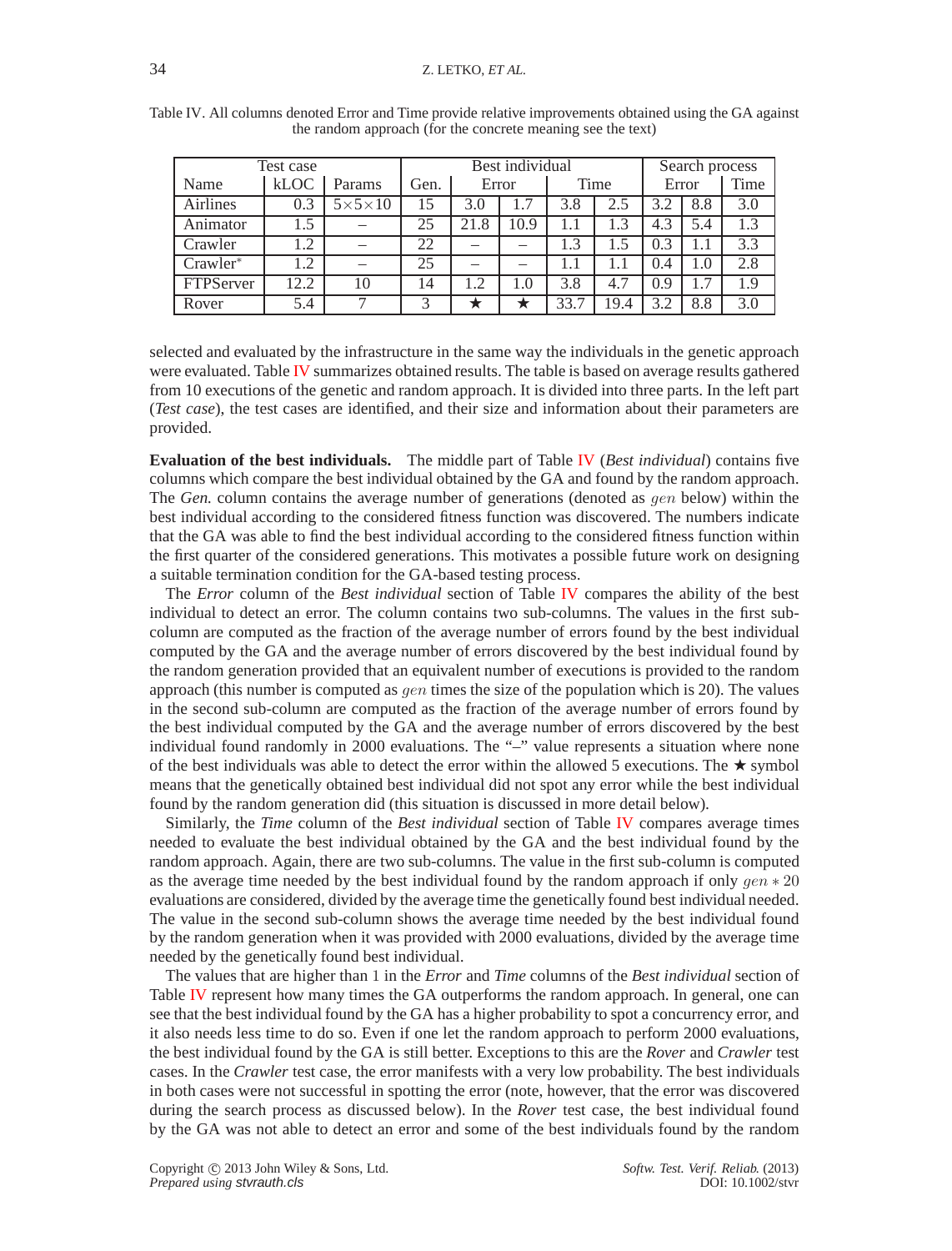Table IV. All columns denoted Error and Time provide relative improvements obtained using the GA against the random approach (for the concrete meaning see the text)

| Test case | | | Best individual | | | | | Search process | | |
|---|---|---|---|---|---|---|---|---|---|---|
| Name | kLOC | Params | Gen. | Error | | Time | | Error | | Time |
| Airlines | 0.3 | 5×5×10 | 15 | 3.0 | 1.7 | 3.8 | 2.5 | 3.2 | 8.8 | 3.0 |
| Animator | 1.5 | – | 25 | 21.8 | 10.9 | 1.1 | 1.3 | 4.3 | 5.4 | 1.3 |
| Crawler | 1.2 | – | 22 | – | – | 1.3 | 1.5 | 0.3 | 1.1 | 3.3 |
| Crawler* | 1.2 | – | 25 | – | – | 1.1 | 1.1 | 0.4 | 1.0 | 2.8 |
| FTPServer | 12.2 | 10 | 14 | 1.2 | 1.0 | 3.8 | 4.7 | 0.9 | 1.7 | 1.9 |
| Rover | 5.4 | 7 | 3 | ★ | ★ | 33.7 | 19.4 | 3.2 | 8.8 | 3.0 |

selected and evaluated by the infrastructure in the same way the individuals in the genetic approach were evaluated. Table IV summarizes obtained results. The table is based on average results gathered from 10 executions of the genetic and random approach. It is divided into three parts. In the left part (*Test case*), the test cases are identified, and their size and information about their parameters are provided.

**Evaluation of the best individuals.** The middle part of Table IV (*Best individual*) contains five columns which compare the best individual obtained by the GA and found by the random approach. The *Gen.* column contains the average number of generations (denoted as $gen$ below) within the best individual according to the considered fitness function was discovered. The numbers indicate that the GA was able to find the best individual according to the considered fitness function within the first quarter of the considered generations. This motivates a possible future work on designing a suitable termination condition for the GA-based testing process.

The *Error* column of the *Best individual* section of Table IV compares the ability of the best individual to detect an error. The column contains two sub-columns. The values in the first sub-column are computed as the fraction of the average number of errors found by the best individual computed by the GA and the average number of errors discovered by the best individual found by the random generation provided that an equivalent number of executions is provided to the random approach (this number is computed as $gen$ times the size of the population which is 20). The values in the second sub-column are computed as the fraction of the average number of errors found by the best individual computed by the GA and the average number of errors discovered by the best individual found randomly in 2000 evaluations. The "–" value represents a situation where none of the best individuals was able to detect the error within the allowed 5 executions. The ★ symbol means that the genetically obtained best individual did not spot any error while the best individual found by the random generation did (this situation is discussed in more detail below).

Similarly, the *Time* column of the *Best individual* section of Table IV compares average times needed to evaluate the best individual obtained by the GA and the best individual found by the random approach. Again, there are two sub-columns. The value in the first sub-column is computed as the average time needed by the best individual found by the random approach if only $gen * 20$ evaluations are considered, divided by the average time the genetically found best individual needed. The value in the second sub-column shows the average time needed by the best individual found by the random generation when it was provided with 2000 evaluations, divided by the average time needed by the genetically found best individual.

The values that are higher than $1$ in the *Error* and *Time* columns of the *Best individual* section of Table IV represent how many times the GA outperforms the random approach. In general, one can see that the best individual found by the GA has a higher probability to spot a concurrency error, and it also needs less time to do so. Even if one let the random approach to perform 2000 evaluations, the best individual found by the GA is still better. Exceptions to this are the *Rover* and *Crawler* test cases. In the *Crawler* test case, the error manifests with a very low probability. The best individuals in both cases were not successful in spotting the error (note, however, that the error was discovered during the search process as discussed below). In the *Rover* test case, the best individual found by the GA was not able to detect an error and some of the best individuals found by the random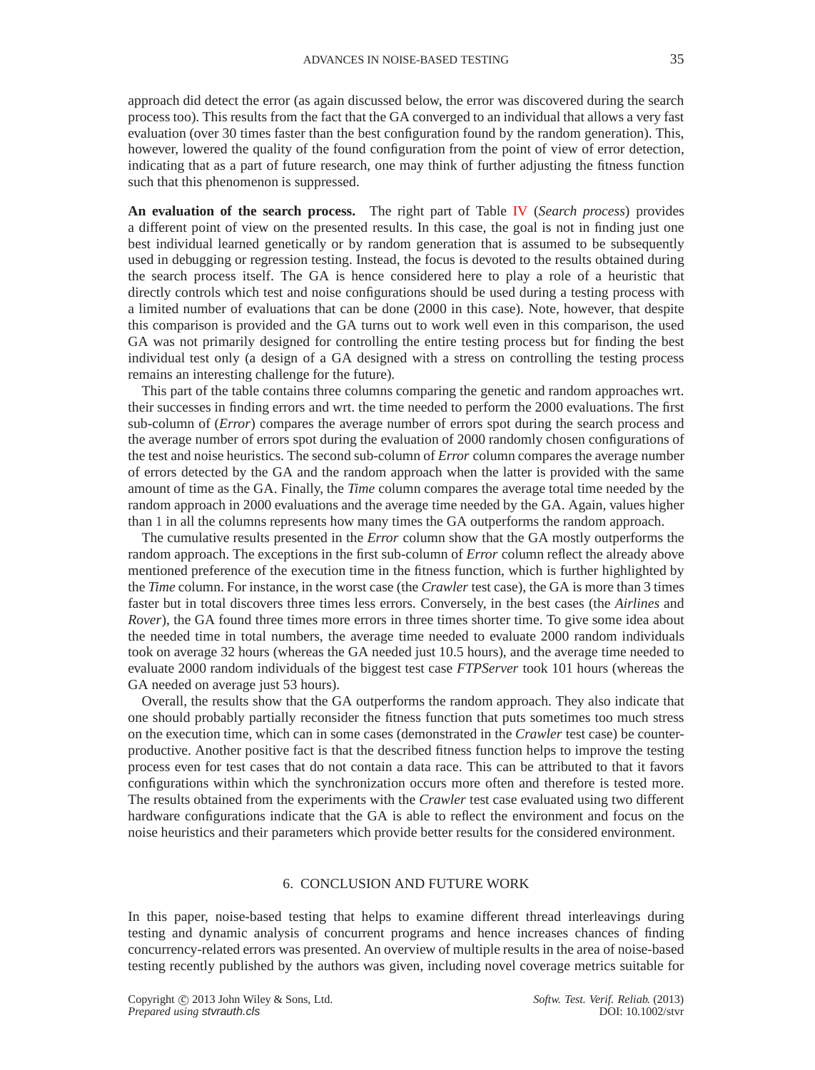approach did detect the error (as again discussed below, the error was discovered during the search process too). This results from the fact that the GA converged to an individual that allows a very fast evaluation (over 30 times faster than the best configuration found by the random generation). This, however, lowered the quality of the found configuration from the point of view of error detection, indicating that as a part of future research, one may think of further adjusting the fitness function such that this phenomenon is suppressed.

**An evaluation of the search process.** The right part of Table IV (*Search process*) provides a different point of view on the presented results. In this case, the goal is not in finding just one best individual learned genetically or by random generation that is assumed to be subsequently used in debugging or regression testing. Instead, the focus is devoted to the results obtained during the search process itself. The GA is hence considered here to play a role of a heuristic that directly controls which test and noise configurations should be used during a testing process with a limited number of evaluations that can be done (2000 in this case). Note, however, that despite this comparison is provided and the GA turns out to work well even in this comparison, the used GA was not primarily designed for controlling the entire testing process but for finding the best individual test only (a design of a GA designed with a stress on controlling the testing process remains an interesting challenge for the future).

This part of the table contains three columns comparing the genetic and random approaches wrt. their successes in finding errors and wrt. the time needed to perform the 2000 evaluations. The first sub-column of (*Error*) compares the average number of errors spot during the search process and the average number of errors spot during the evaluation of 2000 randomly chosen configurations of the test and noise heuristics. The second sub-column of *Error* column compares the average number of errors detected by the GA and the random approach when the latter is provided with the same amount of time as the GA. Finally, the *Time* column compares the average total time needed by the random approach in 2000 evaluations and the average time needed by the GA. Again, values higher than 1 in all the columns represents how many times the GA outperforms the random approach.

The cumulative results presented in the *Error* column show that the GA mostly outperforms the random approach. The exceptions in the first sub-column of *Error* column reflect the already above mentioned preference of the execution time in the fitness function, which is further highlighted by the *Time* column. For instance, in the worst case (the *Crawler* test case), the GA is more than 3 times faster but in total discovers three times less errors. Conversely, in the best cases (the *Airlines* and *Rover*), the GA found three times more errors in three times shorter time. To give some idea about the needed time in total numbers, the average time needed to evaluate 2000 random individuals took on average 32 hours (whereas the GA needed just 10.5 hours), and the average time needed to evaluate 2000 random individuals of the biggest test case *FTPServer* took 101 hours (whereas the GA needed on average just 53 hours).

Overall, the results show that the GA outperforms the random approach. They also indicate that one should probably partially reconsider the fitness function that puts sometimes too much stress on the execution time, which can in some cases (demonstrated in the *Crawler* test case) be counter-productive. Another positive fact is that the described fitness function helps to improve the testing process even for test cases that do not contain a data race. This can be attributed to that it favors configurations within which the synchronization occurs more often and therefore is tested more. The results obtained from the experiments with the *Crawler* test case evaluated using two different hardware configurations indicate that the GA is able to reflect the environment and focus on the noise heuristics and their parameters which provide better results for the considered environment.

## 6. CONCLUSION AND FUTURE WORK

In this paper, noise-based testing that helps to examine different thread interleavings during testing and dynamic analysis of concurrent programs and hence increases chances of finding concurrency-related errors was presented. An overview of multiple results in the area of noise-based testing recently published by the authors was given, including novel coverage metrics suitable for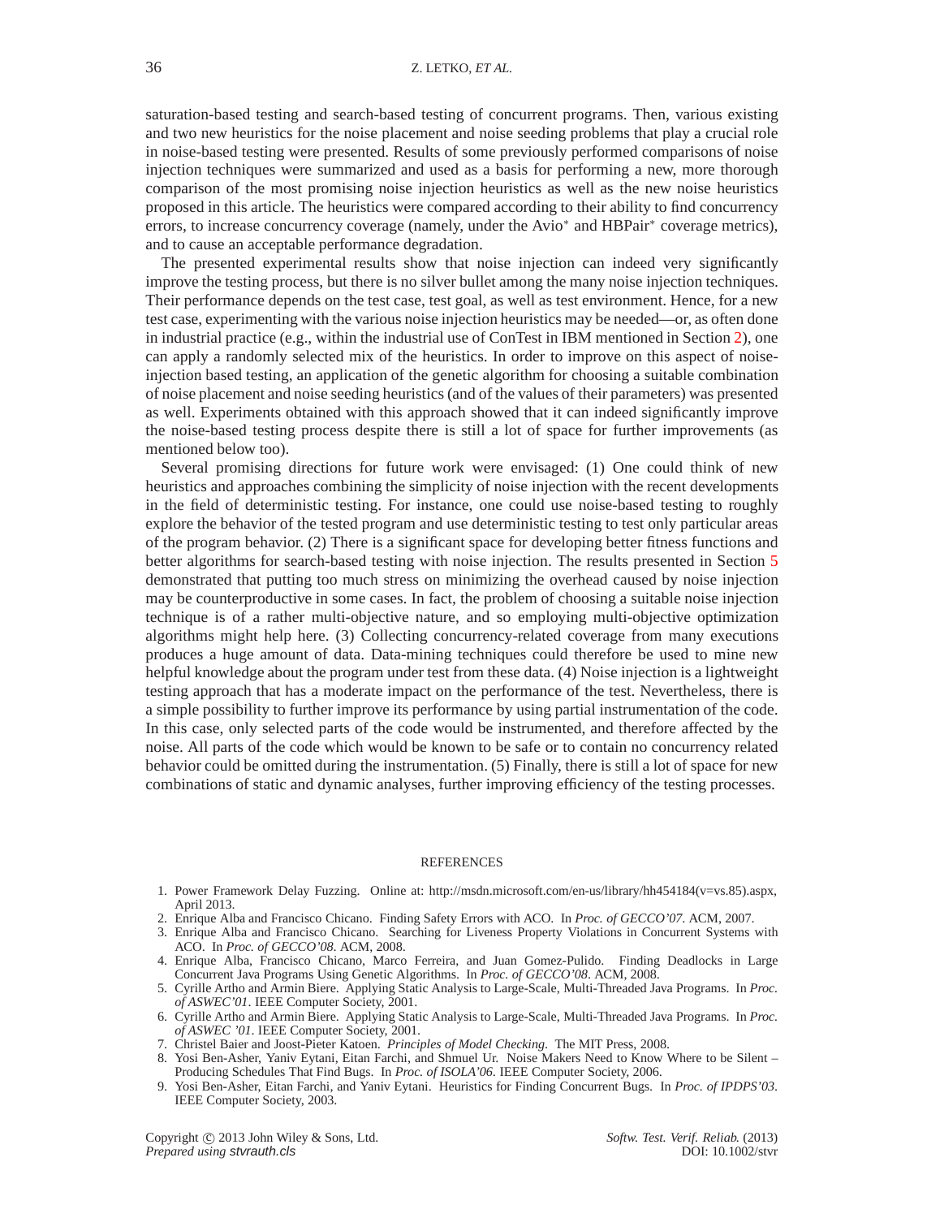saturation-based testing and search-based testing of concurrent programs. Then, various existing and two new heuristics for the noise placement and noise seeding problems that play a crucial role in noise-based testing were presented. Results of some previously performed comparisons of noise injection techniques were summarized and used as a basis for performing a new, more thorough comparison of the most promising noise injection heuristics as well as the new noise heuristics proposed in this article. The heuristics were compared according to their ability to find concurrency errors, to increase concurrency coverage (namely, under the Avio* and HBPair* coverage metrics), and to cause an acceptable performance degradation.

The presented experimental results show that noise injection can indeed very significantly improve the testing process, but there is no silver bullet among the many noise injection techniques. Their performance depends on the test case, test goal, as well as test environment. Hence, for a new test case, experimenting with the various noise injection heuristics may be needed—or, as often done in industrial practice (e.g., within the industrial use of ConTest in IBM mentioned in Section 2), one can apply a randomly selected mix of the heuristics. In order to improve on this aspect of noise-injection based testing, an application of the genetic algorithm for choosing a suitable combination of noise placement and noise seeding heuristics (and of the values of their parameters) was presented as well. Experiments obtained with this approach showed that it can indeed significantly improve the noise-based testing process despite there is still a lot of space for further improvements (as mentioned below too).

Several promising directions for future work were envisaged: (1) One could think of new heuristics and approaches combining the simplicity of noise injection with the recent developments in the field of deterministic testing. For instance, one could use noise-based testing to roughly explore the behavior of the tested program and use deterministic testing to test only particular areas of the program behavior. (2) There is a significant space for developing better fitness functions and better algorithms for search-based testing with noise injection. The results presented in Section 5 demonstrated that putting too much stress on minimizing the overhead caused by noise injection may be counterproductive in some cases. In fact, the problem of choosing a suitable noise injection technique is of a rather multi-objective nature, and so employing multi-objective optimization algorithms might help here. (3) Collecting concurrency-related coverage from many executions produces a huge amount of data. Data-mining techniques could therefore be used to mine new helpful knowledge about the program under test from these data. (4) Noise injection is a lightweight testing approach that has a moderate impact on the performance of the test. Nevertheless, there is a simple possibility to further improve its performance by using partial instrumentation of the code. In this case, only selected parts of the code would be instrumented, and therefore affected by the noise. All parts of the code which would be known to be safe or to contain no concurrency related behavior could be omitted during the instrumentation. (5) Finally, there is still a lot of space for new combinations of static and dynamic analyses, further improving efficiency of the testing processes.

## REFERENCES

1. Power Framework Delay Fuzzing. Online at: http://msdn.microsoft.com/en-us/library/hh454184(v=vs.85).aspx, April 2013.
2. Enrique Alba and Francisco Chicano. Finding Safety Errors with ACO. In *Proc. of GECCO'07*. ACM, 2007.
3. Enrique Alba and Francisco Chicano. Searching for Liveness Property Violations in Concurrent Systems with ACO. In *Proc. of GECCO'08*. ACM, 2008.
4. Enrique Alba, Francisco Chicano, Marco Ferreira, and Juan Gomez-Pulido. Finding Deadlocks in Large Concurrent Java Programs Using Genetic Algorithms. In *Proc. of GECCO'08*. ACM, 2008.
5. Cyrille Artho and Armin Biere. Applying Static Analysis to Large-Scale, Multi-Threaded Java Programs. In *Proc. of ASWEC'01*. IEEE Computer Society, 2001.
6. Cyrille Artho and Armin Biere. Applying Static Analysis to Large-Scale, Multi-Threaded Java Programs. In *Proc. of ASWEC '01*. IEEE Computer Society, 2001.
7. Christel Baier and Joost-Pieter Katoen. *Principles of Model Checking*. The MIT Press, 2008.
8. Yosi Ben-Asher, Yaniv Eytani, Eitan Farchi, and Shmuel Ur. Noise Makers Need to Know Where to be Silent – Producing Schedules That Find Bugs. In *Proc. of ISOLA'06*. IEEE Computer Society, 2006.
9. Yosi Ben-Asher, Eitan Farchi, and Yaniv Eytani. Heuristics for Finding Concurrent Bugs. In *Proc. of IPDPS'03*. IEEE Computer Society, 2003.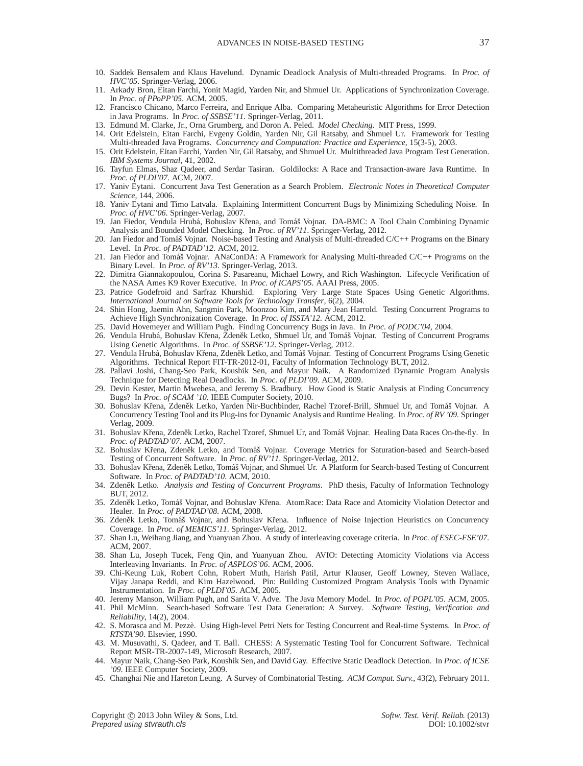10. Saddek Bensalem and Klaus Havelund. Dynamic Deadlock Analysis of Multi-threaded Programs. In *Proc. of HVC'05*. Springer-Verlag, 2006.
11. Arkady Bron, Eitan Farchi, Yonit Magid, Yarden Nir, and Shmuel Ur. Applications of Synchronization Coverage. In *Proc. of PPoPP'05*. ACM, 2005.
12. Francisco Chicano, Marco Ferreira, and Enrique Alba. Comparing Metaheuristic Algorithms for Error Detection in Java Programs. In *Proc. of SSBSE'11*. Springer-Verlag, 2011.
13. Edmund M. Clarke, Jr., Orna Grumberg, and Doron A. Peled. *Model Checking*. MIT Press, 1999.
14. Orit Edelstein, Eitan Farchi, Evgeny Goldin, Yarden Nir, Gil Ratsaby, and Shmuel Ur. Framework for Testing Multi-threaded Java Programs. *Concurrency and Computation: Practice and Experience*, 15(3-5), 2003.
15. Orit Edelstein, Eitan Farchi, Yarden Nir, Gil Ratsaby, and Shmuel Ur. Multithreaded Java Program Test Generation. *IBM Systems Journal*, 41, 2002.
16. Tayfun Elmas, Shaz Qadeer, and Serdar Tasiran. Goldilocks: A Race and Transaction-aware Java Runtime. In *Proc. of PLDI'07*. ACM, 2007.
17. Yaniv Eytani. Concurrent Java Test Generation as a Search Problem. *Electronic Notes in Theoretical Computer Science*, 144, 2006.
18. Yaniv Eytani and Timo Latvala. Explaining Intermittent Concurrent Bugs by Minimizing Scheduling Noise. In *Proc. of HVC'06*. Springer-Verlag, 2007.
19. Jan Fiedor, Vendula Hrubá, Bohuslav Křena, and Tomáš Vojnar. DA-BMC: A Tool Chain Combining Dynamic Analysis and Bounded Model Checking. In *Proc. of RV'11*. Springer-Verlag, 2012.
20. Jan Fiedor and Tomáš Vojnar. Noise-based Testing and Analysis of Multi-threaded C/C++ Programs on the Binary Level. In *Proc. of PADTAD'12*. ACM, 2012.
21. Jan Fiedor and Tomáš Vojnar. ANaConDA: A Framework for Analysing Multi-threaded C/C++ Programs on the Binary Level. In *Proc. of RV'13*. Springer-Verlag, 2013.
22. Dimitra Giannakopoulou, Corina S. Pasareanu, Michael Lowry, and Rich Washington. Lifecycle Verification of the NASA Ames K9 Rover Executive. In *Proc. of ICAPS'05*. AAAI Press, 2005.
23. Patrice Godefroid and Sarfraz Khurshid. Exploring Very Large State Spaces Using Genetic Algorithms. *International Journal on Software Tools for Technology Transfer*, 6(2), 2004.
24. Shin Hong, Jaemin Ahn, Sangmin Park, Moonzoo Kim, and Mary Jean Harrold. Testing Concurrent Programs to Achieve High Synchronization Coverage. In *Proc. of ISSTA'12*. ACM, 2012.
25. David Hovemeyer and William Pugh. Finding Concurrency Bugs in Java. In *Proc. of PODC'04*, 2004.
26. Vendula Hrubá, Bohuslav Křena, Zdeněk Letko, Shmuel Ur, and Tomáš Vojnar. Testing of Concurrent Programs Using Genetic Algorithms. In *Proc. of SSBSE'12*. Springer-Verlag, 2012.
27. Vendula Hrubá, Bohuslav Křena, Zdeněk Letko, and Tomáš Vojnar. Testing of Concurrent Programs Using Genetic Algorithms. Technical Report FIT-TR-2012-01, Faculty of Information Technology BUT, 2012.
28. Pallavi Joshi, Chang-Seo Park, Koushik Sen, and Mayur Naik. A Randomized Dynamic Program Analysis Technique for Detecting Real Deadlocks. In *Proc. of PLDI'09*. ACM, 2009.
29. Devin Kester, Martin Mwebesa, and Jeremy S. Bradbury. How Good is Static Analysis at Finding Concurrency Bugs? In *Proc. of SCAM '10*. IEEE Computer Society, 2010.
30. Bohuslav Křena, Zdeněk Letko, Yarden Nir-Buchbinder, Rachel Tzoref-Brill, Shmuel Ur, and Tomáš Vojnar. A Concurrency Testing Tool and its Plug-ins for Dynamic Analysis and Runtime Healing. In *Proc. of RV '09*. Springer Verlag, 2009.
31. Bohuslav Křena, Zdeněk Letko, Rachel Tzoref, Shmuel Ur, and Tomáš Vojnar. Healing Data Races On-the-fly. In *Proc. of PADTAD'07*. ACM, 2007.
32. Bohuslav Křena, Zdeněk Letko, and Tomáš Vojnar. Coverage Metrics for Saturation-based and Search-based Testing of Concurrent Software. In *Proc. of RV'11*. Springer-Verlag, 2012.
33. Bohuslav Křena, Zdeněk Letko, Tomáš Vojnar, and Shmuel Ur. A Platform for Search-based Testing of Concurrent Software. In *Proc. of PADTAD'10*. ACM, 2010.
34. Zdeněk Letko. *Analysis and Testing of Concurrent Programs*. PhD thesis, Faculty of Information Technology BUT, 2012.
35. Zdeněk Letko, Tomáš Vojnar, and Bohuslav Křena. AtomRace: Data Race and Atomicity Violation Detector and Healer. In *Proc. of PADTAD'08*. ACM, 2008.
36. Zdeněk Letko, Tomáš Vojnar, and Bohuslav Křena. Influence of Noise Injection Heuristics on Concurrency Coverage. In *Proc. of MEMICS'11*. Springer-Verlag, 2012.
37. Shan Lu, Weihang Jiang, and Yuanyuan Zhou. A study of interleaving coverage criteria. In *Proc. of ESEC-FSE'07*. ACM, 2007.
38. Shan Lu, Joseph Tucek, Feng Qin, and Yuanyuan Zhou. AVIO: Detecting Atomicity Violations via Access Interleaving Invariants. In *Proc. of ASPLOS'06*. ACM, 2006.
39. Chi-Keung Luk, Robert Cohn, Robert Muth, Harish Patil, Artur Klauser, Geoff Lowney, Steven Wallace, Vijay Janapa Reddi, and Kim Hazelwood. Pin: Building Customized Program Analysis Tools with Dynamic Instrumentation. In *Proc. of PLDI'05*. ACM, 2005.
40. Jeremy Manson, William Pugh, and Sarita V. Adve. The Java Memory Model. In *Proc. of POPL'05*. ACM, 2005.
41. Phil McMinn. Search-based Software Test Data Generation: A Survey. *Software Testing, Verification and Reliability*, 14(2), 2004.
42. S. Morasca and M. Pezzè. Using High-level Petri Nets for Testing Concurrent and Real-time Systems. In *Proc. of RTSTA'90*. Elsevier, 1990.
43. M. Musuvathi, S. Qadeer, and T. Ball. CHESS: A Systematic Testing Tool for Concurrent Software. Technical Report MSR-TR-2007-149, Microsoft Research, 2007.
44. Mayur Naik, Chang-Seo Park, Koushik Sen, and David Gay. Effective Static Deadlock Detection. In *Proc. of ICSE '09*. IEEE Computer Society, 2009.
45. Changhai Nie and Hareton Leung. A Survey of Combinatorial Testing. *ACM Comput. Surv.*, 43(2), February 2011.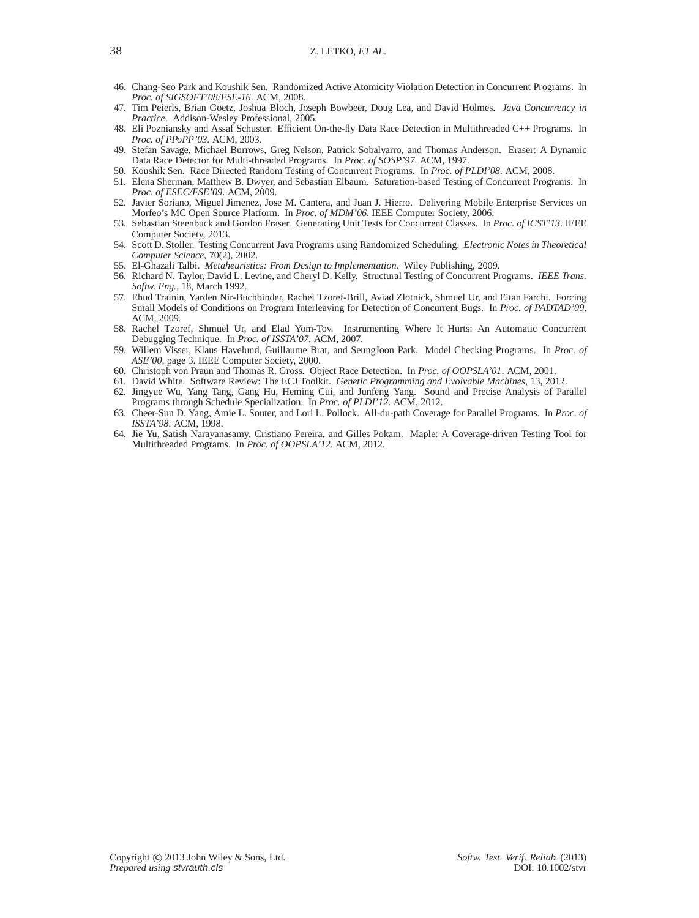46. Chang-Seo Park and Koushik Sen. Randomized Active Atomicity Violation Detection in Concurrent Programs. In *Proc. of SIGSOFT'08/FSE-16*. ACM, 2008.
47. Tim Peierls, Brian Goetz, Joshua Bloch, Joseph Bowbeer, Doug Lea, and David Holmes. *Java Concurrency in Practice*. Addison-Wesley Professional, 2005.
48. Eli Pozniansky and Assaf Schuster. Efficient On-the-fly Data Race Detection in Multithreaded C++ Programs. In *Proc. of PPoPP'03*. ACM, 2003.
49. Stefan Savage, Michael Burrows, Greg Nelson, Patrick Sobalvarro, and Thomas Anderson. Eraser: A Dynamic Data Race Detector for Multi-threaded Programs. In *Proc. of SOSP'97*. ACM, 1997.
50. Koushik Sen. Race Directed Random Testing of Concurrent Programs. In *Proc. of PLDI'08*. ACM, 2008.
51. Elena Sherman, Matthew B. Dwyer, and Sebastian Elbaum. Saturation-based Testing of Concurrent Programs. In *Proc. of ESEC/FSE'09*. ACM, 2009.
52. Javier Soriano, Miguel Jimenez, Jose M. Cantera, and Juan J. Hierro. Delivering Mobile Enterprise Services on Morfeo's MC Open Source Platform. In *Proc. of MDM'06*. IEEE Computer Society, 2006.
53. Sebastian Steenbuck and Gordon Fraser. Generating Unit Tests for Concurrent Classes. In *Proc. of ICST'13*. IEEE Computer Society, 2013.
54. Scott D. Stoller. Testing Concurrent Java Programs using Randomized Scheduling. *Electronic Notes in Theoretical Computer Science*, 70(2), 2002.
55. El-Ghazali Talbi. *Metaheuristics: From Design to Implementation*. Wiley Publishing, 2009.
56. Richard N. Taylor, David L. Levine, and Cheryl D. Kelly. Structural Testing of Concurrent Programs. *IEEE Trans. Softw. Eng.*, 18, March 1992.
57. Ehud Trainin, Yarden Nir-Buchbinder, Rachel Tzoref-Brill, Aviad Zlotnick, Shmuel Ur, and Eitan Farchi. Forcing Small Models of Conditions on Program Interleaving for Detection of Concurrent Bugs. In *Proc. of PADTAD'09*. ACM, 2009.
58. Rachel Tzoref, Shmuel Ur, and Elad Yom-Tov. Instrumenting Where It Hurts: An Automatic Concurrent Debugging Technique. In *Proc. of ISSTA'07*. ACM, 2007.
59. Willem Visser, Klaus Havelund, Guillaume Brat, and SeungJoon Park. Model Checking Programs. In *Proc. of ASE'00*, page 3. IEEE Computer Society, 2000.
60. Christoph von Praun and Thomas R. Gross. Object Race Detection. In *Proc. of OOPSLA'01*. ACM, 2001.
61. David White. Software Review: The ECJ Toolkit. *Genetic Programming and Evolvable Machines*, 13, 2012.
62. Jingyue Wu, Yang Tang, Gang Hu, Heming Cui, and Junfeng Yang. Sound and Precise Analysis of Parallel Programs through Schedule Specialization. In *Proc. of PLDI'12*. ACM, 2012.
63. Cheer-Sun D. Yang, Amie L. Souter, and Lori L. Pollock. All-du-path Coverage for Parallel Programs. In *Proc. of ISSTA'98*. ACM, 1998.
64. Jie Yu, Satish Narayanasamy, Cristiano Pereira, and Gilles Pokam. Maple: A Coverage-driven Testing Tool for Multithreaded Programs. In *Proc. of OOPSLA'12*. ACM, 2012.